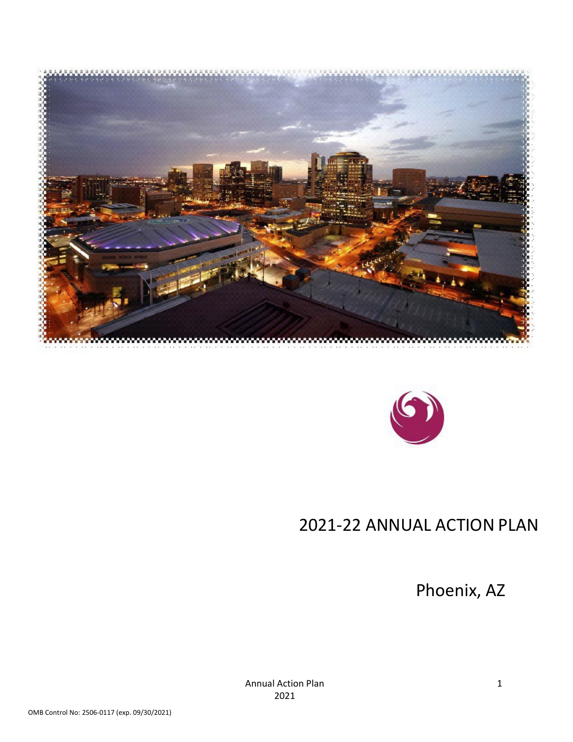# 2021-22 ANNUAL ACTION PLAN

Phoenix, AZ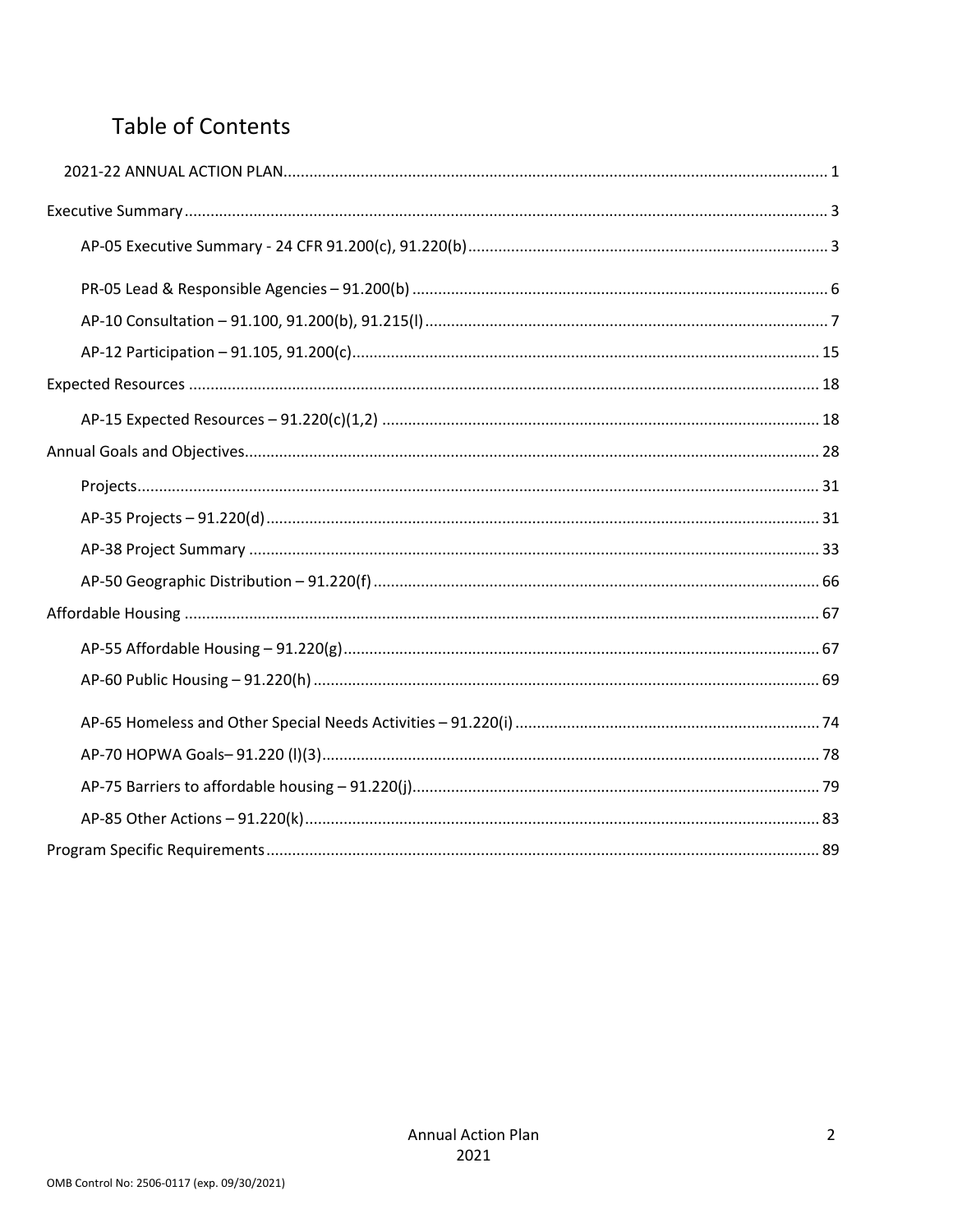# Table of Contents

- 2021-22 ANNUAL ACTION PLAN ..... 1
- Executive Summary ..... 3
  - AP-05 Executive Summary - 24 CFR 91.200(c), 91.220(b) ..... 3
  - PR-05 Lead & Responsible Agencies – 91.200(b) ..... 6
  - AP-10 Consultation – 91.100, 91.200(b), 91.215(l) ..... 7
  - AP-12 Participation – 91.105, 91.200(c) ..... 15
- Expected Resources ..... 18
  - AP-15 Expected Resources – 91.220(c)(1,2) ..... 18
- Annual Goals and Objectives ..... 28
  - Projects ..... 31
  - AP-35 Projects – 91.220(d) ..... 31
  - AP-38 Project Summary ..... 33
  - AP-50 Geographic Distribution – 91.220(f) ..... 66
- Affordable Housing ..... 67
  - AP-55 Affordable Housing – 91.220(g) ..... 67
  - AP-60 Public Housing – 91.220(h) ..... 69
  - AP-65 Homeless and Other Special Needs Activities – 91.220(i) ..... 74
  - AP-70 HOPWA Goals– 91.220 (l)(3) ..... 78
  - AP-75 Barriers to affordable housing – 91.220(j) ..... 79
  - AP-85 Other Actions – 91.220(k) ..... 83
- Program Specific Requirements ..... 89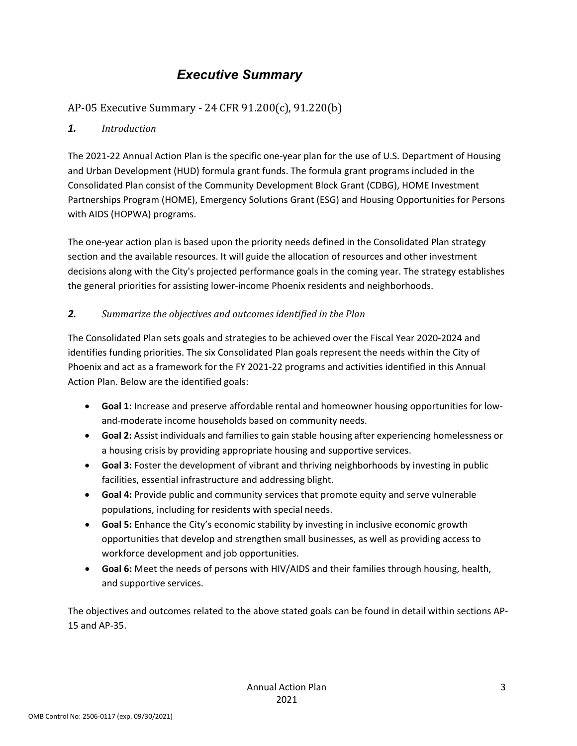# *Executive Summary*

## AP-05 Executive Summary - 24 CFR 91.200(c), 91.220(b)

### ***1.*** *Introduction*

The 2021-22 Annual Action Plan is the specific one-year plan for the use of U.S. Department of Housing and Urban Development (HUD) formula grant funds. The formula grant programs included in the Consolidated Plan consist of the Community Development Block Grant (CDBG), HOME Investment Partnerships Program (HOME), Emergency Solutions Grant (ESG) and Housing Opportunities for Persons with AIDS (HOPWA) programs.

The one-year action plan is based upon the priority needs defined in the Consolidated Plan strategy section and the available resources. It will guide the allocation of resources and other investment decisions along with the City's projected performance goals in the coming year. The strategy establishes the general priorities for assisting lower-income Phoenix residents and neighborhoods.

### ***2.*** *Summarize the objectives and outcomes identified in the Plan*

The Consolidated Plan sets goals and strategies to be achieved over the Fiscal Year 2020-2024 and identifies funding priorities. The six Consolidated Plan goals represent the needs within the City of Phoenix and act as a framework for the FY 2021-22 programs and activities identified in this Annual Action Plan. Below are the identified goals:

- **Goal 1:** Increase and preserve affordable rental and homeowner housing opportunities for low-and-moderate income households based on community needs.
- **Goal 2:** Assist individuals and families to gain stable housing after experiencing homelessness or a housing crisis by providing appropriate housing and supportive services.
- **Goal 3:** Foster the development of vibrant and thriving neighborhoods by investing in public facilities, essential infrastructure and addressing blight.
- **Goal 4:** Provide public and community services that promote equity and serve vulnerable populations, including for residents with special needs.
- **Goal 5:** Enhance the City's economic stability by investing in inclusive economic growth opportunities that develop and strengthen small businesses, as well as providing access to workforce development and job opportunities.
- **Goal 6:** Meet the needs of persons with HIV/AIDS and their families through housing, health, and supportive services.

The objectives and outcomes related to the above stated goals can be found in detail within sections AP-15 and AP-35.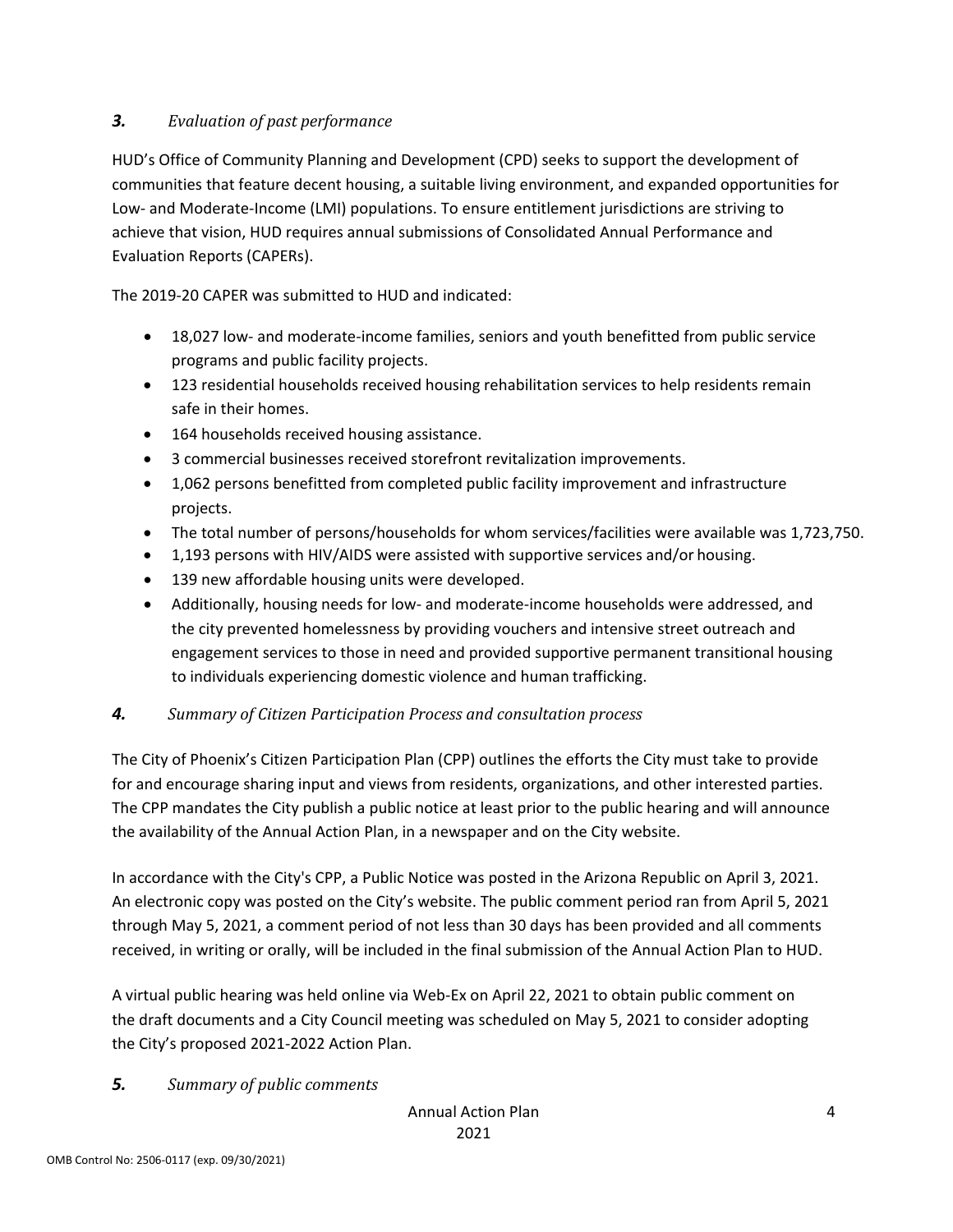### ***3.*** *Evaluation of past performance*

HUD's Office of Community Planning and Development (CPD) seeks to support the development of communities that feature decent housing, a suitable living environment, and expanded opportunities for Low- and Moderate-Income (LMI) populations. To ensure entitlement jurisdictions are striving to achieve that vision, HUD requires annual submissions of Consolidated Annual Performance and Evaluation Reports (CAPERs).

The 2019-20 CAPER was submitted to HUD and indicated:

- 18,027 low- and moderate-income families, seniors and youth benefitted from public service programs and public facility projects.
- 123 residential households received housing rehabilitation services to help residents remain safe in their homes.
- 164 households received housing assistance.
- 3 commercial businesses received storefront revitalization improvements.
- 1,062 persons benefitted from completed public facility improvement and infrastructure projects.
- The total number of persons/households for whom services/facilities were available was 1,723,750.
- 1,193 persons with HIV/AIDS were assisted with supportive services and/or housing.
- 139 new affordable housing units were developed.
- Additionally, housing needs for low- and moderate-income households were addressed, and the city prevented homelessness by providing vouchers and intensive street outreach and engagement services to those in need and provided supportive permanent transitional housing to individuals experiencing domestic violence and human trafficking.

### ***4.*** *Summary of Citizen Participation Process and consultation process*

The City of Phoenix's Citizen Participation Plan (CPP) outlines the efforts the City must take to provide for and encourage sharing input and views from residents, organizations, and other interested parties. The CPP mandates the City publish a public notice at least prior to the public hearing and will announce the availability of the Annual Action Plan, in a newspaper and on the City website.

In accordance with the City's CPP, a Public Notice was posted in the Arizona Republic on April 3, 2021. An electronic copy was posted on the City's website. The public comment period ran from April 5, 2021 through May 5, 2021, a comment period of not less than 30 days has been provided and all comments received, in writing or orally, will be included in the final submission of the Annual Action Plan to HUD.

A virtual public hearing was held online via Web-Ex on April 22, 2021 to obtain public comment on the draft documents and a City Council meeting was scheduled on May 5, 2021 to consider adopting the City's proposed 2021-2022 Action Plan.

### ***5.*** *Summary of public comments*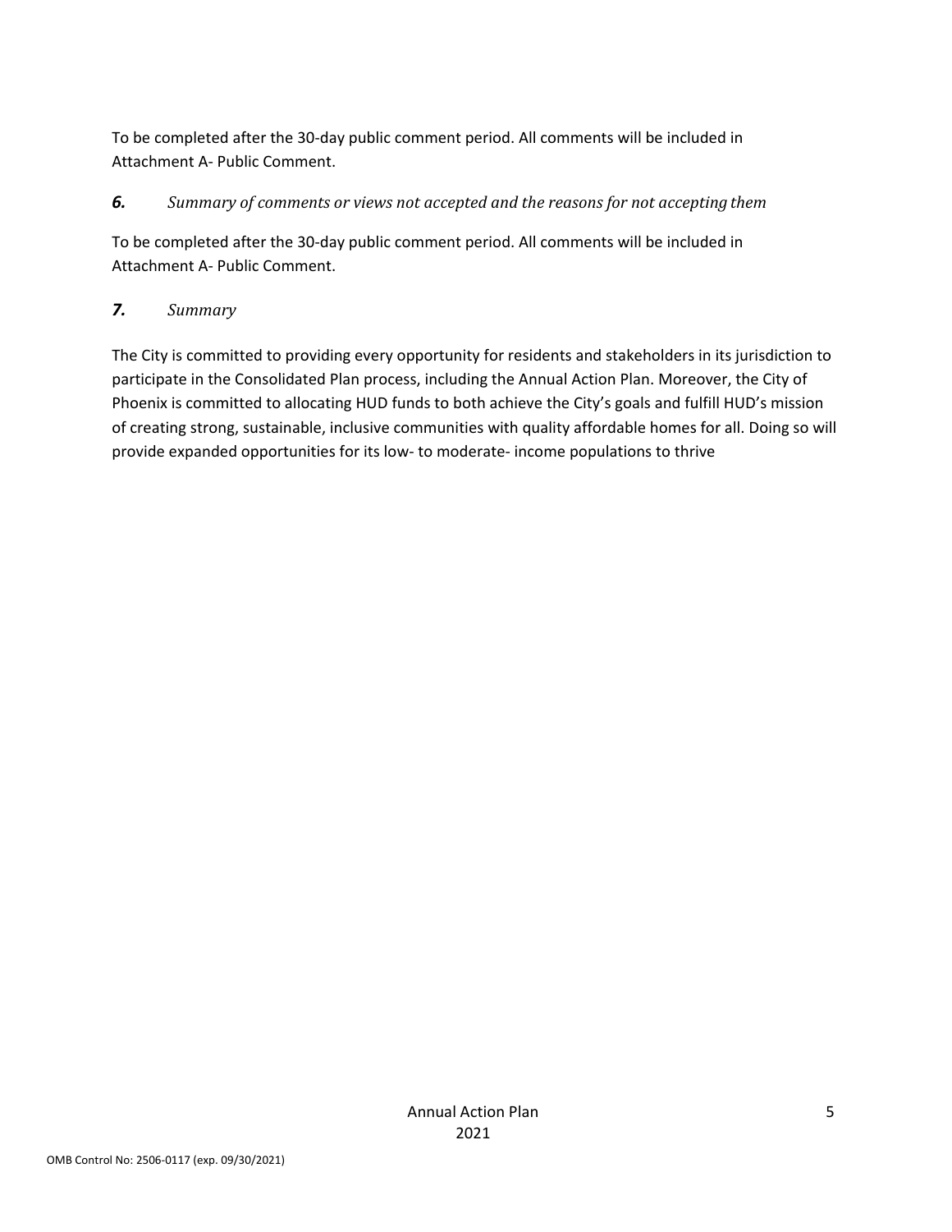To be completed after the 30-day public comment period. All comments will be included in Attachment A- Public Comment.

### *6. Summary of comments or views not accepted and the reasons for not accepting them*

To be completed after the 30-day public comment period. All comments will be included in Attachment A- Public Comment.

### *7. Summary*

The City is committed to providing every opportunity for residents and stakeholders in its jurisdiction to participate in the Consolidated Plan process, including the Annual Action Plan. Moreover, the City of Phoenix is committed to allocating HUD funds to both achieve the City's goals and fulfill HUD's mission of creating strong, sustainable, inclusive communities with quality affordable homes for all. Doing so will provide expanded opportunities for its low- to moderate- income populations to thrive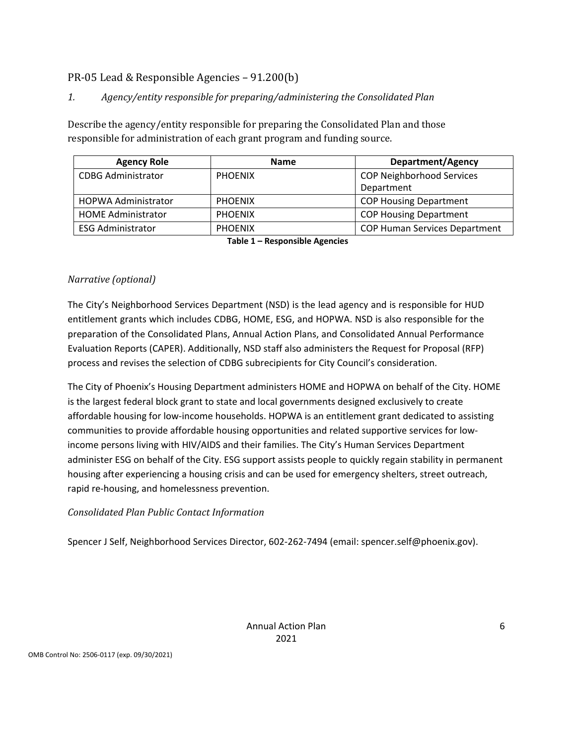## PR-05 Lead & Responsible Agencies – 91.200(b)

### *1. Agency/entity responsible for preparing/administering the Consolidated Plan*

Describe the agency/entity responsible for preparing the Consolidated Plan and those responsible for administration of each grant program and funding source.

| Agency Role | Name | Department/Agency |
|---|---|---|
| CDBG Administrator | PHOENIX | COP Neighborhood Services Department |
| HOPWA Administrator | PHOENIX | COP Housing Department |
| HOME Administrator | PHOENIX | COP Housing Department |
| ESG Administrator | PHOENIX | COP Human Services Department |

**Table 1 – Responsible Agencies**

*Narrative (optional)*

The City's Neighborhood Services Department (NSD) is the lead agency and is responsible for HUD entitlement grants which includes CDBG, HOME, ESG, and HOPWA. NSD is also responsible for the preparation of the Consolidated Plans, Annual Action Plans, and Consolidated Annual Performance Evaluation Reports (CAPER). Additionally, NSD staff also administers the Request for Proposal (RFP) process and revises the selection of CDBG subrecipients for City Council's consideration.

The City of Phoenix's Housing Department administers HOME and HOPWA on behalf of the City. HOME is the largest federal block grant to state and local governments designed exclusively to create affordable housing for low-income households. HOPWA is an entitlement grant dedicated to assisting communities to provide affordable housing opportunities and related supportive services for low-income persons living with HIV/AIDS and their families. The City's Human Services Department administer ESG on behalf of the City. ESG support assists people to quickly regain stability in permanent housing after experiencing a housing crisis and can be used for emergency shelters, street outreach, rapid re-housing, and homelessness prevention.

*Consolidated Plan Public Contact Information*

Spencer J Self, Neighborhood Services Director, 602-262-7494 (email: spencer.self@phoenix.gov).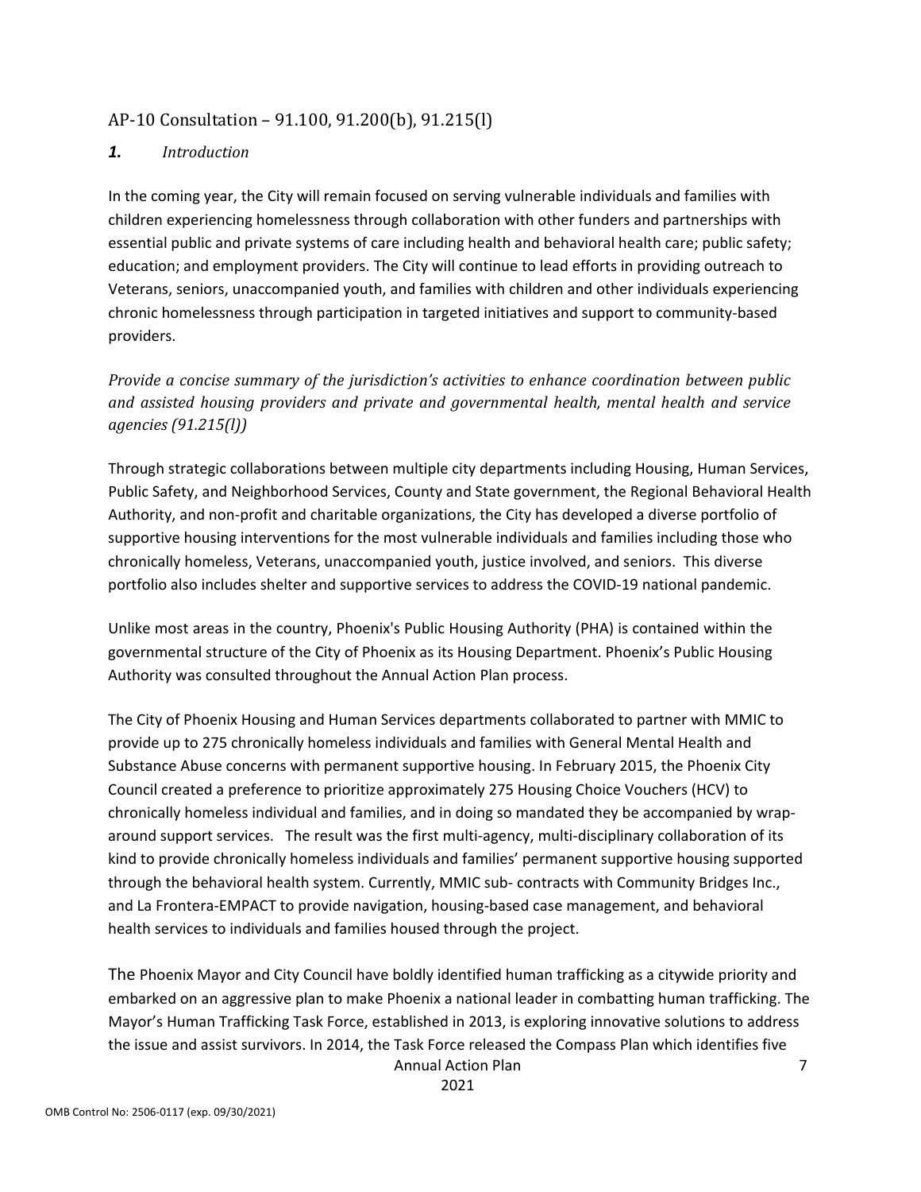## AP-10 Consultation – 91.100, 91.200(b), 91.215(l)

### *1. Introduction*

In the coming year, the City will remain focused on serving vulnerable individuals and families with children experiencing homelessness through collaboration with other funders and partnerships with essential public and private systems of care including health and behavioral health care; public safety; education; and employment providers. The City will continue to lead efforts in providing outreach to Veterans, seniors, unaccompanied youth, and families with children and other individuals experiencing chronic homelessness through participation in targeted initiatives and support to community-based providers.

*Provide a concise summary of the jurisdiction's activities to enhance coordination between public and assisted housing providers and private and governmental health, mental health and service agencies (91.215(l))*

Through strategic collaborations between multiple city departments including Housing, Human Services, Public Safety, and Neighborhood Services, County and State government, the Regional Behavioral Health Authority, and non-profit and charitable organizations, the City has developed a diverse portfolio of supportive housing interventions for the most vulnerable individuals and families including those who chronically homeless, Veterans, unaccompanied youth, justice involved, and seniors. This diverse portfolio also includes shelter and supportive services to address the COVID-19 national pandemic.

Unlike most areas in the country, Phoenix's Public Housing Authority (PHA) is contained within the governmental structure of the City of Phoenix as its Housing Department. Phoenix's Public Housing Authority was consulted throughout the Annual Action Plan process.

The City of Phoenix Housing and Human Services departments collaborated to partner with MMIC to provide up to 275 chronically homeless individuals and families with General Mental Health and Substance Abuse concerns with permanent supportive housing. In February 2015, the Phoenix City Council created a preference to prioritize approximately 275 Housing Choice Vouchers (HCV) to chronically homeless individual and families, and in doing so mandated they be accompanied by wrap-around support services. The result was the first multi-agency, multi-disciplinary collaboration of its kind to provide chronically homeless individuals and families' permanent supportive housing supported through the behavioral health system. Currently, MMIC sub- contracts with Community Bridges Inc., and La Frontera-EMPACT to provide navigation, housing-based case management, and behavioral health services to individuals and families housed through the project.

The Phoenix Mayor and City Council have boldly identified human trafficking as a citywide priority and embarked on an aggressive plan to make Phoenix a national leader in combatting human trafficking. The Mayor's Human Trafficking Task Force, established in 2013, is exploring innovative solutions to address the issue and assist survivors. In 2014, the Task Force released the Compass Plan which identifies five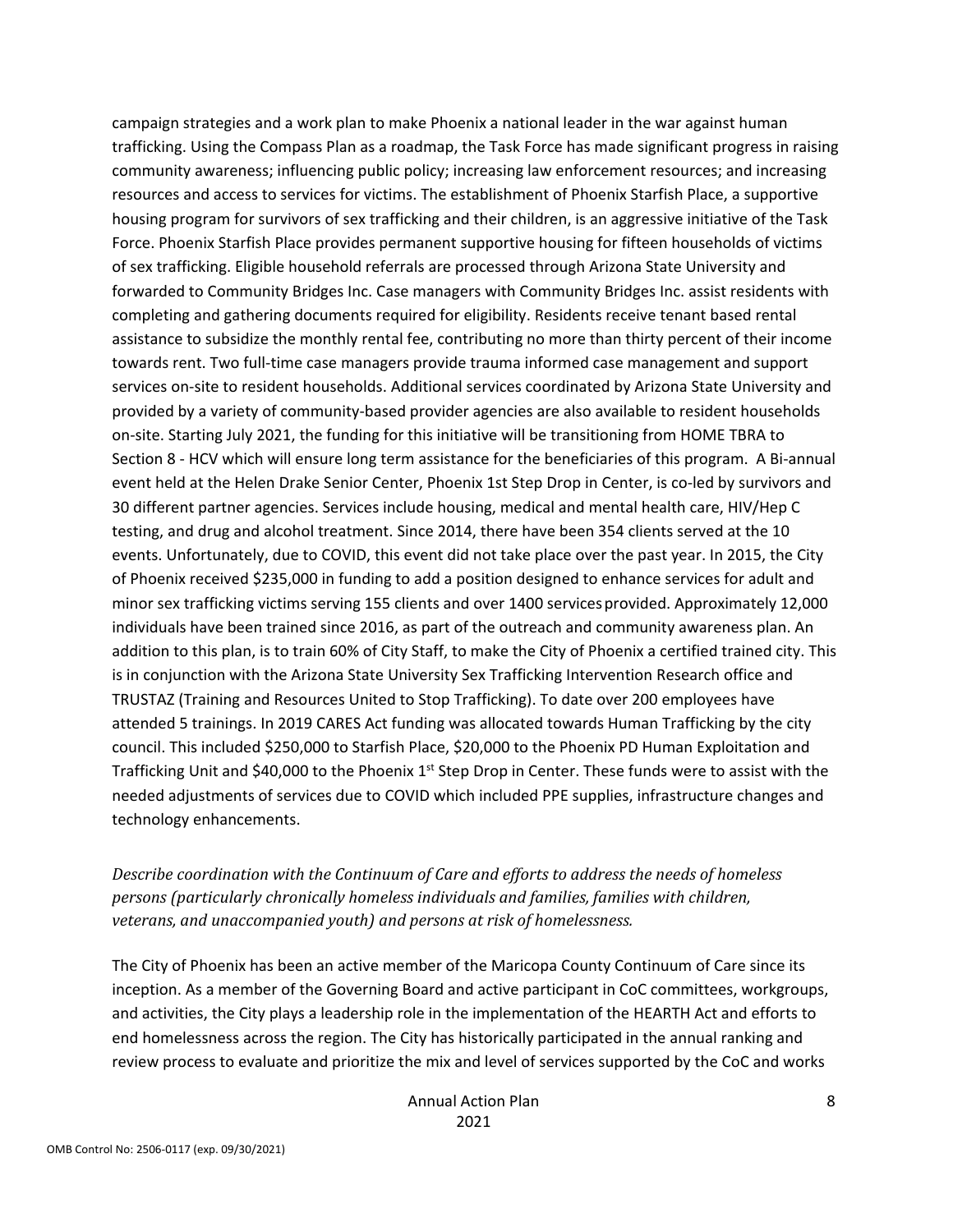campaign strategies and a work plan to make Phoenix a national leader in the war against human trafficking. Using the Compass Plan as a roadmap, the Task Force has made significant progress in raising community awareness; influencing public policy; increasing law enforcement resources; and increasing resources and access to services for victims. The establishment of Phoenix Starfish Place, a supportive housing program for survivors of sex trafficking and their children, is an aggressive initiative of the Task Force. Phoenix Starfish Place provides permanent supportive housing for fifteen households of victims of sex trafficking. Eligible household referrals are processed through Arizona State University and forwarded to Community Bridges Inc. Case managers with Community Bridges Inc. assist residents with completing and gathering documents required for eligibility. Residents receive tenant based rental assistance to subsidize the monthly rental fee, contributing no more than thirty percent of their income towards rent. Two full-time case managers provide trauma informed case management and support services on-site to resident households. Additional services coordinated by Arizona State University and provided by a variety of community-based provider agencies are also available to resident households on-site. Starting July 2021, the funding for this initiative will be transitioning from HOME TBRA to Section 8 - HCV which will ensure long term assistance for the beneficiaries of this program. A Bi-annual event held at the Helen Drake Senior Center, Phoenix 1st Step Drop in Center, is co-led by survivors and 30 different partner agencies. Services include housing, medical and mental health care, HIV/Hep C testing, and drug and alcohol treatment. Since 2014, there have been 354 clients served at the 10 events. Unfortunately, due to COVID, this event did not take place over the past year. In 2015, the City of Phoenix received $235,000 in funding to add a position designed to enhance services for adult and minor sex trafficking victims serving 155 clients and over 1400 services provided. Approximately 12,000 individuals have been trained since 2016, as part of the outreach and community awareness plan. An addition to this plan, is to train 60% of City Staff, to make the City of Phoenix a certified trained city. This is in conjunction with the Arizona State University Sex Trafficking Intervention Research office and TRUSTAZ (Training and Resources United to Stop Trafficking). To date over 200 employees have attended 5 trainings. In 2019 CARES Act funding was allocated towards Human Trafficking by the city council. This included $250,000 to Starfish Place, $20,000 to the Phoenix PD Human Exploitation and Trafficking Unit and $40,000 to the Phoenix 1st Step Drop in Center. These funds were to assist with the needed adjustments of services due to COVID which included PPE supplies, infrastructure changes and technology enhancements.

*Describe coordination with the Continuum of Care and efforts to address the needs of homeless persons (particularly chronically homeless individuals and families, families with children, veterans, and unaccompanied youth) and persons at risk of homelessness.*

The City of Phoenix has been an active member of the Maricopa County Continuum of Care since its inception. As a member of the Governing Board and active participant in CoC committees, workgroups, and activities, the City plays a leadership role in the implementation of the HEARTH Act and efforts to end homelessness across the region. The City has historically participated in the annual ranking and review process to evaluate and prioritize the mix and level of services supported by the CoC and works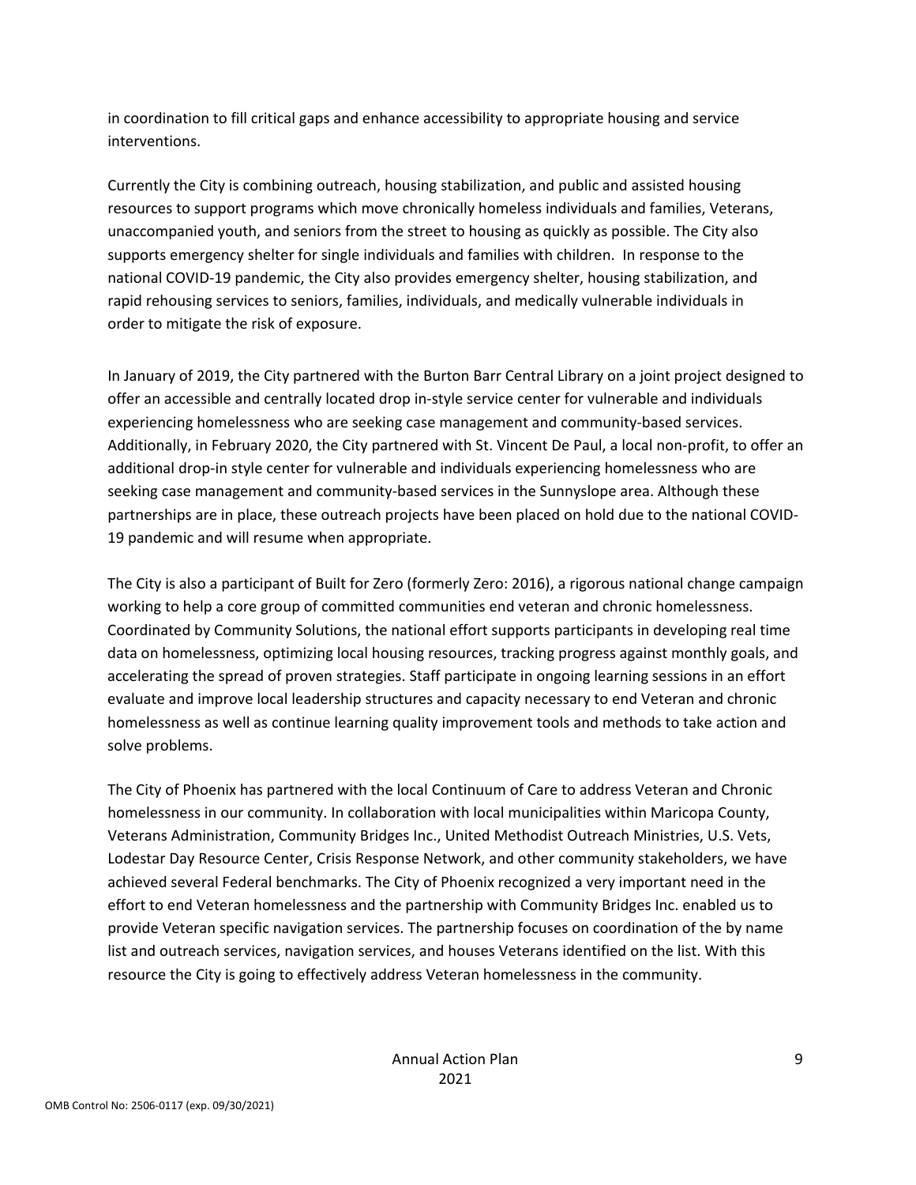in coordination to fill critical gaps and enhance accessibility to appropriate housing and service interventions.

Currently the City is combining outreach, housing stabilization, and public and assisted housing resources to support programs which move chronically homeless individuals and families, Veterans, unaccompanied youth, and seniors from the street to housing as quickly as possible. The City also supports emergency shelter for single individuals and families with children. In response to the national COVID-19 pandemic, the City also provides emergency shelter, housing stabilization, and rapid rehousing services to seniors, families, individuals, and medically vulnerable individuals in order to mitigate the risk of exposure.

In January of 2019, the City partnered with the Burton Barr Central Library on a joint project designed to offer an accessible and centrally located drop in-style service center for vulnerable and individuals experiencing homelessness who are seeking case management and community-based services. Additionally, in February 2020, the City partnered with St. Vincent De Paul, a local non-profit, to offer an additional drop-in style center for vulnerable and individuals experiencing homelessness who are seeking case management and community-based services in the Sunnyslope area. Although these partnerships are in place, these outreach projects have been placed on hold due to the national COVID-19 pandemic and will resume when appropriate.

The City is also a participant of Built for Zero (formerly Zero: 2016), a rigorous national change campaign working to help a core group of committed communities end veteran and chronic homelessness. Coordinated by Community Solutions, the national effort supports participants in developing real time data on homelessness, optimizing local housing resources, tracking progress against monthly goals, and accelerating the spread of proven strategies. Staff participate in ongoing learning sessions in an effort evaluate and improve local leadership structures and capacity necessary to end Veteran and chronic homelessness as well as continue learning quality improvement tools and methods to take action and solve problems.

The City of Phoenix has partnered with the local Continuum of Care to address Veteran and Chronic homelessness in our community. In collaboration with local municipalities within Maricopa County, Veterans Administration, Community Bridges Inc., United Methodist Outreach Ministries, U.S. Vets, Lodestar Day Resource Center, Crisis Response Network, and other community stakeholders, we have achieved several Federal benchmarks. The City of Phoenix recognized a very important need in the effort to end Veteran homelessness and the partnership with Community Bridges Inc. enabled us to provide Veteran specific navigation services. The partnership focuses on coordination of the by name list and outreach services, navigation services, and houses Veterans identified on the list. With this resource the City is going to effectively address Veteran homelessness in the community.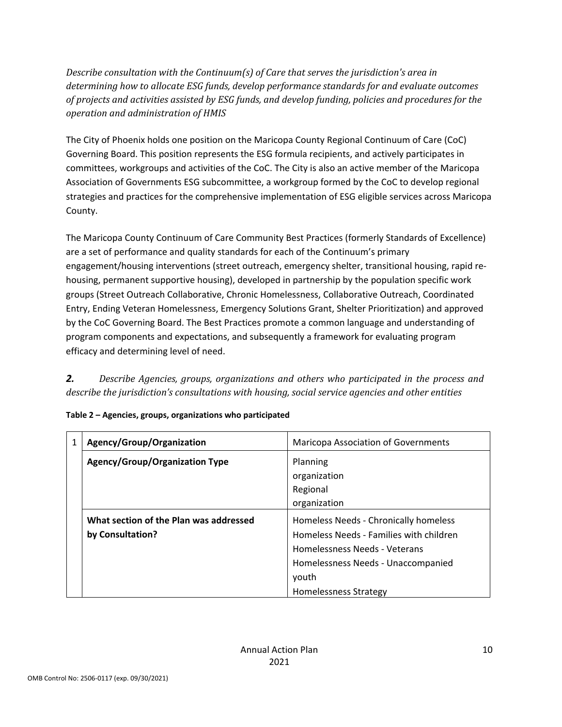*Describe consultation with the Continuum(s) of Care that serves the jurisdiction's area in determining how to allocate ESG funds, develop performance standards for and evaluate outcomes of projects and activities assisted by ESG funds, and develop funding, policies and procedures for the operation and administration of HMIS*

The City of Phoenix holds one position on the Maricopa County Regional Continuum of Care (CoC) Governing Board. This position represents the ESG formula recipients, and actively participates in committees, workgroups and activities of the CoC. The City is also an active member of the Maricopa Association of Governments ESG subcommittee, a workgroup formed by the CoC to develop regional strategies and practices for the comprehensive implementation of ESG eligible services across Maricopa County.

The Maricopa County Continuum of Care Community Best Practices (formerly Standards of Excellence) are a set of performance and quality standards for each of the Continuum's primary engagement/housing interventions (street outreach, emergency shelter, transitional housing, rapid re-housing, permanent supportive housing), developed in partnership by the population specific work groups (Street Outreach Collaborative, Chronic Homelessness, Collaborative Outreach, Coordinated Entry, Ending Veteran Homelessness, Emergency Solutions Grant, Shelter Prioritization) and approved by the CoC Governing Board. The Best Practices promote a common language and understanding of program components and expectations, and subsequently a framework for evaluating program efficacy and determining level of need.

***2.*** *Describe Agencies, groups, organizations and others who participated in the process and describe the jurisdiction's consultations with housing, social service agencies and other entities*

**Table 2 – Agencies, groups, organizations who participated**

| | | |
|---|---|---|
| 1 | **Agency/Group/Organization** | Maricopa Association of Governments |
| | **Agency/Group/Organization Type** | Planning organization<br>Regional organization |
| | **What section of the Plan was addressed by Consultation?** | Homeless Needs - Chronically homeless<br>Homeless Needs - Families with children<br>Homelessness Needs - Veterans<br>Homelessness Needs - Unaccompanied youth<br>Homelessness Strategy |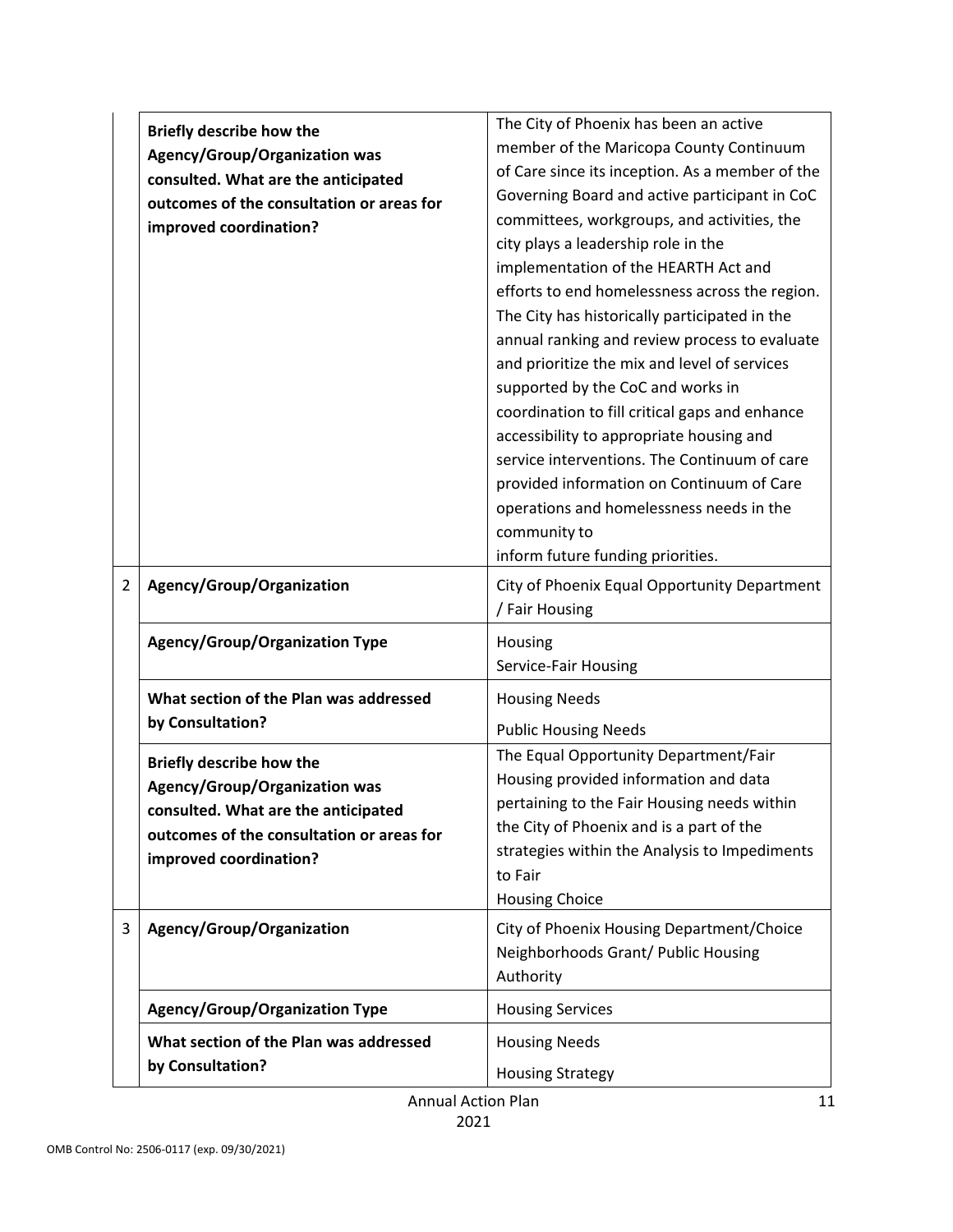| | | |
|---|---|---|
| | **Briefly describe how the Agency/Group/Organization was consulted. What are the anticipated outcomes of the consultation or areas for improved coordination?** | The City of Phoenix has been an active member of the Maricopa County Continuum of Care since its inception. As a member of the Governing Board and active participant in CoC committees, workgroups, and activities, the city plays a leadership role in the implementation of the HEARTH Act and efforts to end homelessness across the region. The City has historically participated in the annual ranking and review process to evaluate and prioritize the mix and level of services supported by the CoC and works in coordination to fill critical gaps and enhance accessibility to appropriate housing and service interventions. The Continuum of care provided information on Continuum of Care operations and homelessness needs in the community to inform future funding priorities. |
| 2 | **Agency/Group/Organization** | City of Phoenix Equal Opportunity Department / Fair Housing |
| | **Agency/Group/Organization Type** | Housing<br>Service-Fair Housing |
| | **What section of the Plan was addressed by Consultation?** | Housing Needs<br>Public Housing Needs |
| | **Briefly describe how the Agency/Group/Organization was consulted. What are the anticipated outcomes of the consultation or areas for improved coordination?** | The Equal Opportunity Department/Fair Housing provided information and data pertaining to the Fair Housing needs within the City of Phoenix and is a part of the strategies within the Analysis to Impediments to Fair Housing Choice |
| 3 | **Agency/Group/Organization** | City of Phoenix Housing Department/Choice Neighborhoods Grant/ Public Housing Authority |
| | **Agency/Group/Organization Type** | Housing Services |
| | **What section of the Plan was addressed by Consultation?** | Housing Needs<br>Housing Strategy |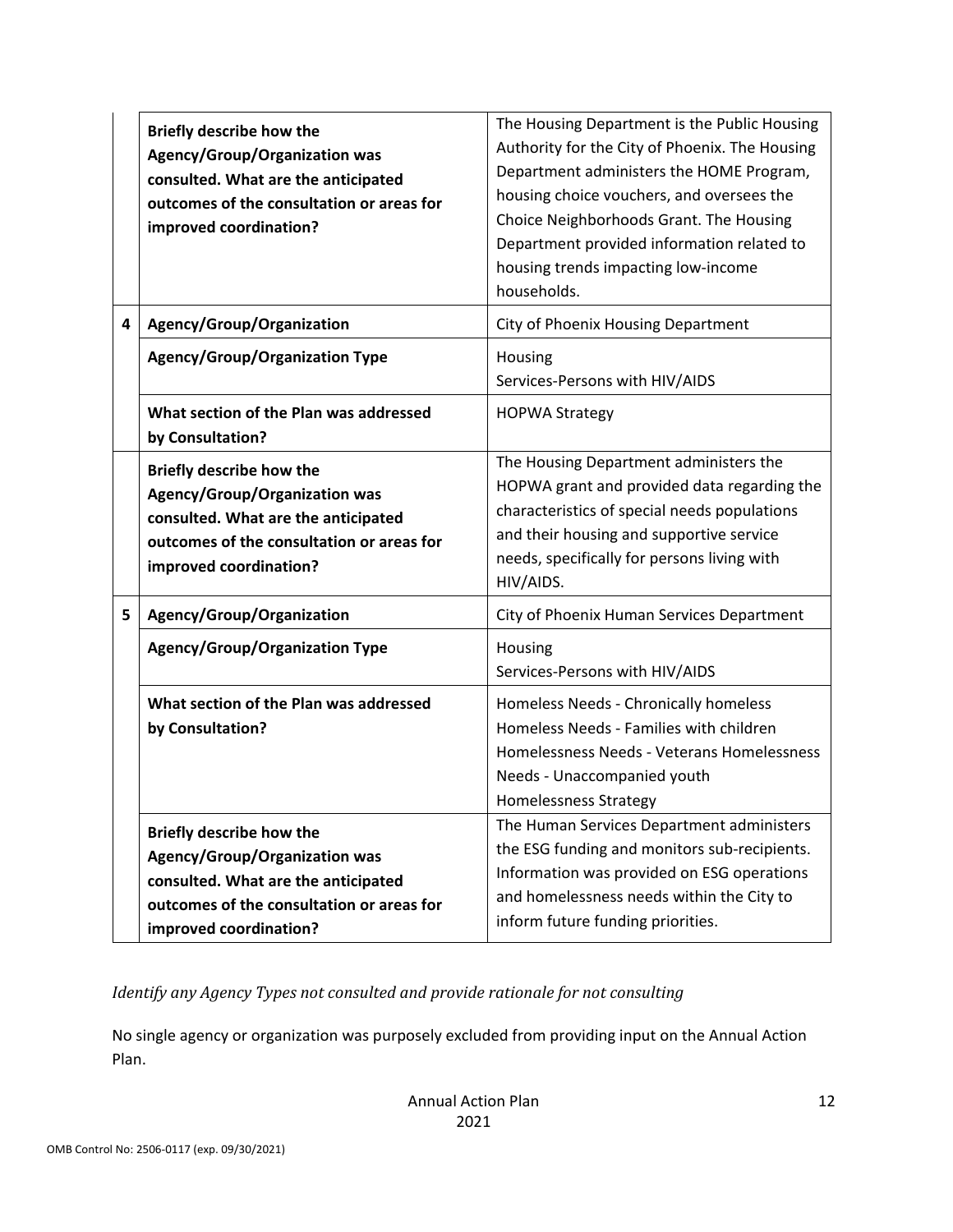| | | |
|---|---|---|
| | **Briefly describe how the Agency/Group/Organization was consulted. What are the anticipated outcomes of the consultation or areas for improved coordination?** | The Housing Department is the Public Housing Authority for the City of Phoenix. The Housing Department administers the HOME Program, housing choice vouchers, and oversees the Choice Neighborhoods Grant. The Housing Department provided information related to housing trends impacting low-income households. |
| 4 | **Agency/Group/Organization** | City of Phoenix Housing Department |
| | **Agency/Group/Organization Type** | Housing<br>Services-Persons with HIV/AIDS |
| | **What section of the Plan was addressed by Consultation?** | HOPWA Strategy |
| | **Briefly describe how the Agency/Group/Organization was consulted. What are the anticipated outcomes of the consultation or areas for improved coordination?** | The Housing Department administers the HOPWA grant and provided data regarding the characteristics of special needs populations and their housing and supportive service needs, specifically for persons living with HIV/AIDS. |
| 5 | **Agency/Group/Organization** | City of Phoenix Human Services Department |
| | **Agency/Group/Organization Type** | Housing<br>Services-Persons with HIV/AIDS |
| | **What section of the Plan was addressed by Consultation?** | Homeless Needs - Chronically homeless<br>Homeless Needs - Families with children<br>Homelessness Needs - Veterans Homelessness Needs - Unaccompanied youth<br>Homelessness Strategy |
| | **Briefly describe how the Agency/Group/Organization was consulted. What are the anticipated outcomes of the consultation or areas for improved coordination?** | The Human Services Department administers the ESG funding and monitors sub-recipients. Information was provided on ESG operations and homelessness needs within the City to inform future funding priorities. |

*Identify any Agency Types not consulted and provide rationale for not consulting*

No single agency or organization was purposely excluded from providing input on the Annual Action Plan.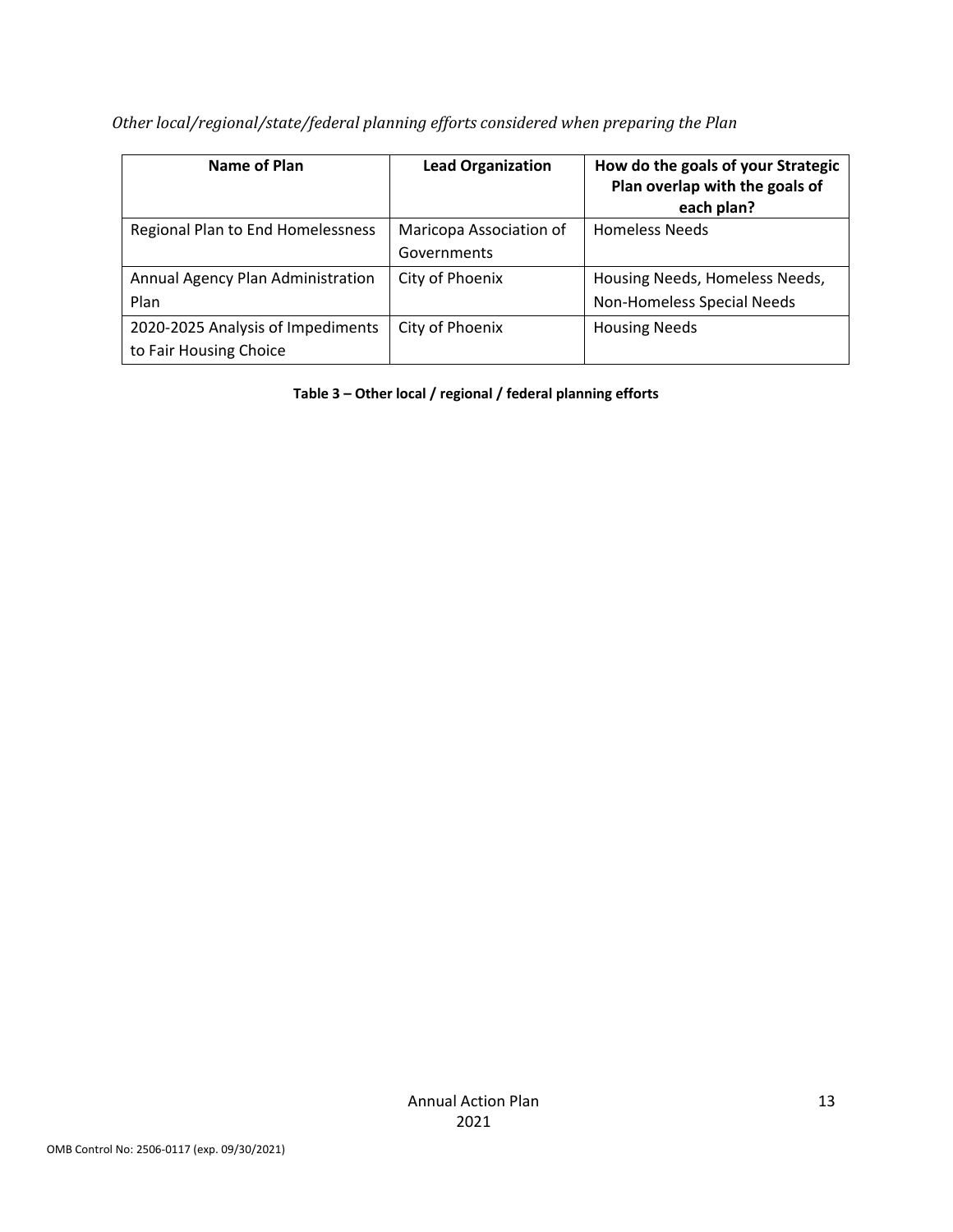*Other local/regional/state/federal planning efforts considered when preparing the Plan*

| Name of Plan | Lead Organization | How do the goals of your Strategic Plan overlap with the goals of each plan? |
|---|---|---|
| Regional Plan to End Homelessness | Maricopa Association of Governments | Homeless Needs |
| Annual Agency Plan Administration Plan | City of Phoenix | Housing Needs, Homeless Needs, Non-Homeless Special Needs |
| 2020-2025 Analysis of Impediments to Fair Housing Choice | City of Phoenix | Housing Needs |

**Table 3 – Other local / regional / federal planning efforts**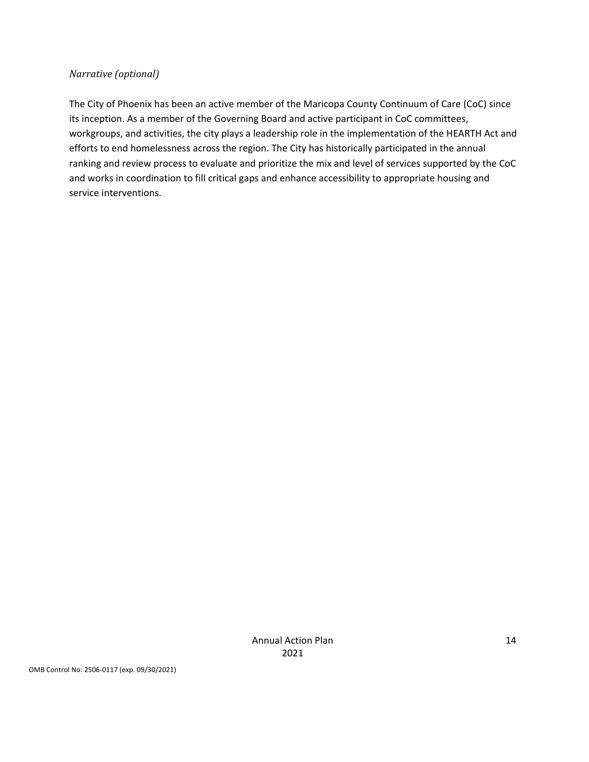*Narrative (optional)*

The City of Phoenix has been an active member of the Maricopa County Continuum of Care (CoC) since its inception. As a member of the Governing Board and active participant in CoC committees, workgroups, and activities, the city plays a leadership role in the implementation of the HEARTH Act and efforts to end homelessness across the region. The City has historically participated in the annual ranking and review process to evaluate and prioritize the mix and level of services supported by the CoC and works in coordination to fill critical gaps and enhance accessibility to appropriate housing and service interventions.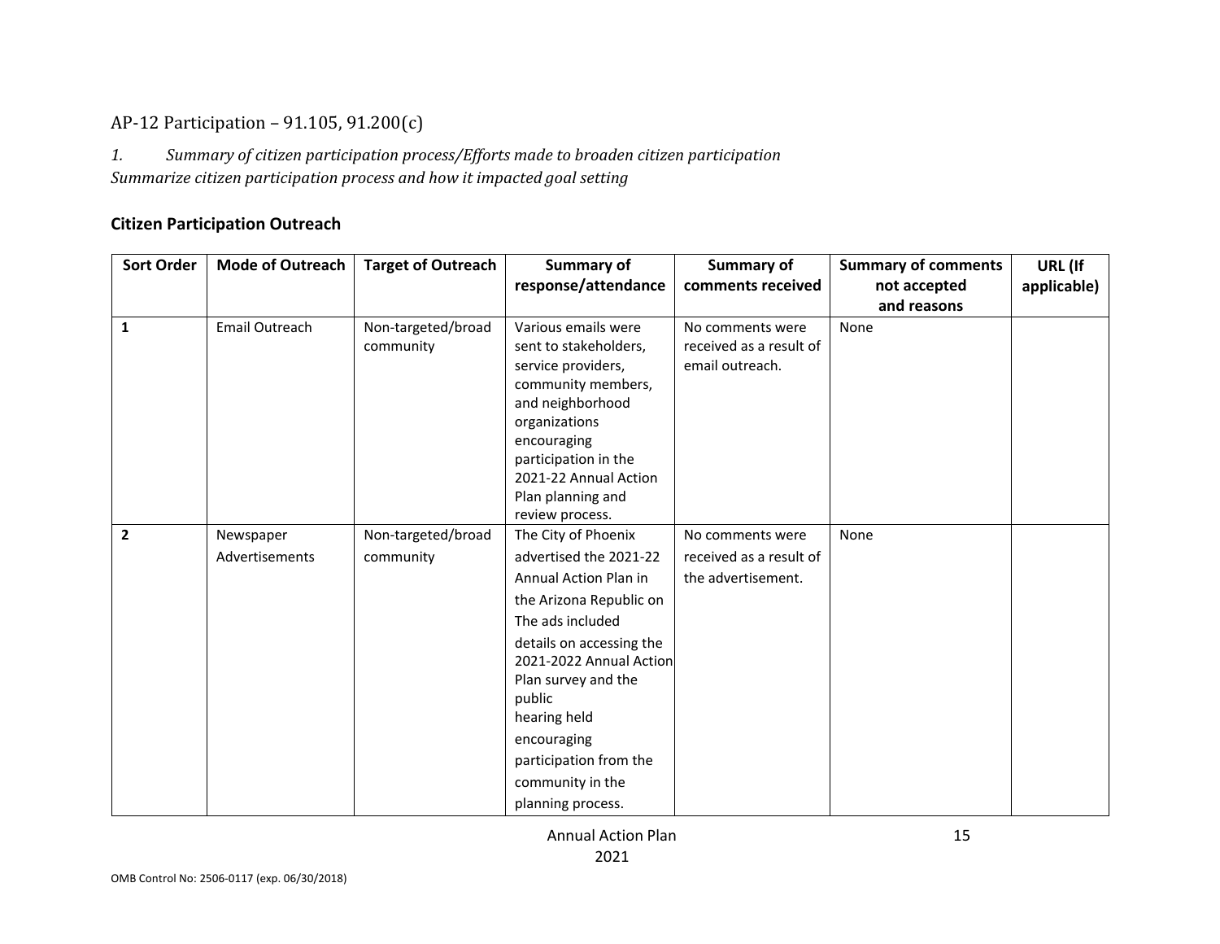## AP-12 Participation – 91.105, 91.200(c)

*1. Summary of citizen participation process/Efforts made to broaden citizen participation*
*Summarize citizen participation process and how it impacted goal setting*

### Citizen Participation Outreach

| Sort Order | Mode of Outreach | Target of Outreach | Summary of response/attendance | Summary of comments received | Summary of comments not accepted and reasons | URL (If applicable) |
|---|---|---|---|---|---|---|
| 1 | Email Outreach | Non-targeted/broad community | Various emails were sent to stakeholders, service providers, community members, and neighborhood organizations encouraging participation in the 2021-22 Annual Action Plan planning and review process. | No comments were received as a result of email outreach. | None | |
| 2 | Newspaper Advertisements | Non-targeted/broad community | The City of Phoenix advertised the 2021-22 Annual Action Plan in the Arizona Republic on The ads included details on accessing the 2021-2022 Annual Action Plan survey and the public hearing held encouraging participation from the community in the planning process. | No comments were received as a result of the advertisement. | None | |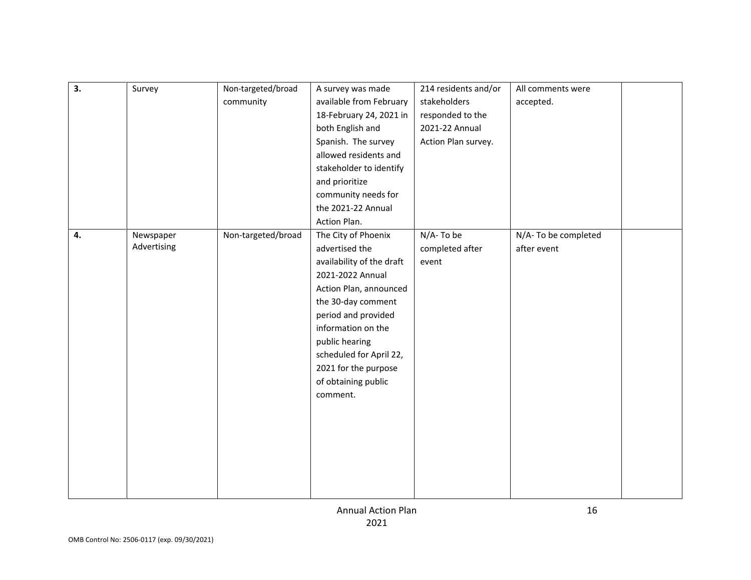| | | | | | | |
|---|---|---|---|---|---|---|
| **3.** | Survey | Non-targeted/broad community | A survey was made available from February 18-February 24, 2021 in both English and Spanish. The survey allowed residents and stakeholder to identify and prioritize community needs for the 2021-22 Annual Action Plan. | 214 residents and/or stakeholders responded to the 2021-22 Annual Action Plan survey. | All comments were accepted. | |
| **4.** | Newspaper Advertising | Non-targeted/broad | The City of Phoenix advertised the availability of the draft 2021-2022 Annual Action Plan, announced the 30-day comment period and provided information on the public hearing scheduled for April 22, 2021 for the purpose of obtaining public comment. | N/A- To be completed after event | N/A- To be completed after event | |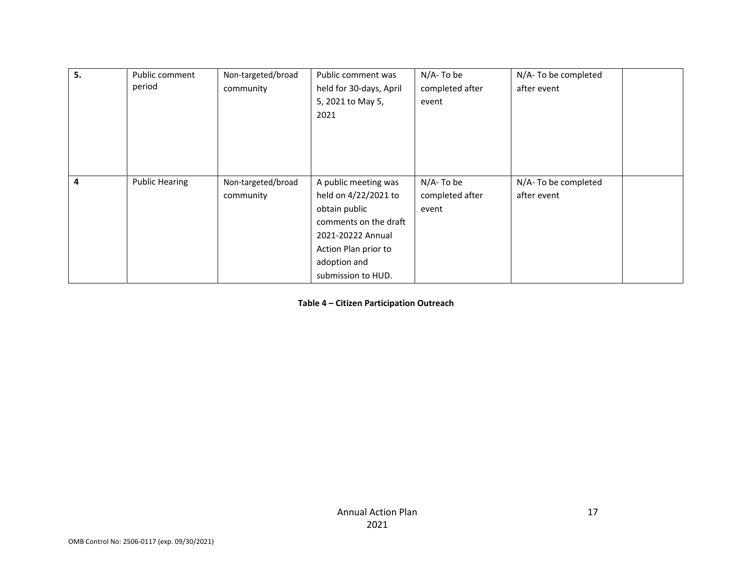| | | | | | | |
|---|---|---|---|---|---|---|
| **5.** | Public comment period | Non-targeted/broad community | Public comment was held for 30-days, April 5, 2021 to May 5, 2021 | N/A- To be completed after event | N/A- To be completed after event | |
| **4** | Public Hearing | Non-targeted/broad community | A public meeting was held on 4/22/2021 to obtain public comments on the draft 2021-20222 Annual Action Plan prior to adoption and submission to HUD. | N/A- To be completed after event | N/A- To be completed after event | |

**Table 4 – Citizen Participation Outreach**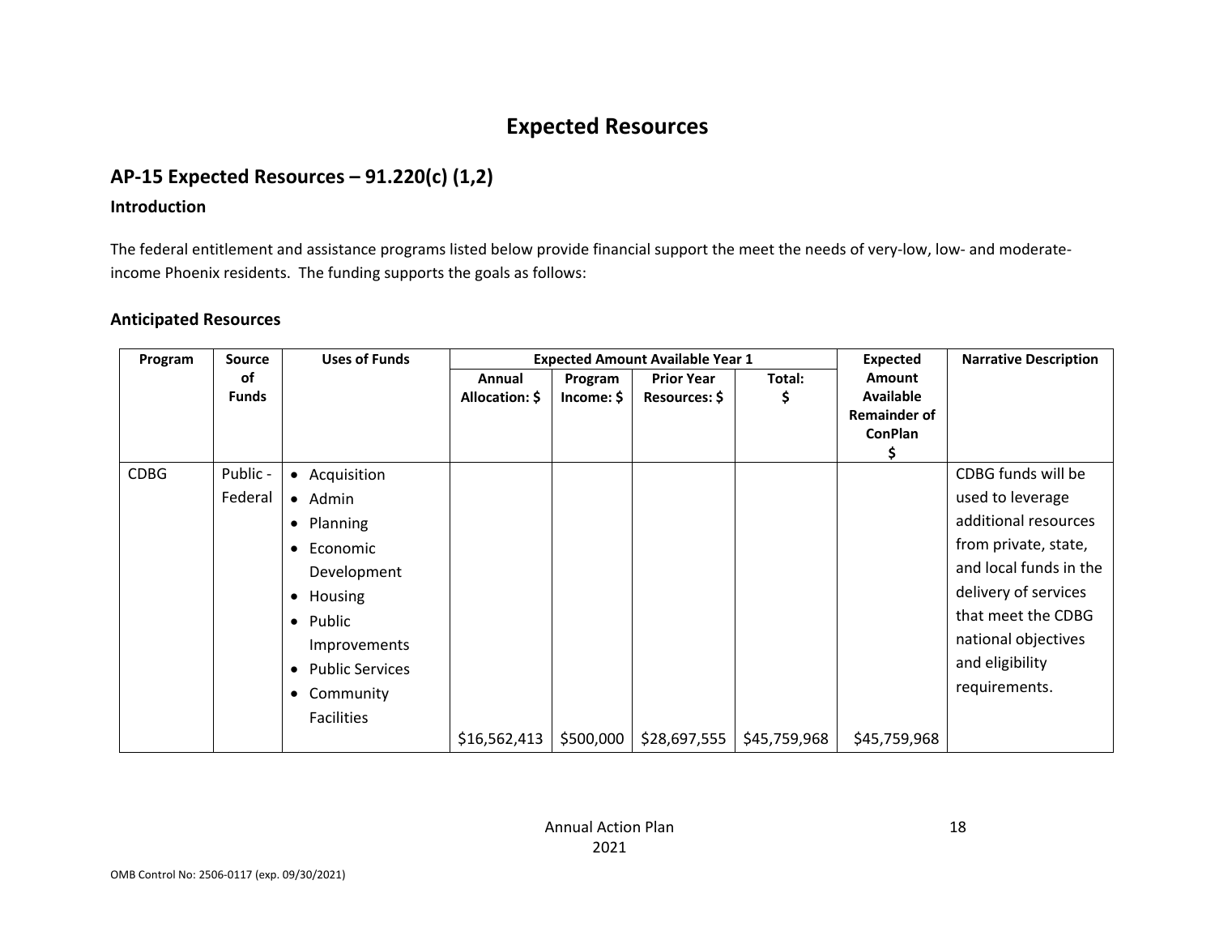# Expected Resources

## AP-15 Expected Resources – 91.220(c) (1,2)

### Introduction

The federal entitlement and assistance programs listed below provide financial support the meet the needs of very-low, low- and moderate-income Phoenix residents. The funding supports the goals as follows:

### Anticipated Resources

| Program | Source of Funds | Uses of Funds | Expected Amount Available Year 1 | | | | Expected Amount Available Remainder of ConPlan $ | Narrative Description |
|---|---|---|---|---|---|---|---|---|
| | | | Annual Allocation: $ | Program Income: $ | Prior Year Resources: $ | Total: $ | | |
| CDBG | Public - Federal | • Acquisition<br>• Admin<br>• Planning<br>• Economic Development<br>• Housing<br>• Public Improvements<br>• Public Services<br>• Community Facilities | $16,562,413 | $500,000 | $28,697,555 | $45,759,968 | $45,759,968 | CDBG funds will be used to leverage additional resources from private, state, and local funds in the delivery of services that meet the CDBG national objectives and eligibility requirements. |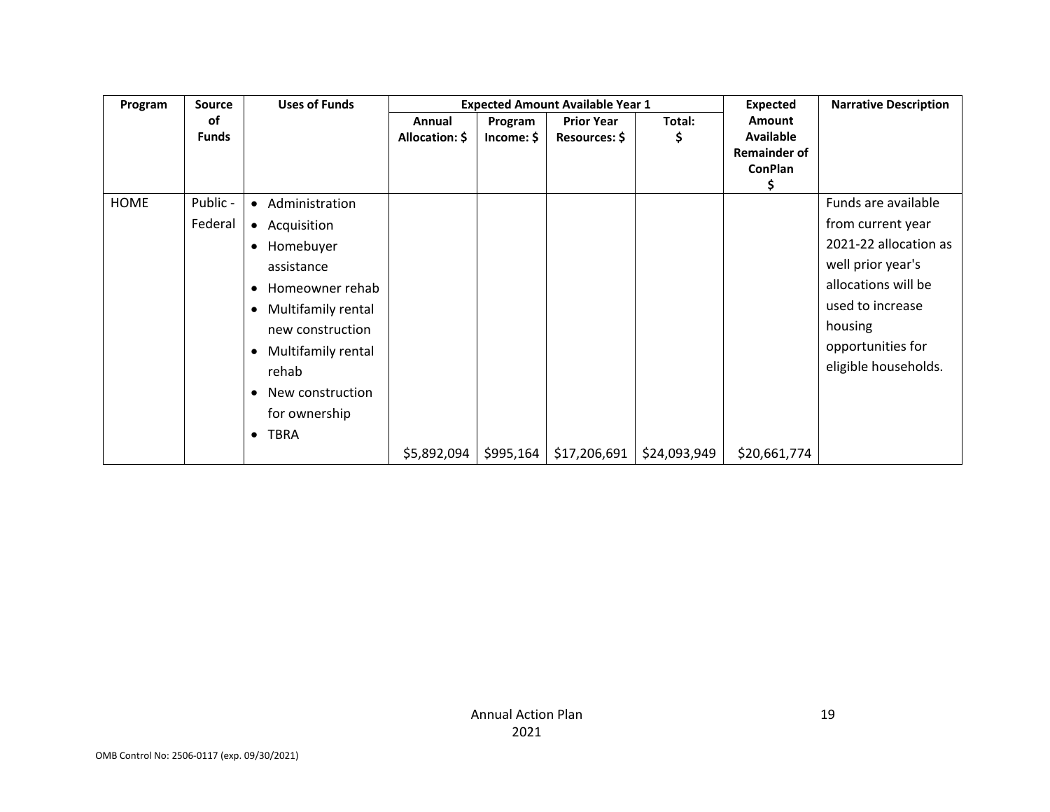| Program | Source of Funds | Uses of Funds | Expected Amount Available Year 1 | | | | Expected Amount Available Remainder of ConPlan $ | Narrative Description |
|---|---|---|---|---|---|---|---|---|
| | | | Annual Allocation: $ | Program Income: $ | Prior Year Resources: $ | Total: $ | | |
| HOME | Public - Federal | • Administration<br>• Acquisition<br>• Homebuyer assistance<br>• Homeowner rehab<br>• Multifamily rental new construction<br>• Multifamily rental rehab<br>• New construction for ownership<br>• TBRA | $5,892,094 | $995,164 | $17,206,691 | $24,093,949 | $20,661,774 | Funds are available from current year 2021-22 allocation as well prior year's allocations will be used to increase housing opportunities for eligible households. |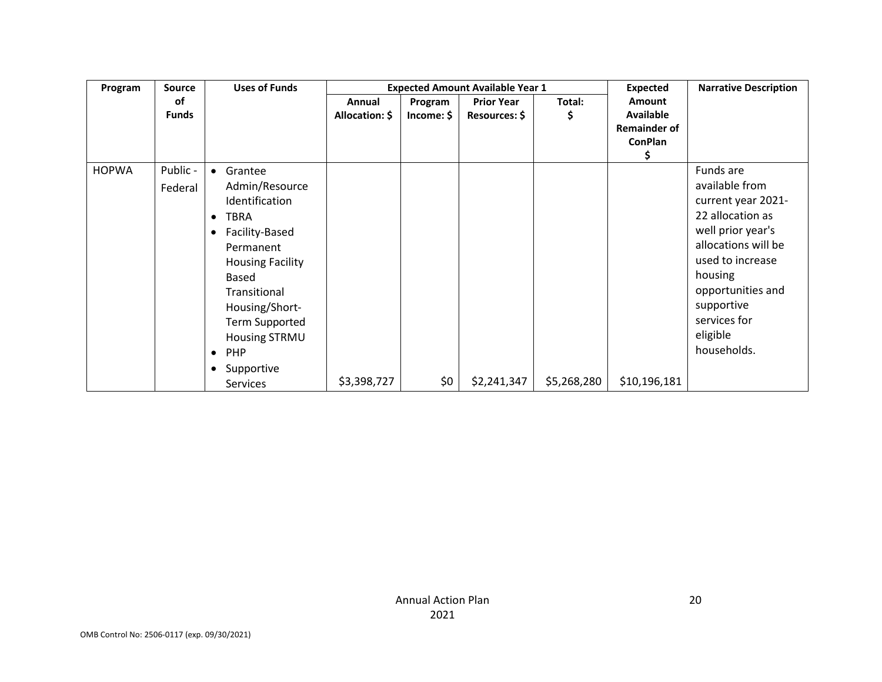| Program | Source of Funds | Uses of Funds | Expected Amount Available Year 1 | | | | Expected Amount Available Remainder of ConPlan $ | Narrative Description |
|---|---|---|---|---|---|---|---|---|
| | | | Annual Allocation: $ | Program Income: $ | Prior Year Resources: $ | Total: $ | | |
| HOPWA | Public - Federal | • Grantee Admin/Resource Identification<br>• TBRA<br>• Facility-Based Permanent Housing Facility Based Transitional Housing/Short-Term Supported Housing STRMU<br>• PHP<br>• Supportive Services | $3,398,727 | $0 | $2,241,347 | $5,268,280 | $10,196,181 | Funds are available from current year 2021-22 allocation as well prior year's allocations will be used to increase housing opportunities and supportive services for eligible households. |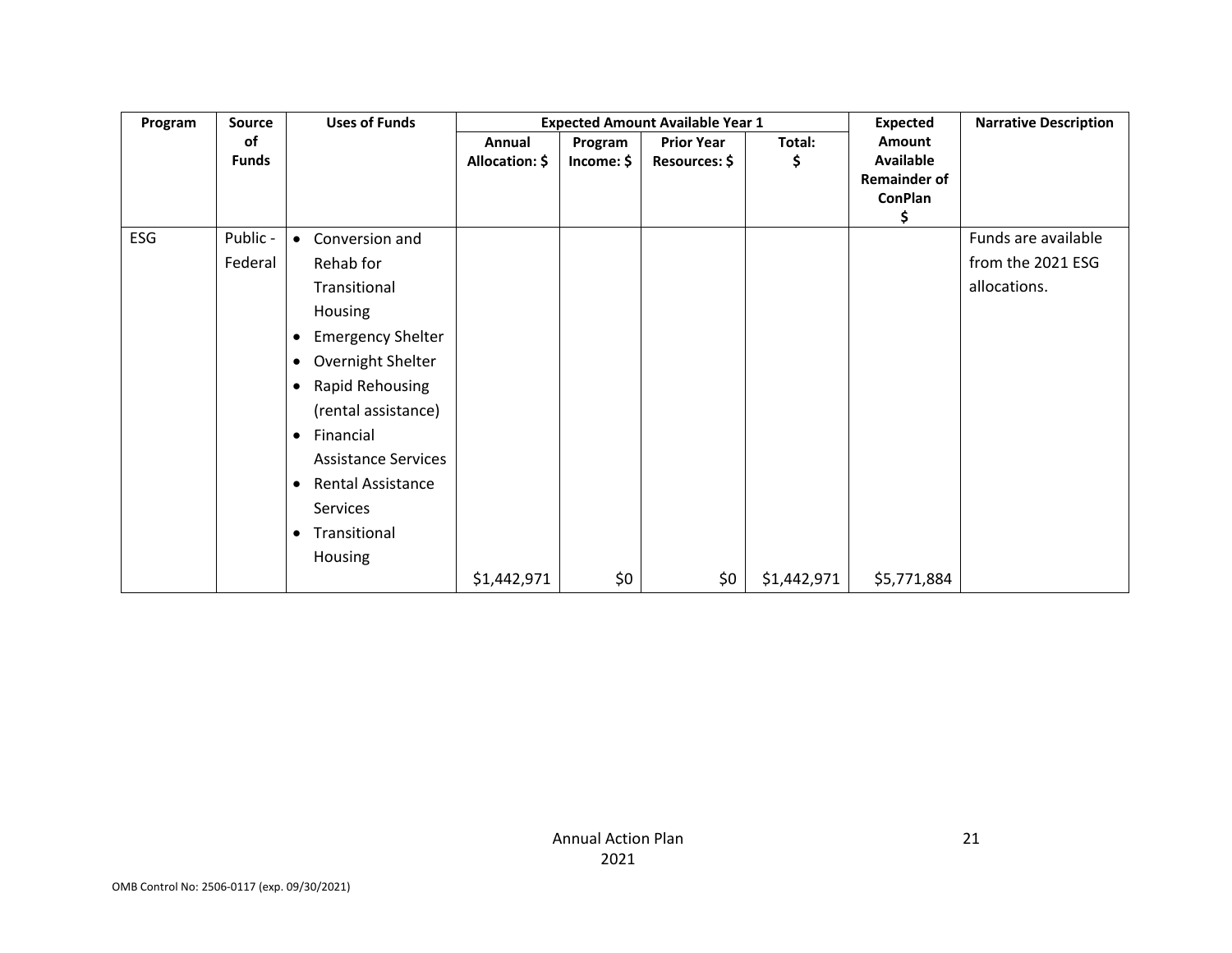| Program | Source of Funds | Uses of Funds | Expected Amount Available Year 1 | | | | Expected Amount Available Remainder of ConPlan $ | Narrative Description |
|---|---|---|---|---|---|---|---|---|
| | | | Annual Allocation: $ | Program Income: $ | Prior Year Resources: $ | Total: $ | | |
| ESG | Public - Federal | • Conversion and Rehab for Transitional Housing<br>• Emergency Shelter<br>• Overnight Shelter<br>• Rapid Rehousing (rental assistance)<br>• Financial Assistance Services<br>• Rental Assistance Services<br>• Transitional Housing | $1,442,971 | $0 | $0 | $1,442,971 | $5,771,884 | Funds are available from the 2021 ESG allocations. |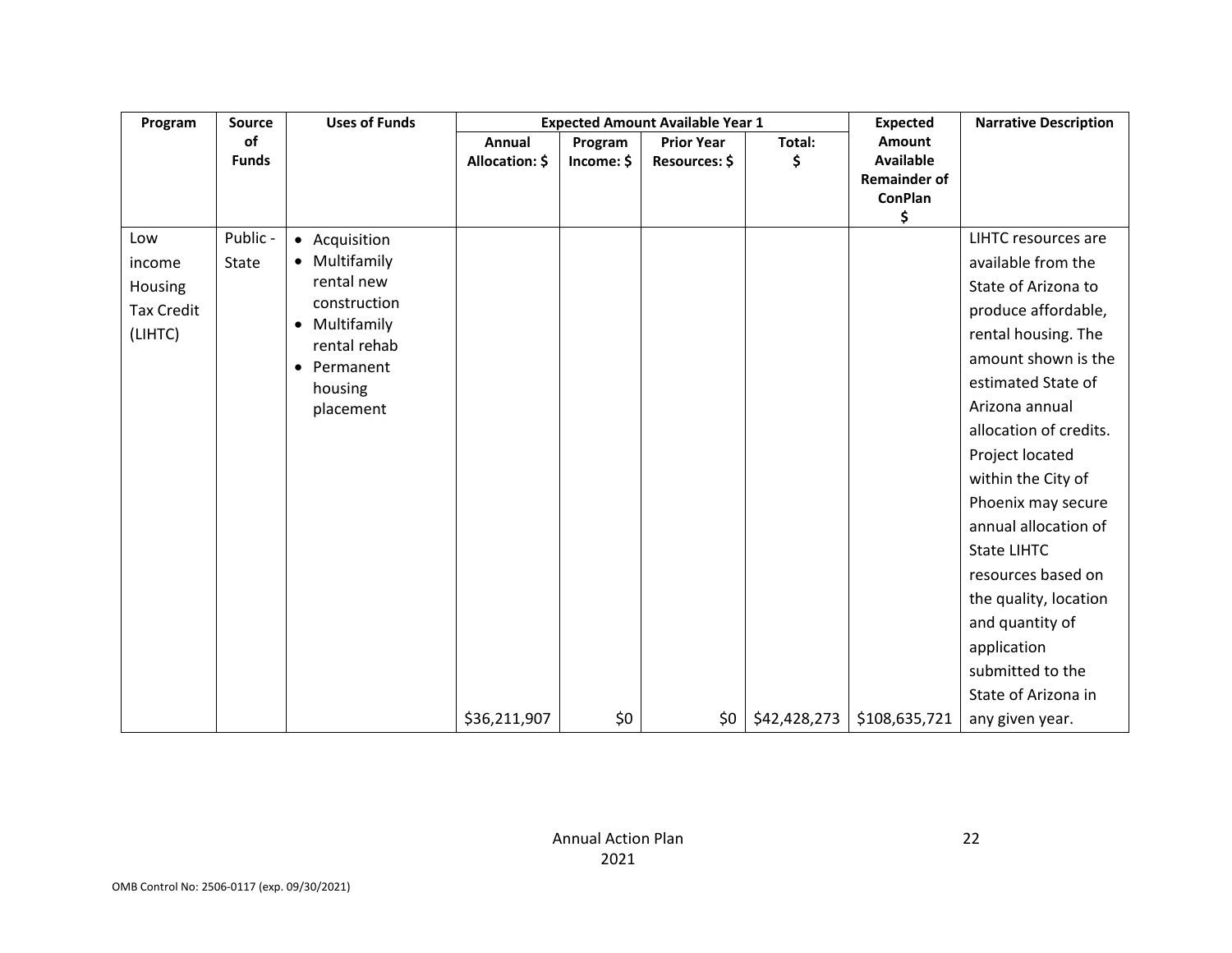| Program | Source of Funds | Uses of Funds | Expected Amount Available Year 1 | | | | Expected Amount Available Remainder of ConPlan $ | Narrative Description |
|---|---|---|---|---|---|---|---|---|
| | | | Annual Allocation: $ | Program Income: $ | Prior Year Resources: $ | Total: $ | | |
| Low income Housing Tax Credit (LIHTC) | Public - State | • Acquisition<br>• Multifamily rental new construction<br>• Multifamily rental rehab<br>• Permanent housing placement | $36,211,907 | $0 | $0 | $42,428,273 | $108,635,721 | LIHTC resources are available from the State of Arizona to produce affordable, rental housing. The amount shown is the estimated State of Arizona annual allocation of credits. Project located within the City of Phoenix may secure annual allocation of State LIHTC resources based on the quality, location and quantity of application submitted to the State of Arizona in any given year. |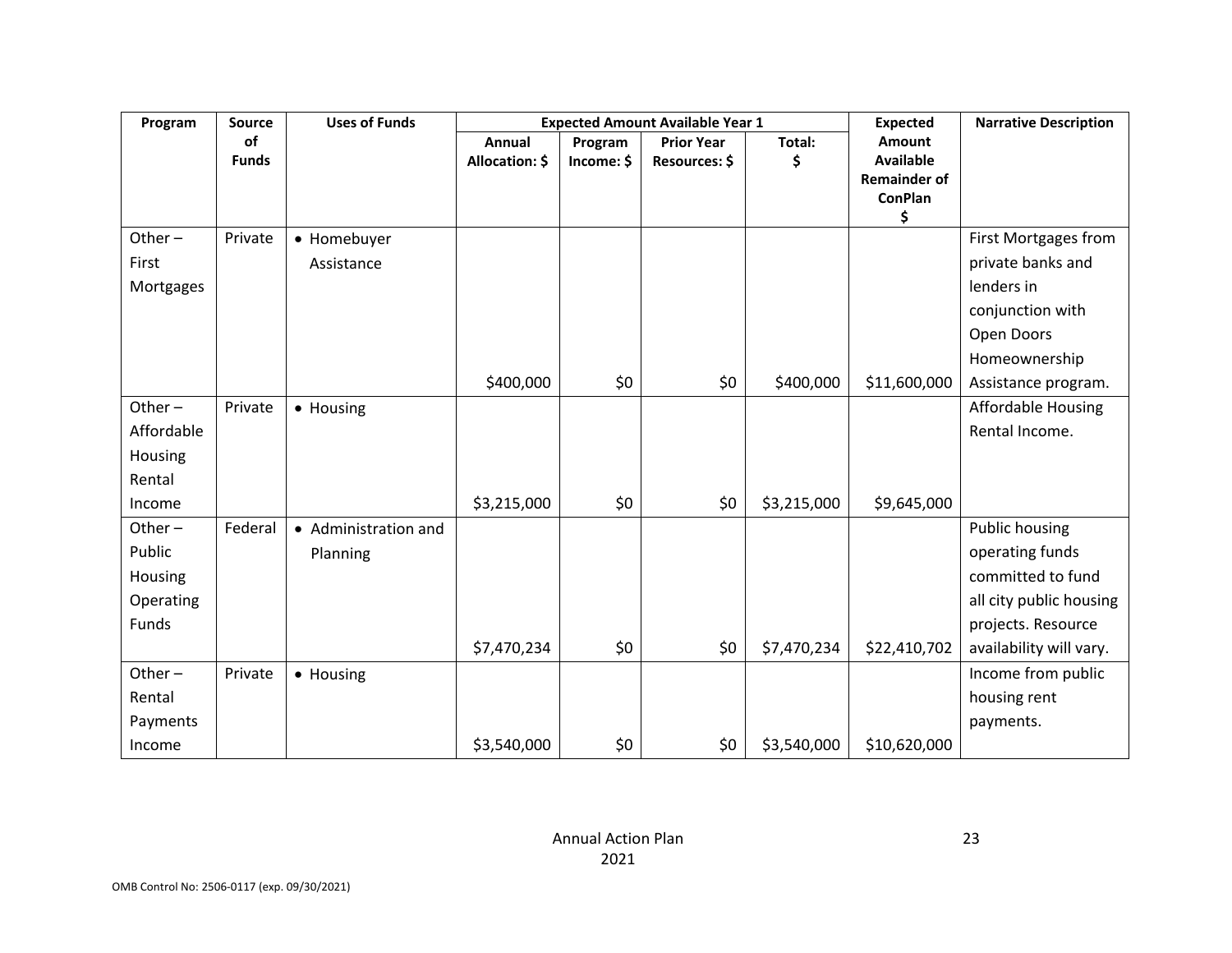| Program | Source of Funds | Uses of Funds | Expected Amount Available Year 1 | | | | Expected Amount Available Remainder of ConPlan $ | Narrative Description |
|---|---|---|---|---|---|---|---|---|
| | | | Annual Allocation: $ | Program Income: $ | Prior Year Resources: $ | Total: $ | | |
| Other – First Mortgages | Private | • Homebuyer Assistance | $400,000 | $0 | $0 | $400,000 | $11,600,000 | First Mortgages from private banks and lenders in conjunction with Open Doors Homeownership Assistance program. |
| Other – Affordable Housing Rental Income | Private | • Housing | $3,215,000 | $0 | $0 | $3,215,000 | $9,645,000 | Affordable Housing Rental Income. |
| Other – Public Housing Operating Funds | Federal | • Administration and Planning | $7,470,234 | $0 | $0 | $7,470,234 | $22,410,702 | Public housing operating funds committed to fund all city public housing projects. Resource availability will vary. |
| Other – Rental Payments Income | Private | • Housing | $3,540,000 | $0 | $0 | $3,540,000 | $10,620,000 | Income from public housing rent payments. |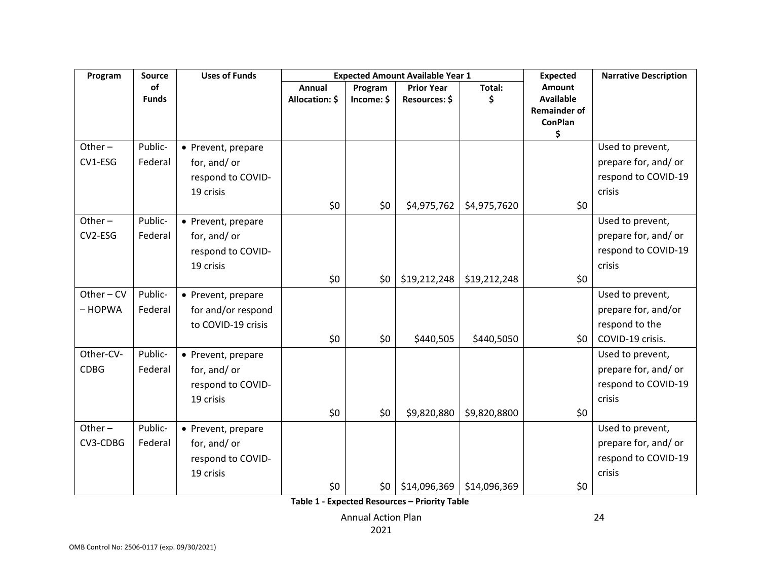| Program | Source of Funds | Uses of Funds | Expected Amount Available Year 1 | | | | Expected Amount Available Remainder of ConPlan $ | Narrative Description |
|---|---|---|---|---|---|---|---|---|
| | | | Annual Allocation: $ | Program Income: $ | Prior Year Resources: $ | Total: $ | | |
| Other – CV1-ESG | Public-Federal | • Prevent, prepare for, and/ or respond to COVID-19 crisis | $0 | $0 | $4,975,762 | $4,975,7620 | $0 | Used to prevent, prepare for, and/ or respond to COVID-19 crisis |
| Other – CV2-ESG | Public-Federal | • Prevent, prepare for, and/ or respond to COVID-19 crisis | $0 | $0 | $19,212,248 | $19,212,248 | $0 | Used to prevent, prepare for, and/ or respond to COVID-19 crisis |
| Other – CV – HOPWA | Public-Federal | • Prevent, prepare for and/or respond to COVID-19 crisis | $0 | $0 | $440,505 | $440,5050 | $0 | Used to prevent, prepare for, and/or respond to the COVID-19 crisis. |
| Other-CV-CDBG | Public-Federal | • Prevent, prepare for, and/ or respond to COVID-19 crisis | $0 | $0 | $9,820,880 | $9,820,8800 | $0 | Used to prevent, prepare for, and/ or respond to COVID-19 crisis |
| Other – CV3-CDBG | Public-Federal | • Prevent, prepare for, and/ or respond to COVID-19 crisis | $0 | $0 | $14,096,369 | $14,096,369 | $0 | Used to prevent, prepare for, and/ or respond to COVID-19 crisis |

**Table 1 - Expected Resources – Priority Table**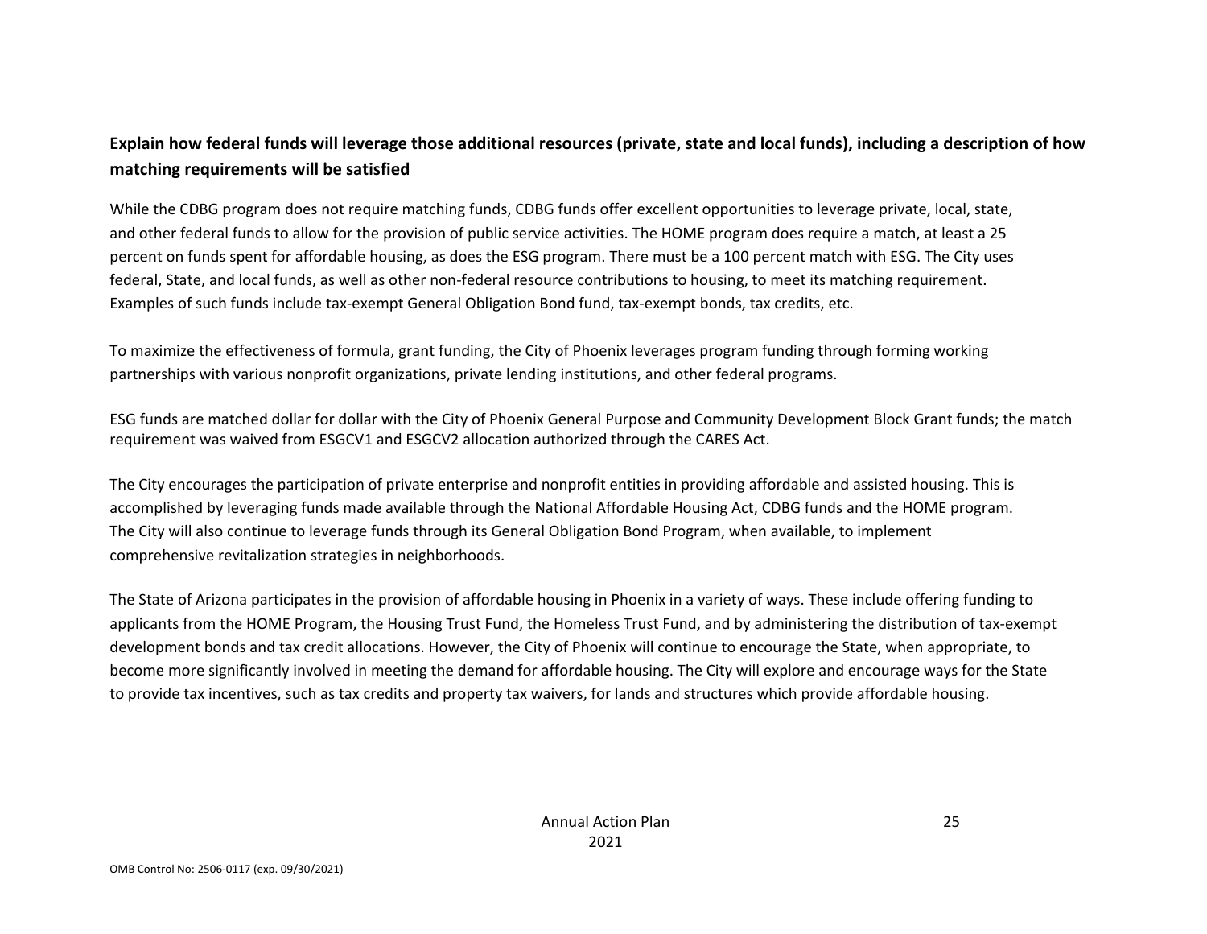**Explain how federal funds will leverage those additional resources (private, state and local funds), including a description of how matching requirements will be satisfied**

While the CDBG program does not require matching funds, CDBG funds offer excellent opportunities to leverage private, local, state, and other federal funds to allow for the provision of public service activities. The HOME program does require a match, at least a 25 percent on funds spent for affordable housing, as does the ESG program. There must be a 100 percent match with ESG. The City uses federal, State, and local funds, as well as other non-federal resource contributions to housing, to meet its matching requirement. Examples of such funds include tax-exempt General Obligation Bond fund, tax-exempt bonds, tax credits, etc.

To maximize the effectiveness of formula, grant funding, the City of Phoenix leverages program funding through forming working partnerships with various nonprofit organizations, private lending institutions, and other federal programs.

ESG funds are matched dollar for dollar with the City of Phoenix General Purpose and Community Development Block Grant funds; the match requirement was waived from ESGCV1 and ESGCV2 allocation authorized through the CARES Act.

The City encourages the participation of private enterprise and nonprofit entities in providing affordable and assisted housing. This is accomplished by leveraging funds made available through the National Affordable Housing Act, CDBG funds and the HOME program. The City will also continue to leverage funds through its General Obligation Bond Program, when available, to implement comprehensive revitalization strategies in neighborhoods.

The State of Arizona participates in the provision of affordable housing in Phoenix in a variety of ways. These include offering funding to applicants from the HOME Program, the Housing Trust Fund, the Homeless Trust Fund, and by administering the distribution of tax-exempt development bonds and tax credit allocations. However, the City of Phoenix will continue to encourage the State, when appropriate, to become more significantly involved in meeting the demand for affordable housing. The City will explore and encourage ways for the State to provide tax incentives, such as tax credits and property tax waivers, for lands and structures which provide affordable housing.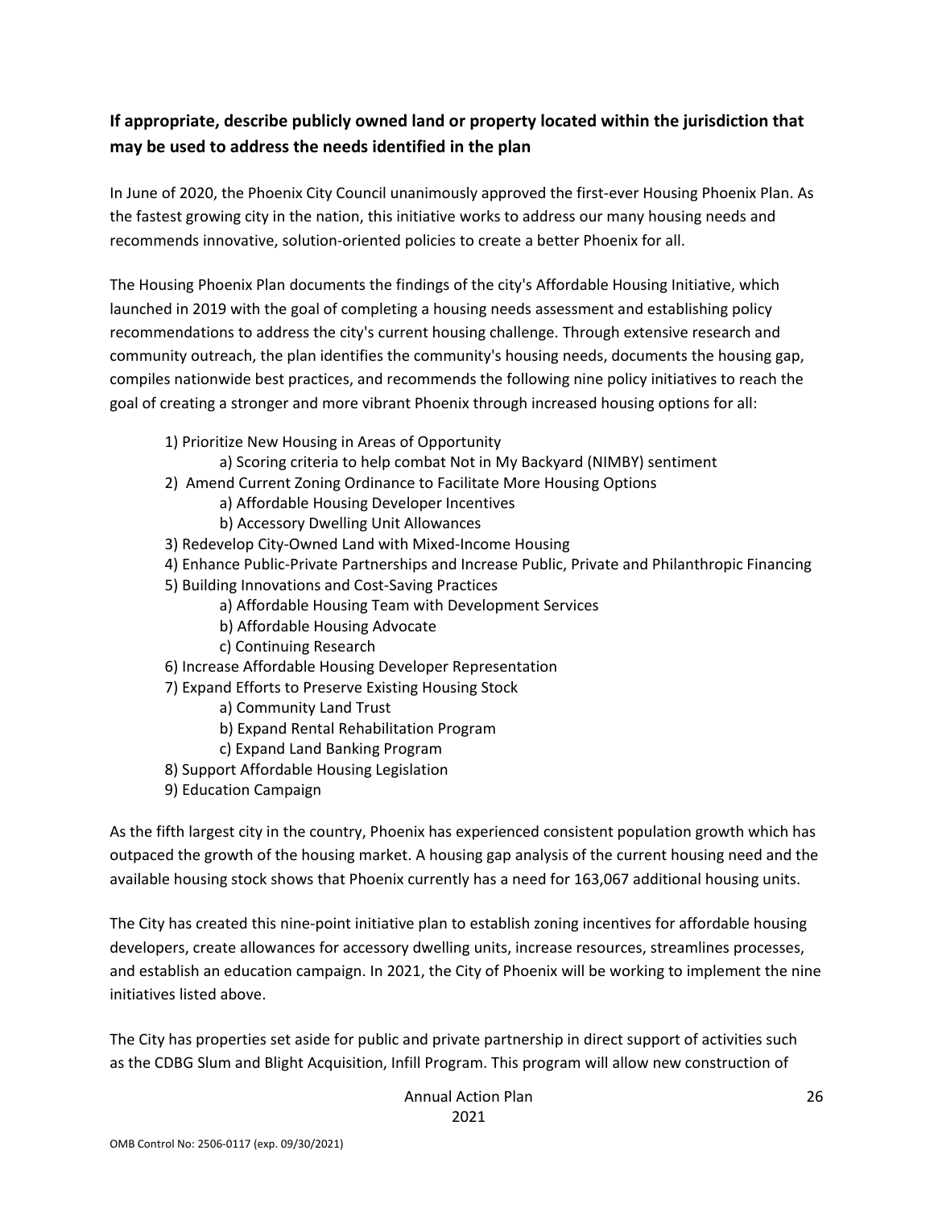## If appropriate, describe publicly owned land or property located within the jurisdiction that may be used to address the needs identified in the plan

In June of 2020, the Phoenix City Council unanimously approved the first-ever Housing Phoenix Plan. As the fastest growing city in the nation, this initiative works to address our many housing needs and recommends innovative, solution-oriented policies to create a better Phoenix for all.

The Housing Phoenix Plan documents the findings of the city's Affordable Housing Initiative, which launched in 2019 with the goal of completing a housing needs assessment and establishing policy recommendations to address the city's current housing challenge. Through extensive research and community outreach, the plan identifies the community's housing needs, documents the housing gap, compiles nationwide best practices, and recommends the following nine policy initiatives to reach the goal of creating a stronger and more vibrant Phoenix through increased housing options for all:

1) Prioritize New Housing in Areas of Opportunity
    a) Scoring criteria to help combat Not in My Backyard (NIMBY) sentiment
2) Amend Current Zoning Ordinance to Facilitate More Housing Options
    a) Affordable Housing Developer Incentives
    b) Accessory Dwelling Unit Allowances
3) Redevelop City-Owned Land with Mixed-Income Housing
4) Enhance Public-Private Partnerships and Increase Public, Private and Philanthropic Financing
5) Building Innovations and Cost-Saving Practices
    a) Affordable Housing Team with Development Services
    b) Affordable Housing Advocate
    c) Continuing Research
6) Increase Affordable Housing Developer Representation
7) Expand Efforts to Preserve Existing Housing Stock
    a) Community Land Trust
    b) Expand Rental Rehabilitation Program
    c) Expand Land Banking Program
8) Support Affordable Housing Legislation
9) Education Campaign

As the fifth largest city in the country, Phoenix has experienced consistent population growth which has outpaced the growth of the housing market. A housing gap analysis of the current housing need and the available housing stock shows that Phoenix currently has a need for 163,067 additional housing units.

The City has created this nine-point initiative plan to establish zoning incentives for affordable housing developers, create allowances for accessory dwelling units, increase resources, streamlines processes, and establish an education campaign. In 2021, the City of Phoenix will be working to implement the nine initiatives listed above.

The City has properties set aside for public and private partnership in direct support of activities such as the CDBG Slum and Blight Acquisition, Infill Program. This program will allow new construction of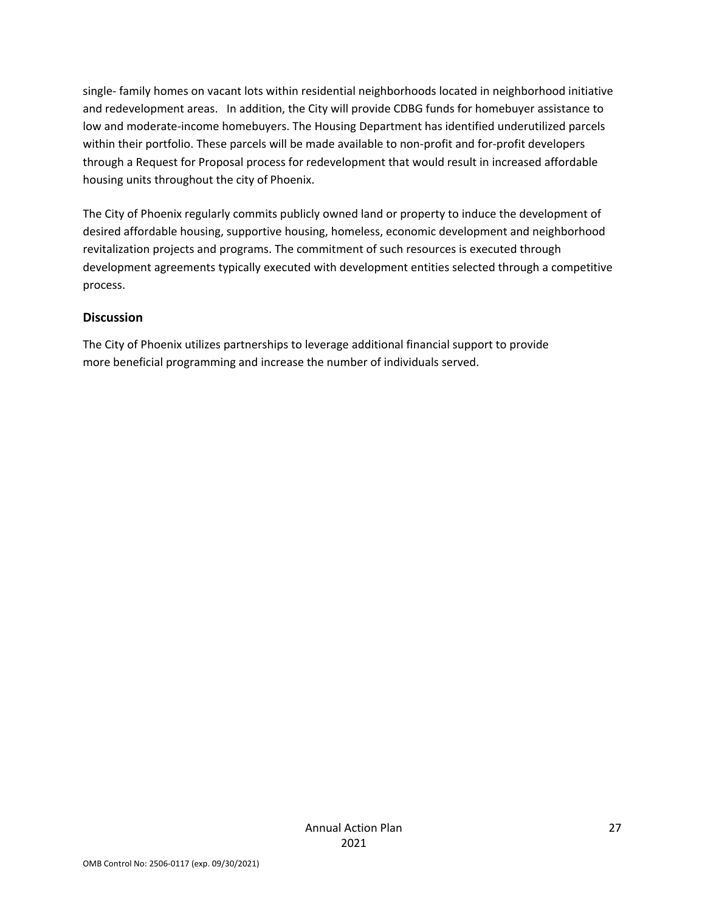single- family homes on vacant lots within residential neighborhoods located in neighborhood initiative and redevelopment areas.   In addition, the City will provide CDBG funds for homebuyer assistance to low and moderate-income homebuyers. The Housing Department has identified underutilized parcels within their portfolio. These parcels will be made available to non-profit and for-profit developers through a Request for Proposal process for redevelopment that would result in increased affordable housing units throughout the city of Phoenix.

The City of Phoenix regularly commits publicly owned land or property to induce the development of desired affordable housing, supportive housing, homeless, economic development and neighborhood revitalization projects and programs. The commitment of such resources is executed through development agreements typically executed with development entities selected through a competitive process.

## Discussion

The City of Phoenix utilizes partnerships to leverage additional financial support to provide more beneficial programming and increase the number of individuals served.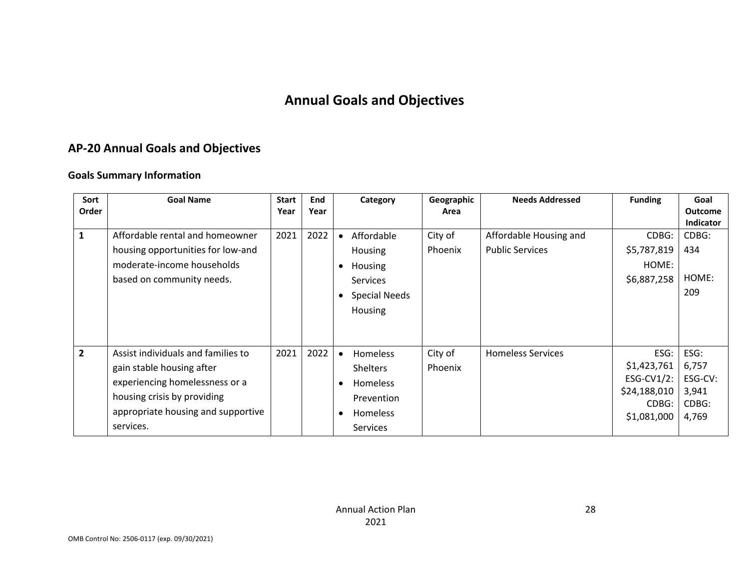# Annual Goals and Objectives

## AP-20 Annual Goals and Objectives

### Goals Summary Information

| Sort Order | Goal Name | Start Year | End Year | Category | Geographic Area | Needs Addressed | Funding | Goal Outcome Indicator |
|---|---|---|---|---|---|---|---|---|
| 1 | Affordable rental and homeowner housing opportunities for low-and moderate-income households based on community needs. | 2021 | 2022 | • Affordable Housing<br>• Housing Services<br>• Special Needs Housing | City of Phoenix | Affordable Housing and Public Services | CDBG: $5,787,819<br>HOME: $6,887,258 | CDBG: 434<br>HOME: 209 |
| 2 | Assist individuals and families to gain stable housing after experiencing homelessness or a housing crisis by providing appropriate housing and supportive services. | 2021 | 2022 | • Homeless Shelters<br>• Homeless Prevention<br>• Homeless Services | City of Phoenix | Homeless Services | ESG: $1,423,761<br>ESG-CV1/2: $24,188,010<br>CDBG: $1,081,000 | ESG: 6,757<br>ESG-CV: 3,941<br>CDBG: 4,769 |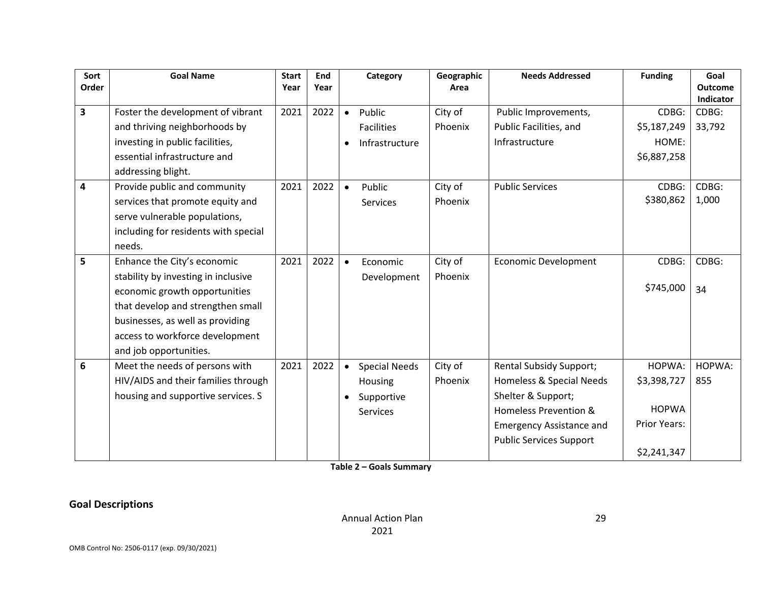| Sort Order | Goal Name | Start Year | End Year | Category | Geographic Area | Needs Addressed | Funding | Goal Outcome Indicator |
|---|---|---|---|---|---|---|---|---|
| 3 | Foster the development of vibrant and thriving neighborhoods by investing in public facilities, essential infrastructure and addressing blight. | 2021 | 2022 | • Public Facilities<br>• Infrastructure | City of Phoenix | Public Improvements, Public Facilities, and Infrastructure | CDBG: $5,187,249<br>HOME: $6,887,258 | CDBG: 33,792 |
| 4 | Provide public and community services that promote equity and serve vulnerable populations, including for residents with special needs. | 2021 | 2022 | • Public Services | City of Phoenix | Public Services | CDBG: $380,862 | CDBG: 1,000 |
| 5 | Enhance the City's economic stability by investing in inclusive economic growth opportunities that develop and strengthen small businesses, as well as providing access to workforce development and job opportunities. | 2021 | 2022 | • Economic Development | City of Phoenix | Economic Development | CDBG: $745,000 | CDBG: 34 |
| 6 | Meet the needs of persons with HIV/AIDS and their families through housing and supportive services. S | 2021 | 2022 | • Special Needs Housing<br>• Supportive Services | City of Phoenix | Rental Subsidy Support; Homeless & Special Needs Shelter & Support; Homeless Prevention & Emergency Assistance and Public Services Support | HOPWA: $3,398,727<br>HOPWA Prior Years: $2,241,347 | HOPWA: 855 |

**Table 2 – Goals Summary**

## Goal Descriptions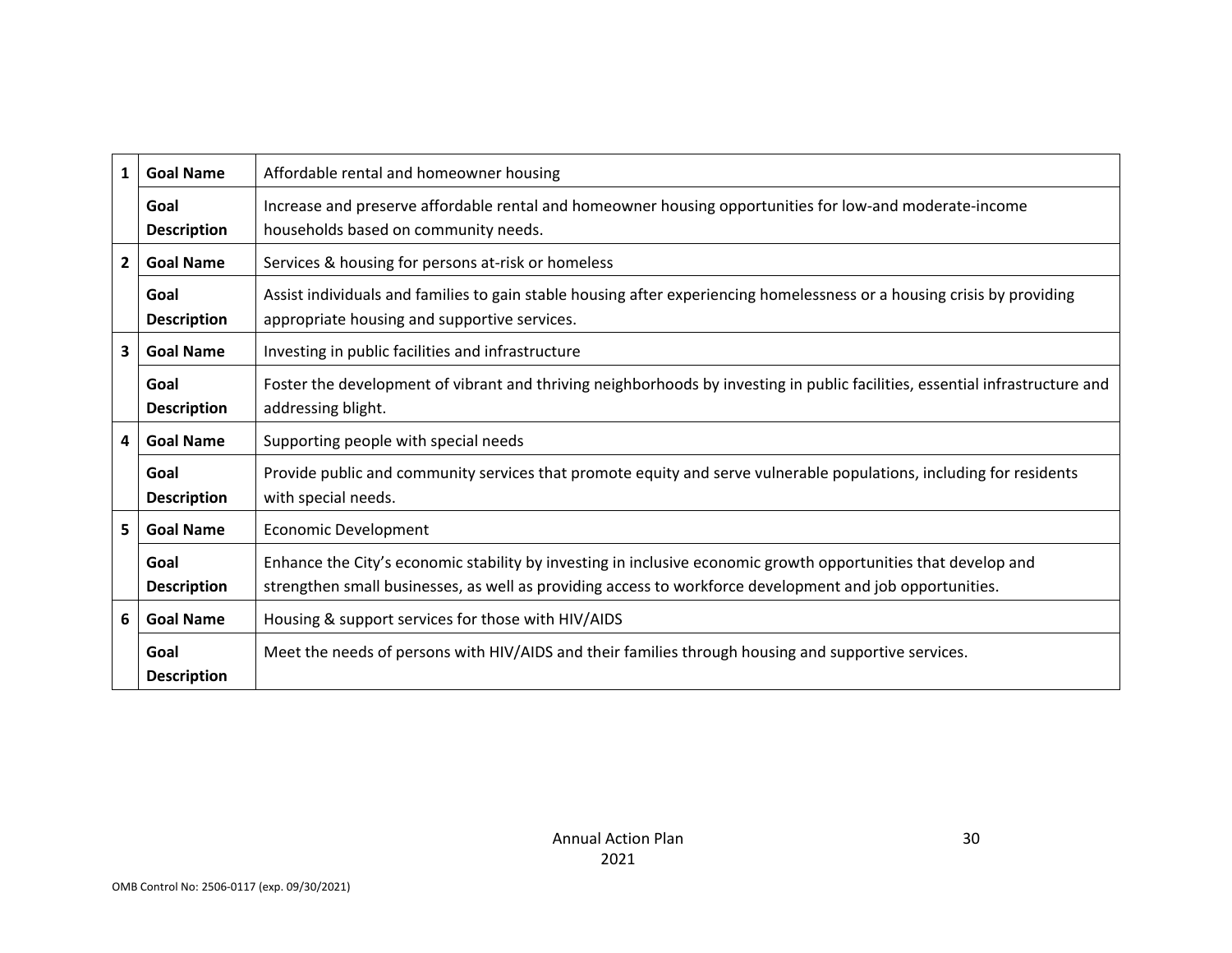| | | |
|---|---|---|
| 1 | **Goal Name** | Affordable rental and homeowner housing |
| | **Goal Description** | Increase and preserve affordable rental and homeowner housing opportunities for low-and moderate-income households based on community needs. |
| 2 | **Goal Name** | Services & housing for persons at-risk or homeless |
| | **Goal Description** | Assist individuals and families to gain stable housing after experiencing homelessness or a housing crisis by providing appropriate housing and supportive services. |
| 3 | **Goal Name** | Investing in public facilities and infrastructure |
| | **Goal Description** | Foster the development of vibrant and thriving neighborhoods by investing in public facilities, essential infrastructure and addressing blight. |
| 4 | **Goal Name** | Supporting people with special needs |
| | **Goal Description** | Provide public and community services that promote equity and serve vulnerable populations, including for residents with special needs. |
| 5 | **Goal Name** | Economic Development |
| | **Goal Description** | Enhance the City's economic stability by investing in inclusive economic growth opportunities that develop and strengthen small businesses, as well as providing access to workforce development and job opportunities. |
| 6 | **Goal Name** | Housing & support services for those with HIV/AIDS |
| | **Goal Description** | Meet the needs of persons with HIV/AIDS and their families through housing and supportive services. |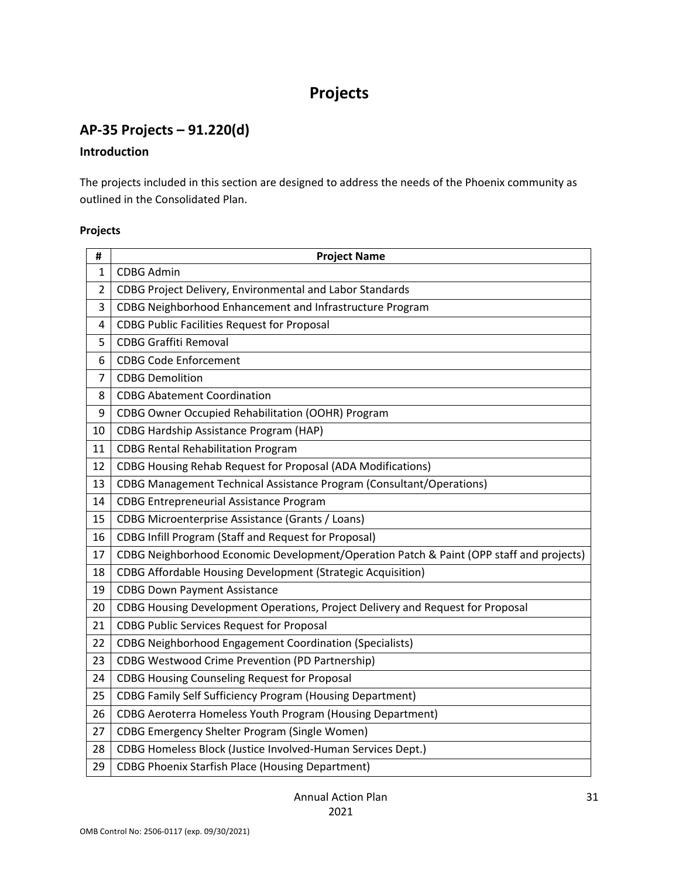# Projects

## AP-35 Projects – 91.220(d)

### Introduction

The projects included in this section are designed to address the needs of the Phoenix community as outlined in the Consolidated Plan.

**Projects**

| # | Project Name |
|---|---|
| 1 | CDBG Admin |
| 2 | CDBG Project Delivery, Environmental and Labor Standards |
| 3 | CDBG Neighborhood Enhancement and Infrastructure Program |
| 4 | CDBG Public Facilities Request for Proposal |
| 5 | CDBG Graffiti Removal |
| 6 | CDBG Code Enforcement |
| 7 | CDBG Demolition |
| 8 | CDBG Abatement Coordination |
| 9 | CDBG Owner Occupied Rehabilitation (OOHR) Program |
| 10 | CDBG Hardship Assistance Program (HAP) |
| 11 | CDBG Rental Rehabilitation Program |
| 12 | CDBG Housing Rehab Request for Proposal (ADA Modifications) |
| 13 | CDBG Management Technical Assistance Program (Consultant/Operations) |
| 14 | CDBG Entrepreneurial Assistance Program |
| 15 | CDBG Microenterprise Assistance (Grants / Loans) |
| 16 | CDBG Infill Program (Staff and Request for Proposal) |
| 17 | CDBG Neighborhood Economic Development/Operation Patch & Paint (OPP staff and projects) |
| 18 | CDBG Affordable Housing Development (Strategic Acquisition) |
| 19 | CDBG Down Payment Assistance |
| 20 | CDBG Housing Development Operations, Project Delivery and Request for Proposal |
| 21 | CDBG Public Services Request for Proposal |
| 22 | CDBG Neighborhood Engagement Coordination (Specialists) |
| 23 | CDBG Westwood Crime Prevention (PD Partnership) |
| 24 | CDBG Housing Counseling Request for Proposal |
| 25 | CDBG Family Self Sufficiency Program (Housing Department) |
| 26 | CDBG Aeroterra Homeless Youth Program (Housing Department) |
| 27 | CDBG Emergency Shelter Program (Single Women) |
| 28 | CDBG Homeless Block (Justice Involved-Human Services Dept.) |
| 29 | CDBG Phoenix Starfish Place (Housing Department) |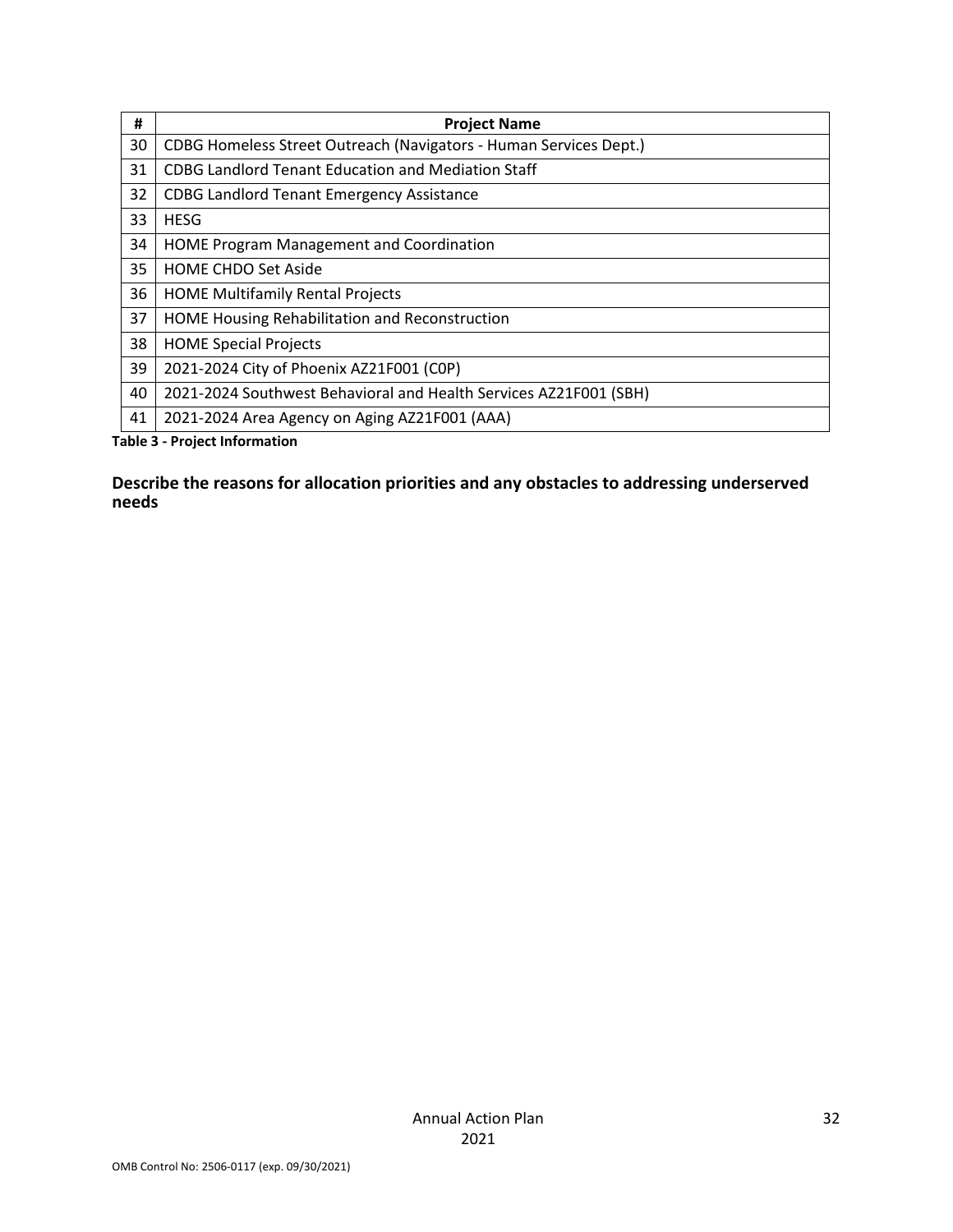| # | Project Name |
|---|---|
| 30 | CDBG Homeless Street Outreach (Navigators - Human Services Dept.) |
| 31 | CDBG Landlord Tenant Education and Mediation Staff |
| 32 | CDBG Landlord Tenant Emergency Assistance |
| 33 | HESG |
| 34 | HOME Program Management and Coordination |
| 35 | HOME CHDO Set Aside |
| 36 | HOME Multifamily Rental Projects |
| 37 | HOME Housing Rehabilitation and Reconstruction |
| 38 | HOME Special Projects |
| 39 | 2021-2024 City of Phoenix AZ21F001 (C0P) |
| 40 | 2021-2024 Southwest Behavioral and Health Services AZ21F001 (SBH) |
| 41 | 2021-2024 Area Agency on Aging AZ21F001 (AAA) |

**Table 3 - Project Information**

**Describe the reasons for allocation priorities and any obstacles to addressing underserved needs**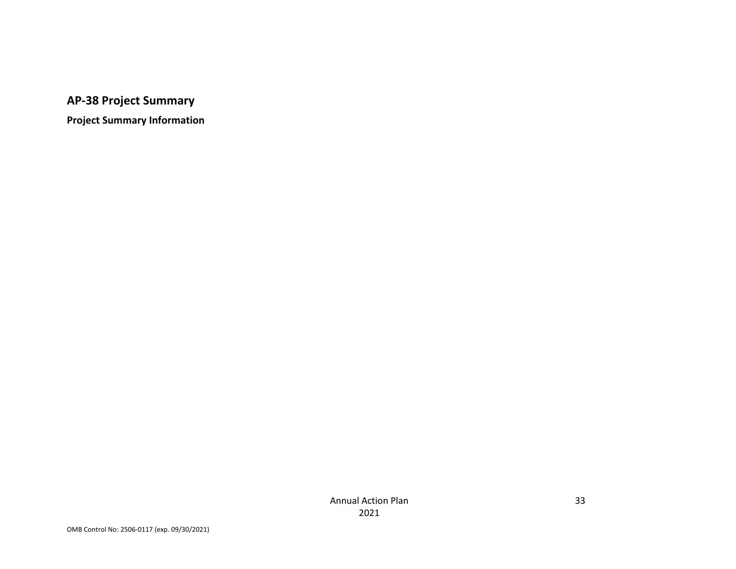## AP-38 Project Summary

**Project Summary Information**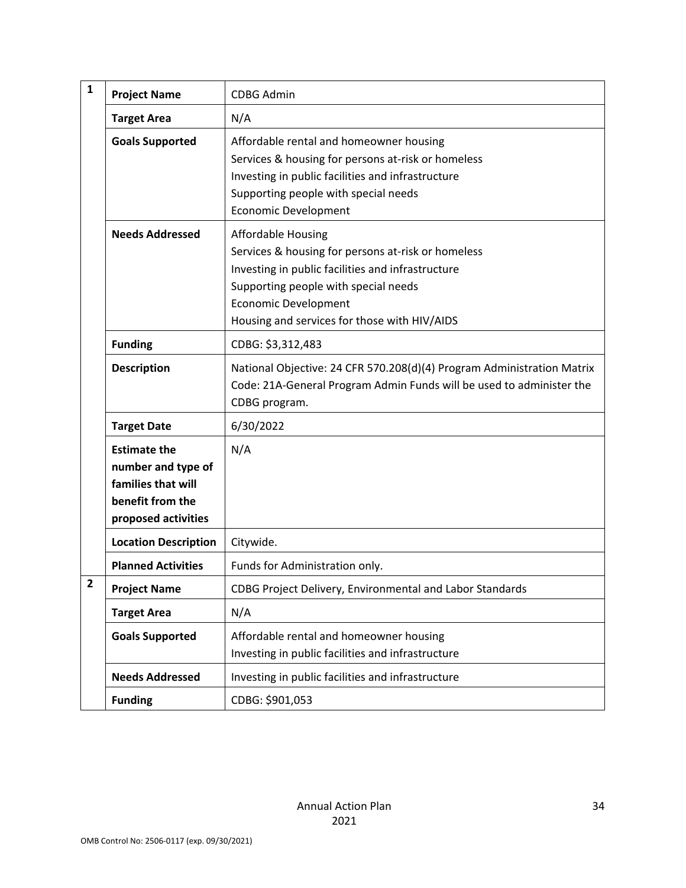| # | Field | Value |
|---|---|---|
| 1 | **Project Name** | CDBG Admin |
| | **Target Area** | N/A |
| | **Goals Supported** | Affordable rental and homeowner housing<br>Services & housing for persons at-risk or homeless<br>Investing in public facilities and infrastructure<br>Supporting people with special needs<br>Economic Development |
| | **Needs Addressed** | Affordable Housing<br>Services & housing for persons at-risk or homeless<br>Investing in public facilities and infrastructure<br>Supporting people with special needs<br>Economic Development<br>Housing and services for those with HIV/AIDS |
| | **Funding** | CDBG: $3,312,483 |
| | **Description** | National Objective: 24 CFR 570.208(d)(4) Program Administration Matrix Code: 21A-General Program Admin Funds will be used to administer the CDBG program. |
| | **Target Date** | 6/30/2022 |
| | **Estimate the number and type of families that will benefit from the proposed activities** | N/A |
| | **Location Description** | Citywide. |
| | **Planned Activities** | Funds for Administration only. |
| 2 | **Project Name** | CDBG Project Delivery, Environmental and Labor Standards |
| | **Target Area** | N/A |
| | **Goals Supported** | Affordable rental and homeowner housing<br>Investing in public facilities and infrastructure |
| | **Needs Addressed** | Investing in public facilities and infrastructure |
| | **Funding** | CDBG: $901,053 |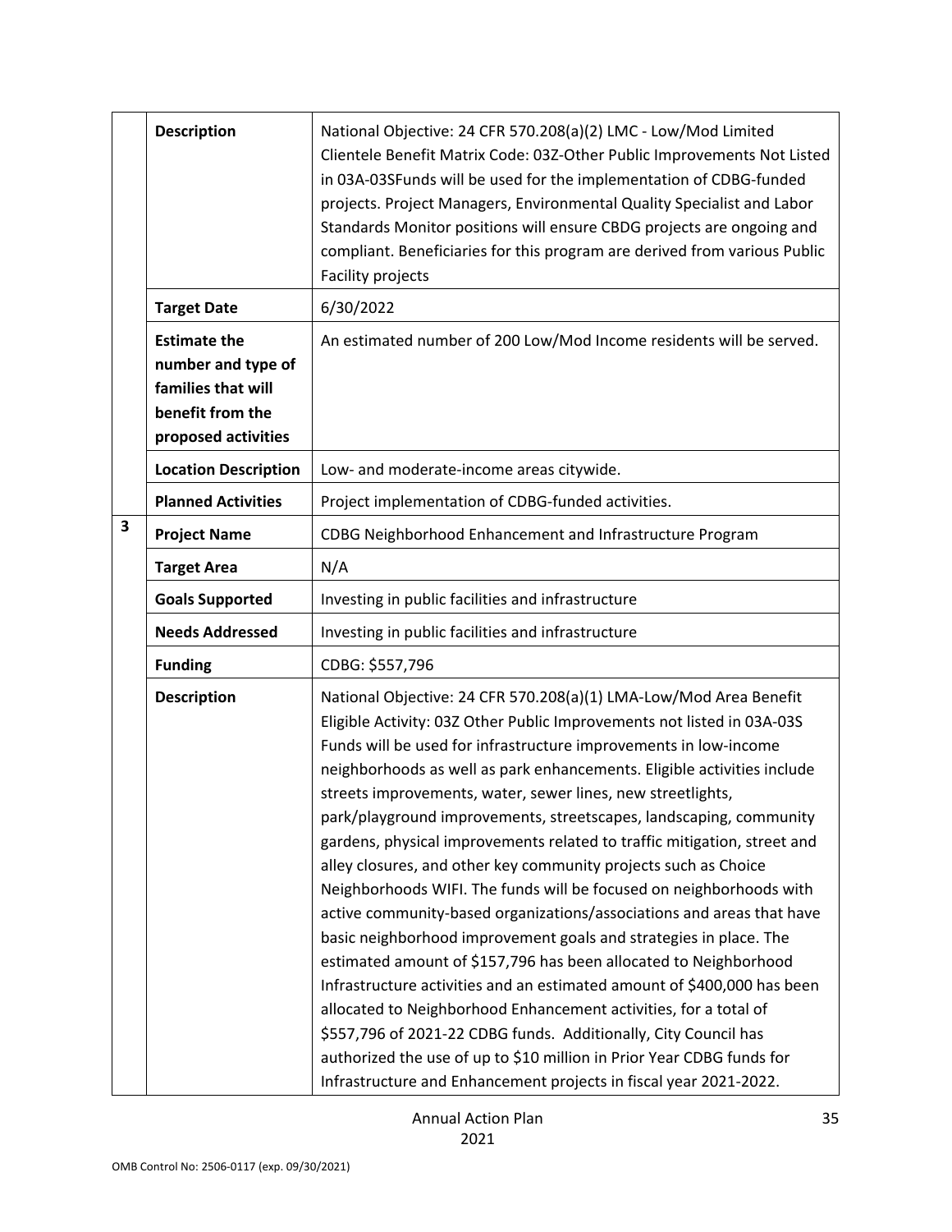| | | |
|---|---|---|
| | **Description** | National Objective: 24 CFR 570.208(a)(2) LMC - Low/Mod Limited Clientele Benefit Matrix Code: 03Z-Other Public Improvements Not Listed in 03A-03SFunds will be used for the implementation of CDBG-funded projects. Project Managers, Environmental Quality Specialist and Labor Standards Monitor positions will ensure CBDG projects are ongoing and compliant. Beneficiaries for this program are derived from various Public Facility projects |
| | **Target Date** | 6/30/2022 |
| | **Estimate the number and type of families that will benefit from the proposed activities** | An estimated number of 200 Low/Mod Income residents will be served. |
| | **Location Description** | Low- and moderate-income areas citywide. |
| | **Planned Activities** | Project implementation of CDBG-funded activities. |
| **3** | **Project Name** | CDBG Neighborhood Enhancement and Infrastructure Program |
| | **Target Area** | N/A |
| | **Goals Supported** | Investing in public facilities and infrastructure |
| | **Needs Addressed** | Investing in public facilities and infrastructure |
| | **Funding** | CDBG: $557,796 |
| | **Description** | National Objective: 24 CFR 570.208(a)(1) LMA-Low/Mod Area Benefit Eligible Activity: 03Z Other Public Improvements not listed in 03A-03S Funds will be used for infrastructure improvements in low-income neighborhoods as well as park enhancements. Eligible activities include streets improvements, water, sewer lines, new streetlights, park/playground improvements, streetscapes, landscaping, community gardens, physical improvements related to traffic mitigation, street and alley closures, and other key community projects such as Choice Neighborhoods WIFI. The funds will be focused on neighborhoods with active community-based organizations/associations and areas that have basic neighborhood improvement goals and strategies in place. The estimated amount of $157,796 has been allocated to Neighborhood Infrastructure activities and an estimated amount of $400,000 has been allocated to Neighborhood Enhancement activities, for a total of $557,796 of 2021-22 CDBG funds. Additionally, City Council has authorized the use of up to $10 million in Prior Year CDBG funds for Infrastructure and Enhancement projects in fiscal year 2021-2022. |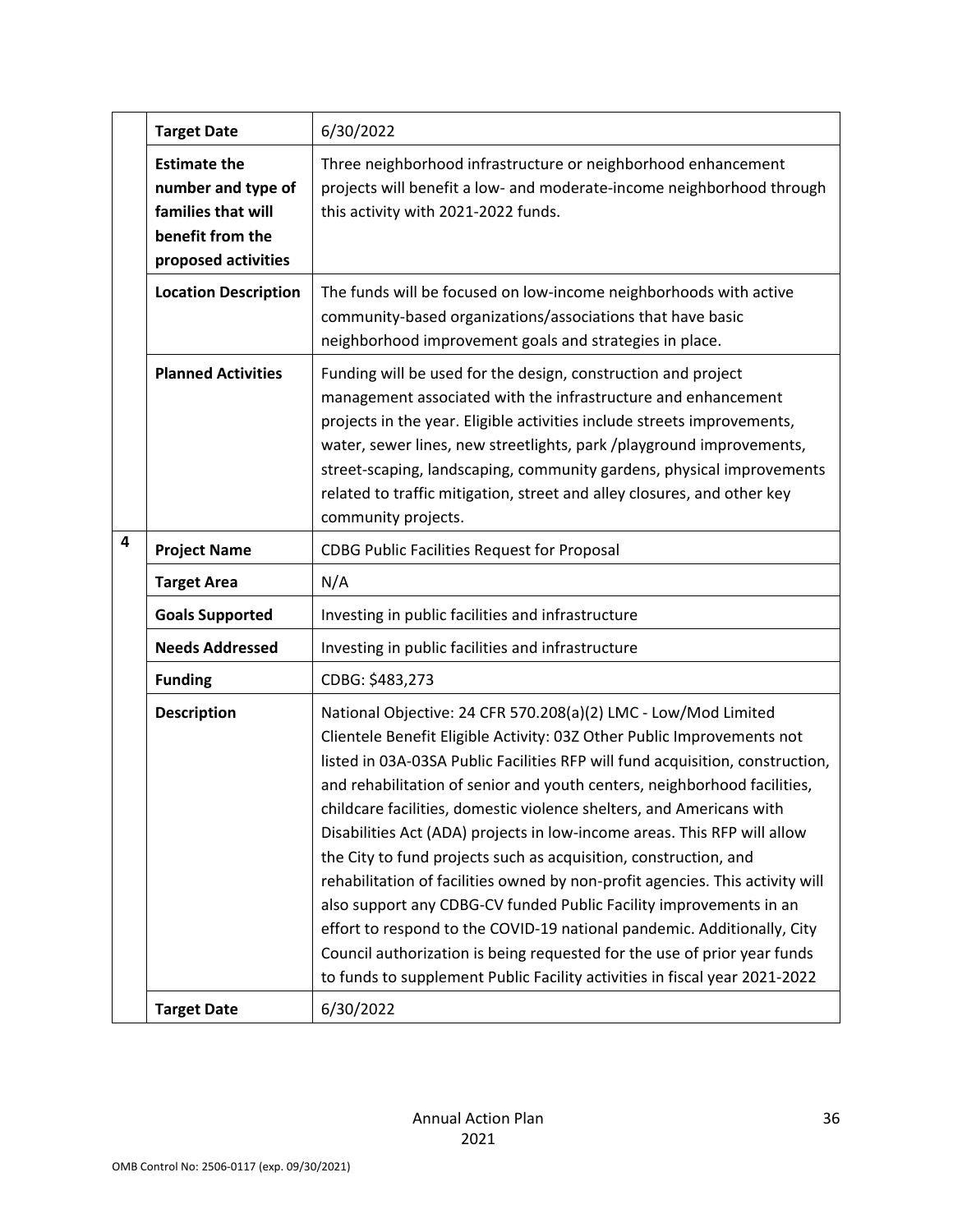| | | |
|---|---|---|
| | **Target Date** | 6/30/2022 |
| | **Estimate the number and type of families that will benefit from the proposed activities** | Three neighborhood infrastructure or neighborhood enhancement projects will benefit a low- and moderate-income neighborhood through this activity with 2021-2022 funds. |
| | **Location Description** | The funds will be focused on low-income neighborhoods with active community-based organizations/associations that have basic neighborhood improvement goals and strategies in place. |
| | **Planned Activities** | Funding will be used for the design, construction and project management associated with the infrastructure and enhancement projects in the year. Eligible activities include streets improvements, water, sewer lines, new streetlights, park /playground improvements, street-scaping, landscaping, community gardens, physical improvements related to traffic mitigation, street and alley closures, and other key community projects. |
| **4** | **Project Name** | CDBG Public Facilities Request for Proposal |
| | **Target Area** | N/A |
| | **Goals Supported** | Investing in public facilities and infrastructure |
| | **Needs Addressed** | Investing in public facilities and infrastructure |
| | **Funding** | CDBG: $483,273 |
| | **Description** | National Objective: 24 CFR 570.208(a)(2) LMC - Low/Mod Limited Clientele Benefit Eligible Activity: 03Z Other Public Improvements not listed in 03A-03SA Public Facilities RFP will fund acquisition, construction, and rehabilitation of senior and youth centers, neighborhood facilities, childcare facilities, domestic violence shelters, and Americans with Disabilities Act (ADA) projects in low-income areas. This RFP will allow the City to fund projects such as acquisition, construction, and rehabilitation of facilities owned by non-profit agencies. This activity will also support any CDBG-CV funded Public Facility improvements in an effort to respond to the COVID-19 national pandemic. Additionally, City Council authorization is being requested for the use of prior year funds to funds to supplement Public Facility activities in fiscal year 2021-2022 |
| | **Target Date** | 6/30/2022 |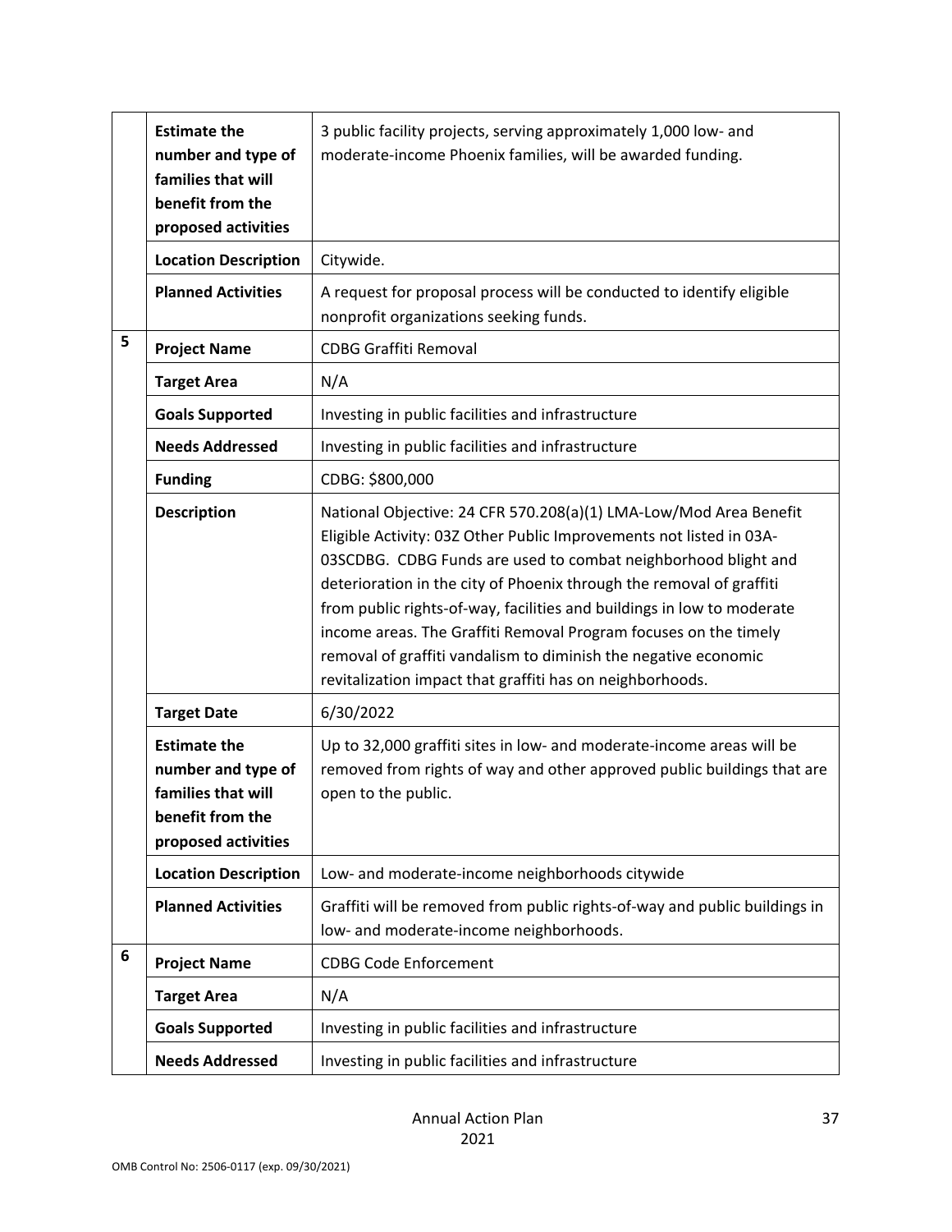| | | |
|---|---|---|
| | **Estimate the number and type of families that will benefit from the proposed activities** | 3 public facility projects, serving approximately 1,000 low- and moderate-income Phoenix families, will be awarded funding. |
| | **Location Description** | Citywide. |
| | **Planned Activities** | A request for proposal process will be conducted to identify eligible nonprofit organizations seeking funds. |
| 5 | **Project Name** | CDBG Graffiti Removal |
| | **Target Area** | N/A |
| | **Goals Supported** | Investing in public facilities and infrastructure |
| | **Needs Addressed** | Investing in public facilities and infrastructure |
| | **Funding** | CDBG: $800,000 |
| | **Description** | National Objective: 24 CFR 570.208(a)(1) LMA-Low/Mod Area Benefit Eligible Activity: 03Z Other Public Improvements not listed in 03A-03SCDBG. CDBG Funds are used to combat neighborhood blight and deterioration in the city of Phoenix through the removal of graffiti from public rights-of-way, facilities and buildings in low to moderate income areas. The Graffiti Removal Program focuses on the timely removal of graffiti vandalism to diminish the negative economic revitalization impact that graffiti has on neighborhoods. |
| | **Target Date** | 6/30/2022 |
| | **Estimate the number and type of families that will benefit from the proposed activities** | Up to 32,000 graffiti sites in low- and moderate-income areas will be removed from rights of way and other approved public buildings that are open to the public. |
| | **Location Description** | Low- and moderate-income neighborhoods citywide |
| | **Planned Activities** | Graffiti will be removed from public rights-of-way and public buildings in low- and moderate-income neighborhoods. |
| 6 | **Project Name** | CDBG Code Enforcement |
| | **Target Area** | N/A |
| | **Goals Supported** | Investing in public facilities and infrastructure |
| | **Needs Addressed** | Investing in public facilities and infrastructure |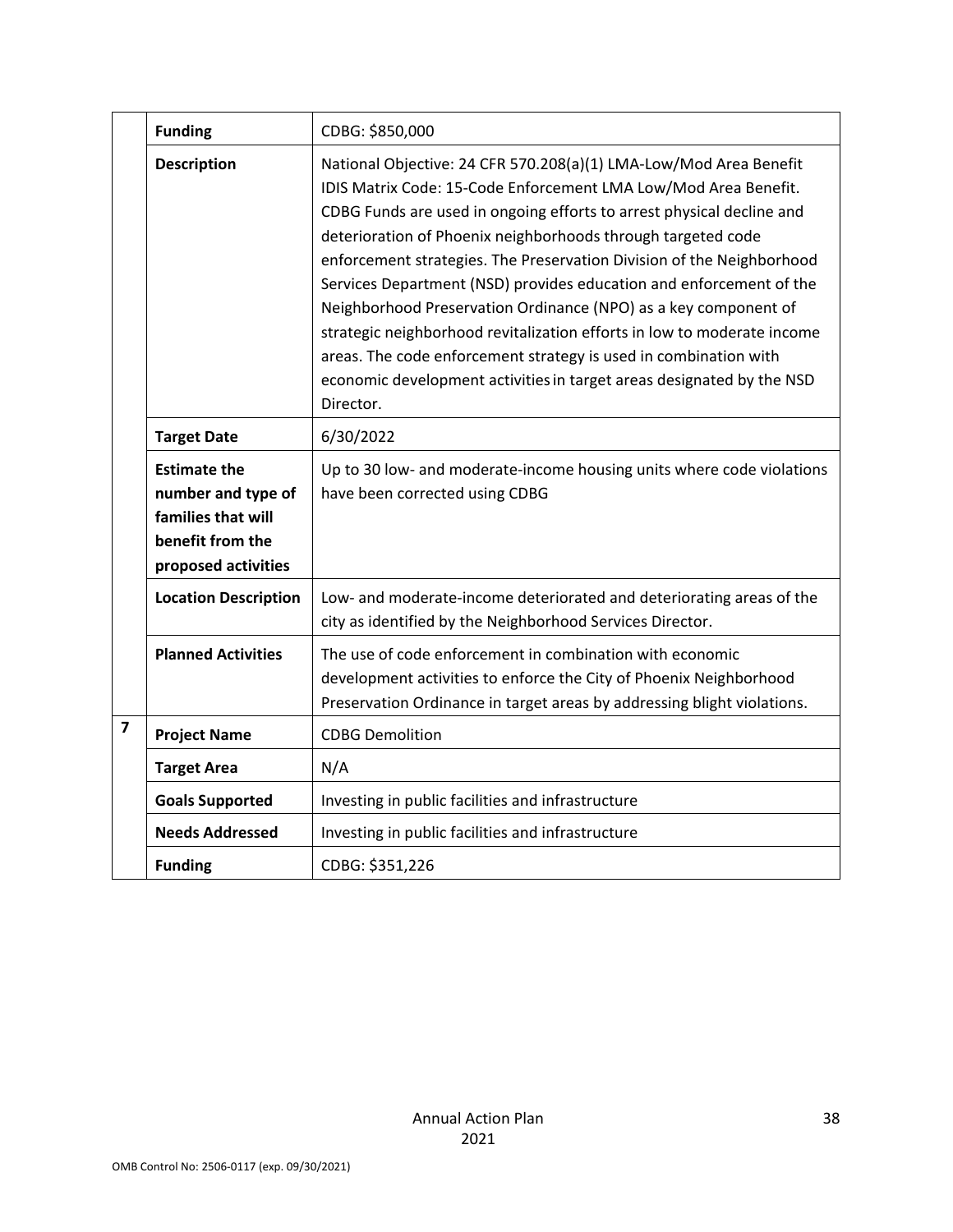| | | |
|---|---|---|
| | **Funding** | CDBG: $850,000 |
| | **Description** | National Objective: 24 CFR 570.208(a)(1) LMA-Low/Mod Area Benefit IDIS Matrix Code: 15-Code Enforcement LMA Low/Mod Area Benefit. CDBG Funds are used in ongoing efforts to arrest physical decline and deterioration of Phoenix neighborhoods through targeted code enforcement strategies. The Preservation Division of the Neighborhood Services Department (NSD) provides education and enforcement of the Neighborhood Preservation Ordinance (NPO) as a key component of strategic neighborhood revitalization efforts in low to moderate income areas. The code enforcement strategy is used in combination with economic development activities in target areas designated by the NSD Director. |
| | **Target Date** | 6/30/2022 |
| | **Estimate the number and type of families that will benefit from the proposed activities** | Up to 30 low- and moderate-income housing units where code violations have been corrected using CDBG |
| | **Location Description** | Low- and moderate-income deteriorated and deteriorating areas of the city as identified by the Neighborhood Services Director. |
| | **Planned Activities** | The use of code enforcement in combination with economic development activities to enforce the City of Phoenix Neighborhood Preservation Ordinance in target areas by addressing blight violations. |
| **7** | **Project Name** | CDBG Demolition |
| | **Target Area** | N/A |
| | **Goals Supported** | Investing in public facilities and infrastructure |
| | **Needs Addressed** | Investing in public facilities and infrastructure |
| | **Funding** | CDBG: $351,226 |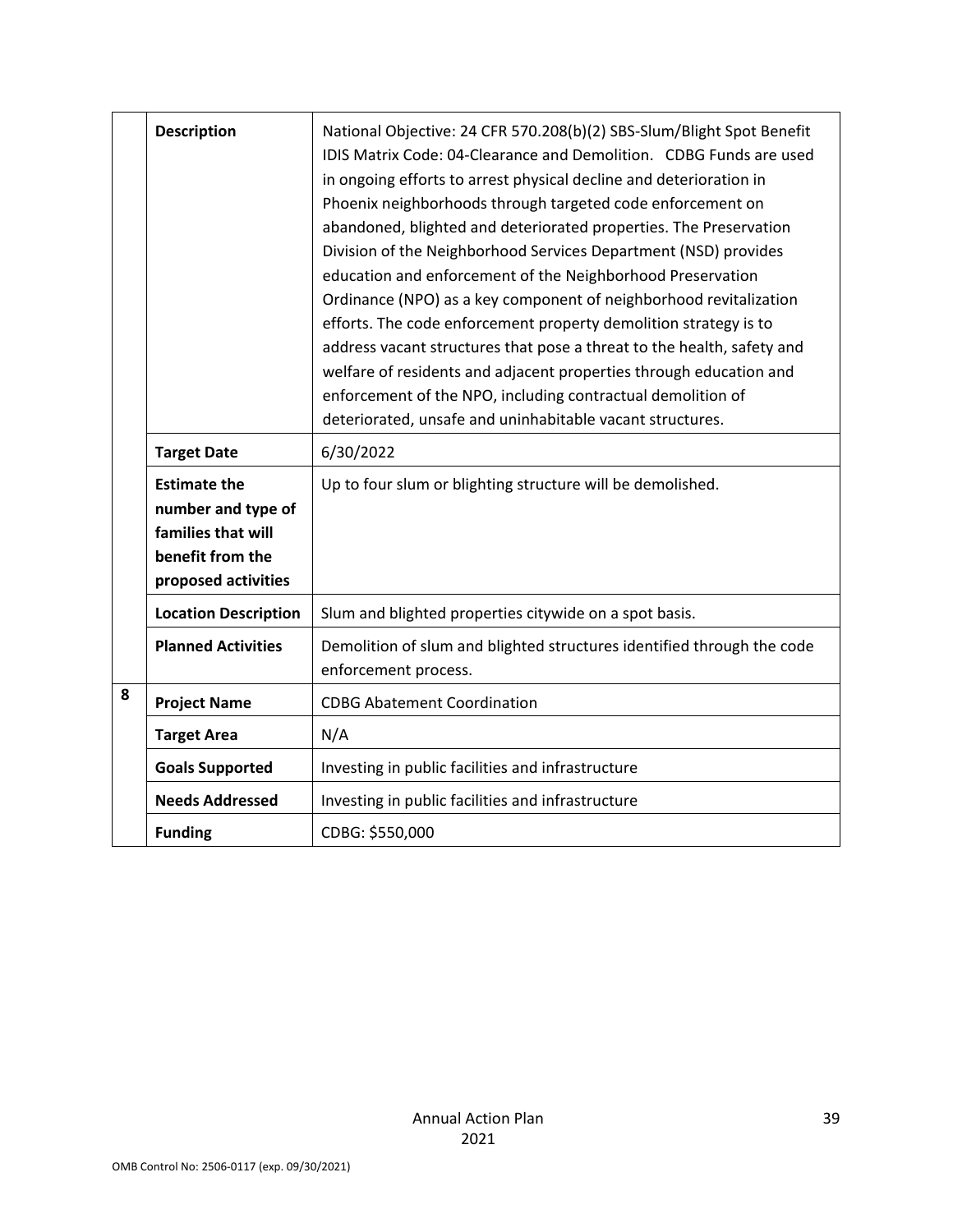| | | |
|---|---|---|
| | **Description** | National Objective: 24 CFR 570.208(b)(2) SBS-Slum/Blight Spot Benefit IDIS Matrix Code: 04-Clearance and Demolition. CDBG Funds are used in ongoing efforts to arrest physical decline and deterioration in Phoenix neighborhoods through targeted code enforcement on abandoned, blighted and deteriorated properties. The Preservation Division of the Neighborhood Services Department (NSD) provides education and enforcement of the Neighborhood Preservation Ordinance (NPO) as a key component of neighborhood revitalization efforts. The code enforcement property demolition strategy is to address vacant structures that pose a threat to the health, safety and welfare of residents and adjacent properties through education and enforcement of the NPO, including contractual demolition of deteriorated, unsafe and uninhabitable vacant structures. |
| | **Target Date** | 6/30/2022 |
| | **Estimate the number and type of families that will benefit from the proposed activities** | Up to four slum or blighting structure will be demolished. |
| | **Location Description** | Slum and blighted properties citywide on a spot basis. |
| | **Planned Activities** | Demolition of slum and blighted structures identified through the code enforcement process. |
| **8** | **Project Name** | CDBG Abatement Coordination |
| | **Target Area** | N/A |
| | **Goals Supported** | Investing in public facilities and infrastructure |
| | **Needs Addressed** | Investing in public facilities and infrastructure |
| | **Funding** | CDBG: $550,000 |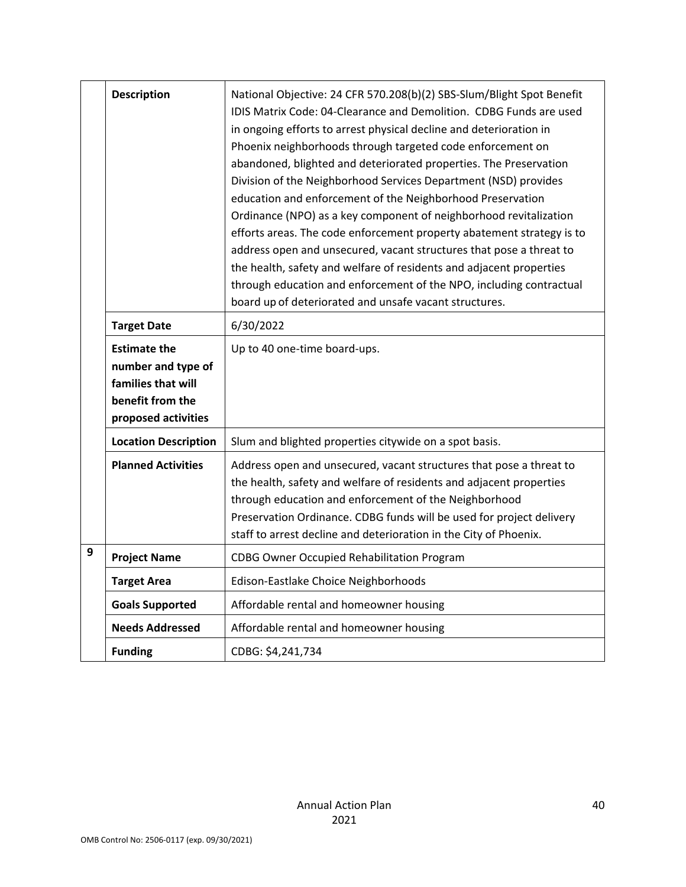| | | |
|---|---|---|
| | **Description** | National Objective: 24 CFR 570.208(b)(2) SBS-Slum/Blight Spot Benefit IDIS Matrix Code: 04-Clearance and Demolition. CDBG Funds are used in ongoing efforts to arrest physical decline and deterioration in Phoenix neighborhoods through targeted code enforcement on abandoned, blighted and deteriorated properties. The Preservation Division of the Neighborhood Services Department (NSD) provides education and enforcement of the Neighborhood Preservation Ordinance (NPO) as a key component of neighborhood revitalization efforts areas. The code enforcement property abatement strategy is to address open and unsecured, vacant structures that pose a threat to the health, safety and welfare of residents and adjacent properties through education and enforcement of the NPO, including contractual board up of deteriorated and unsafe vacant structures. |
| | **Target Date** | 6/30/2022 |
| | **Estimate the number and type of families that will benefit from the proposed activities** | Up to 40 one-time board-ups. |
| | **Location Description** | Slum and blighted properties citywide on a spot basis. |
| | **Planned Activities** | Address open and unsecured, vacant structures that pose a threat to the health, safety and welfare of residents and adjacent properties through education and enforcement of the Neighborhood Preservation Ordinance. CDBG funds will be used for project delivery staff to arrest decline and deterioration in the City of Phoenix. |
| 9 | **Project Name** | CDBG Owner Occupied Rehabilitation Program |
| | **Target Area** | Edison-Eastlake Choice Neighborhoods |
| | **Goals Supported** | Affordable rental and homeowner housing |
| | **Needs Addressed** | Affordable rental and homeowner housing |
| | **Funding** | CDBG: $4,241,734 |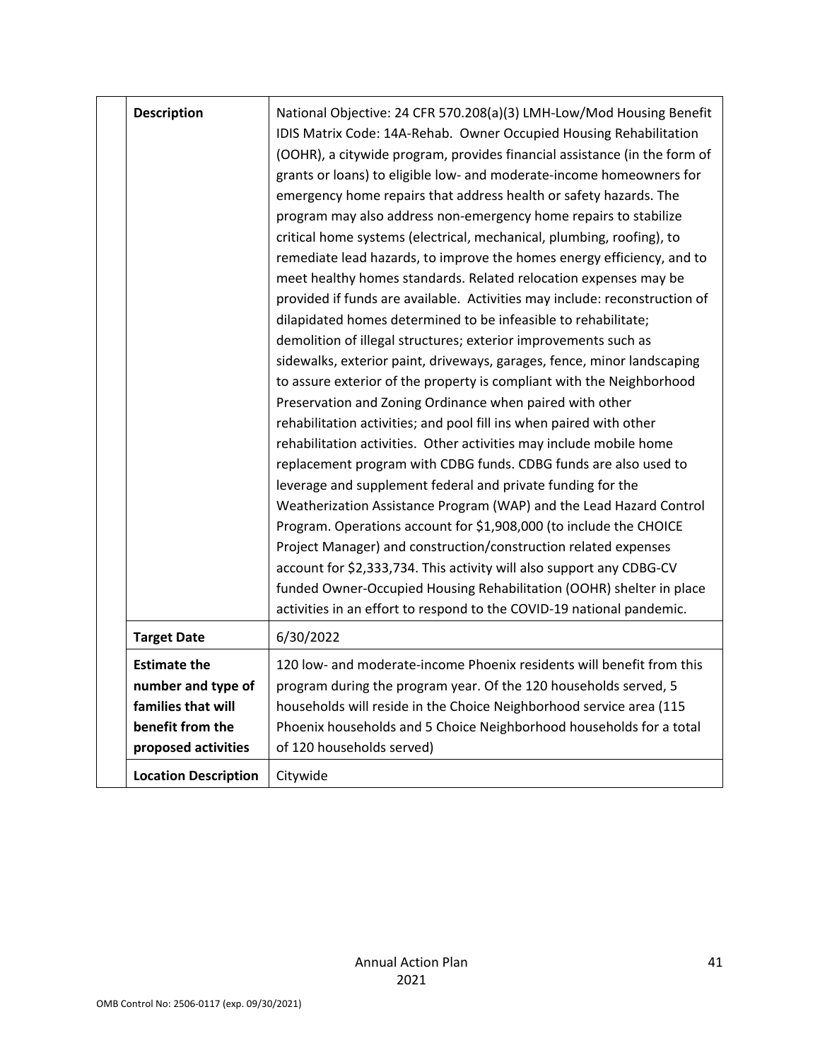| | |
|---|---|
| **Description** | National Objective: 24 CFR 570.208(a)(3) LMH-Low/Mod Housing Benefit IDIS Matrix Code: 14A-Rehab. Owner Occupied Housing Rehabilitation (OOHR), a citywide program, provides financial assistance (in the form of grants or loans) to eligible low- and moderate-income homeowners for emergency home repairs that address health or safety hazards. The program may also address non-emergency home repairs to stabilize critical home systems (electrical, mechanical, plumbing, roofing), to remediate lead hazards, to improve the homes energy efficiency, and to meet healthy homes standards. Related relocation expenses may be provided if funds are available. Activities may include: reconstruction of dilapidated homes determined to be infeasible to rehabilitate; demolition of illegal structures; exterior improvements such as sidewalks, exterior paint, driveways, garages, fence, minor landscaping to assure exterior of the property is compliant with the Neighborhood Preservation and Zoning Ordinance when paired with other rehabilitation activities; and pool fill ins when paired with other rehabilitation activities. Other activities may include mobile home replacement program with CDBG funds. CDBG funds are also used to leverage and supplement federal and private funding for the Weatherization Assistance Program (WAP) and the Lead Hazard Control Program. Operations account for $1,908,000 (to include the CHOICE Project Manager) and construction/construction related expenses account for $2,333,734. This activity will also support any CDBG-CV funded Owner-Occupied Housing Rehabilitation (OOHR) shelter in place activities in an effort to respond to the COVID-19 national pandemic. |
| **Target Date** | 6/30/2022 |
| **Estimate the number and type of families that will benefit from the proposed activities** | 120 low- and moderate-income Phoenix residents will benefit from this program during the program year. Of the 120 households served, 5 households will reside in the Choice Neighborhood service area (115 Phoenix households and 5 Choice Neighborhood households for a total of 120 households served) |
| **Location Description** | Citywide |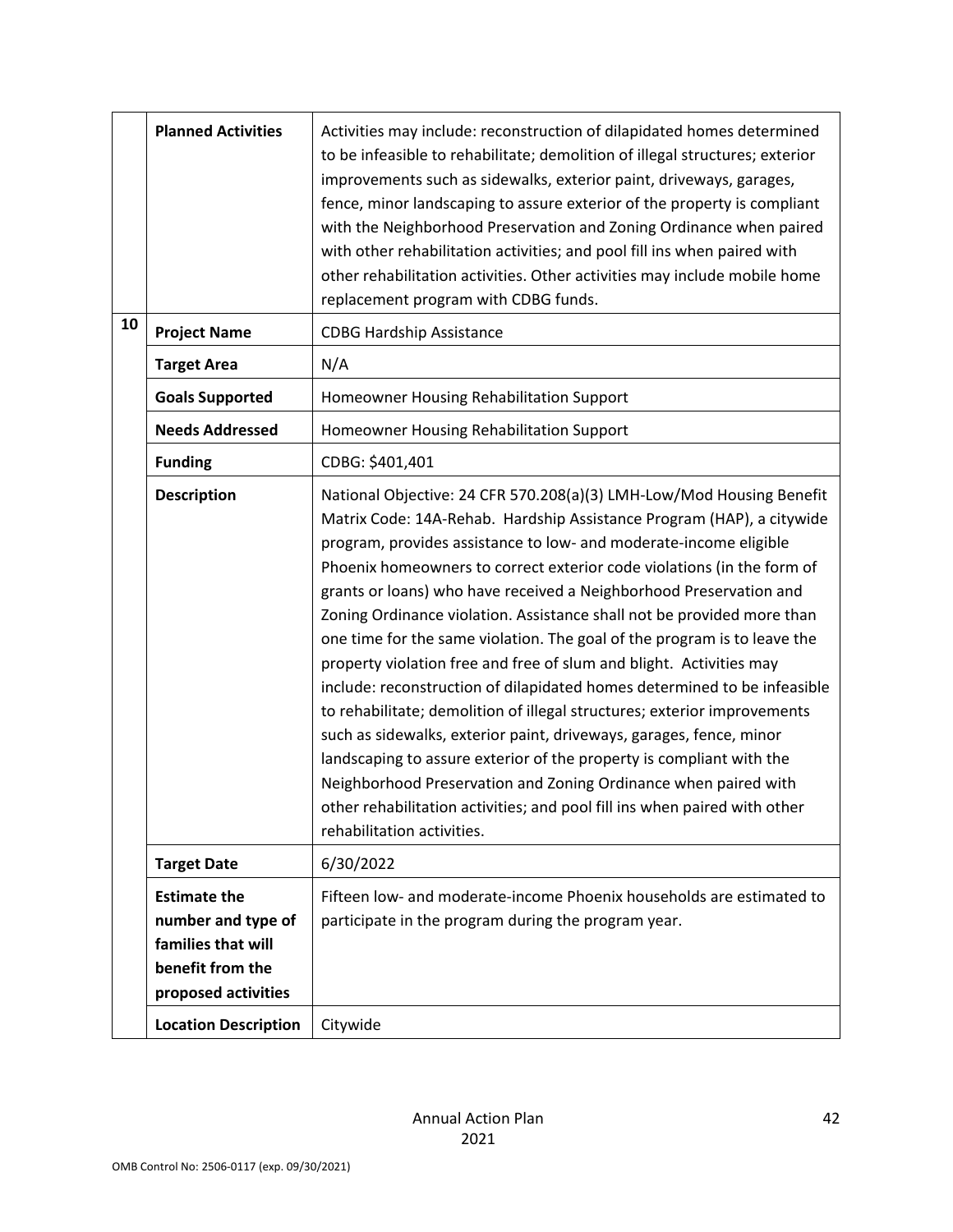| | | |
|---|---|---|
| | **Planned Activities** | Activities may include: reconstruction of dilapidated homes determined to be infeasible to rehabilitate; demolition of illegal structures; exterior improvements such as sidewalks, exterior paint, driveways, garages, fence, minor landscaping to assure exterior of the property is compliant with the Neighborhood Preservation and Zoning Ordinance when paired with other rehabilitation activities; and pool fill ins when paired with other rehabilitation activities. Other activities may include mobile home replacement program with CDBG funds. |
| **10** | **Project Name** | CDBG Hardship Assistance |
| | **Target Area** | N/A |
| | **Goals Supported** | Homeowner Housing Rehabilitation Support |
| | **Needs Addressed** | Homeowner Housing Rehabilitation Support |
| | **Funding** | CDBG: $401,401 |
| | **Description** | National Objective: 24 CFR 570.208(a)(3) LMH-Low/Mod Housing Benefit Matrix Code: 14A-Rehab. Hardship Assistance Program (HAP), a citywide program, provides assistance to low- and moderate-income eligible Phoenix homeowners to correct exterior code violations (in the form of grants or loans) who have received a Neighborhood Preservation and Zoning Ordinance violation. Assistance shall not be provided more than one time for the same violation. The goal of the program is to leave the property violation free and free of slum and blight. Activities may include: reconstruction of dilapidated homes determined to be infeasible to rehabilitate; demolition of illegal structures; exterior improvements such as sidewalks, exterior paint, driveways, garages, fence, minor landscaping to assure exterior of the property is compliant with the Neighborhood Preservation and Zoning Ordinance when paired with other rehabilitation activities; and pool fill ins when paired with other rehabilitation activities. |
| | **Target Date** | 6/30/2022 |
| | **Estimate the number and type of families that will benefit from the proposed activities** | Fifteen low- and moderate-income Phoenix households are estimated to participate in the program during the program year. |
| | **Location Description** | Citywide |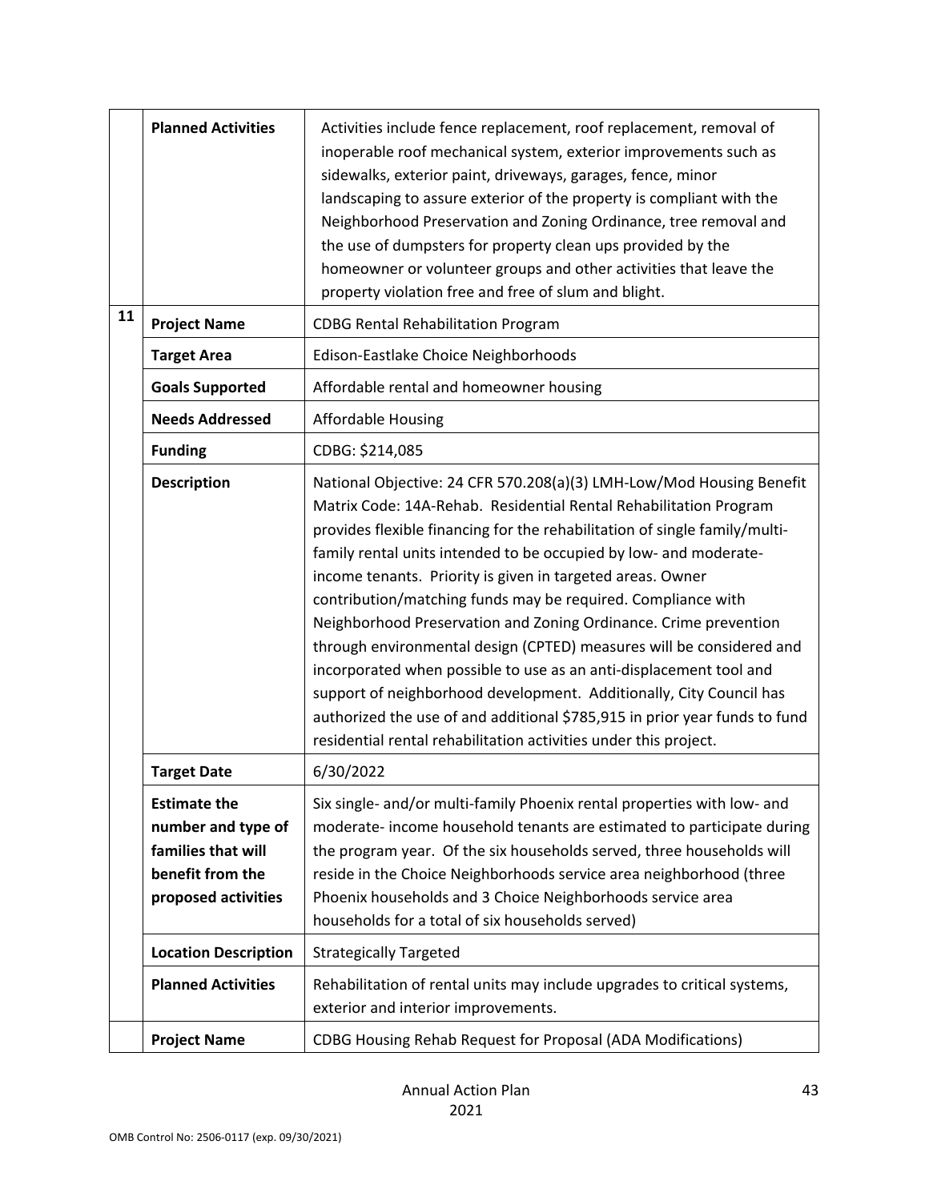| | | |
|---|---|---|
| | **Planned Activities** | Activities include fence replacement, roof replacement, removal of inoperable roof mechanical system, exterior improvements such as sidewalks, exterior paint, driveways, garages, fence, minor landscaping to assure exterior of the property is compliant with the Neighborhood Preservation and Zoning Ordinance, tree removal and the use of dumpsters for property clean ups provided by the homeowner or volunteer groups and other activities that leave the property violation free and free of slum and blight. |
| **11** | **Project Name** | CDBG Rental Rehabilitation Program |
| | **Target Area** | Edison-Eastlake Choice Neighborhoods |
| | **Goals Supported** | Affordable rental and homeowner housing |
| | **Needs Addressed** | Affordable Housing |
| | **Funding** | CDBG: $214,085 |
| | **Description** | National Objective: 24 CFR 570.208(a)(3) LMH-Low/Mod Housing Benefit Matrix Code: 14A-Rehab. Residential Rental Rehabilitation Program provides flexible financing for the rehabilitation of single family/multi-family rental units intended to be occupied by low- and moderate-income tenants. Priority is given in targeted areas. Owner contribution/matching funds may be required. Compliance with Neighborhood Preservation and Zoning Ordinance. Crime prevention through environmental design (CPTED) measures will be considered and incorporated when possible to use as an anti-displacement tool and support of neighborhood development. Additionally, City Council has authorized the use of and additional $785,915 in prior year funds to fund residential rental rehabilitation activities under this project. |
| | **Target Date** | 6/30/2022 |
| | **Estimate the number and type of families that will benefit from the proposed activities** | Six single- and/or multi-family Phoenix rental properties with low- and moderate- income household tenants are estimated to participate during the program year. Of the six households served, three households will reside in the Choice Neighborhoods service area neighborhood (three Phoenix households and 3 Choice Neighborhoods service area households for a total of six households served) |
| | **Location Description** | Strategically Targeted |
| | **Planned Activities** | Rehabilitation of rental units may include upgrades to critical systems, exterior and interior improvements. |
| | **Project Name** | CDBG Housing Rehab Request for Proposal (ADA Modifications) |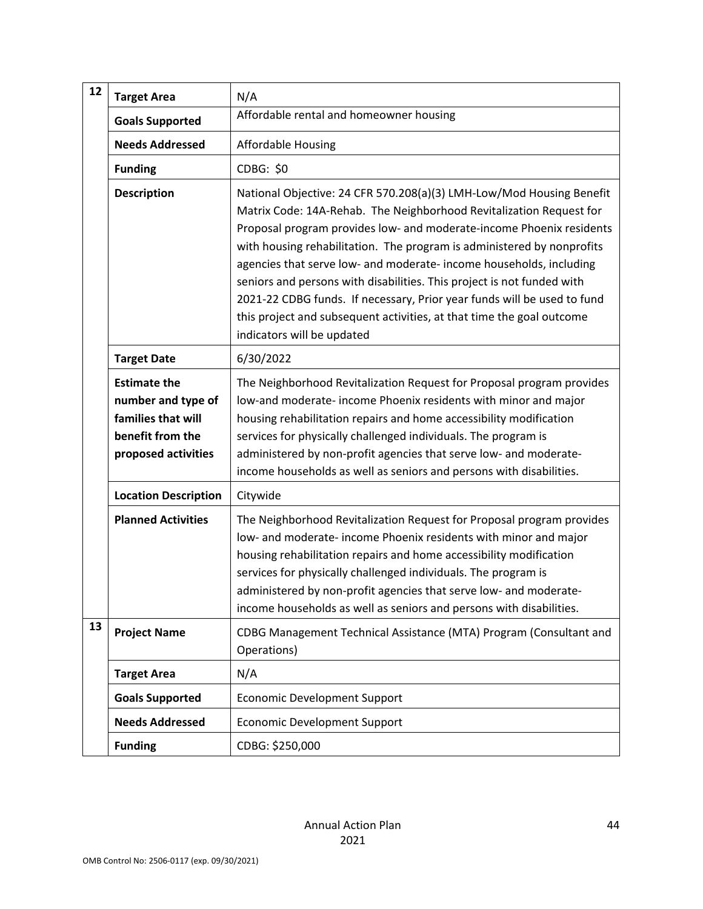| | | |
|---|---|---|
| 12 | **Target Area** | N/A |
| | **Goals Supported** | Affordable rental and homeowner housing |
| | **Needs Addressed** | Affordable Housing |
| | **Funding** | CDBG: $0 |
| | **Description** | National Objective: 24 CFR 570.208(a)(3) LMH-Low/Mod Housing Benefit Matrix Code: 14A-Rehab. The Neighborhood Revitalization Request for Proposal program provides low- and moderate-income Phoenix residents with housing rehabilitation. The program is administered by nonprofits agencies that serve low- and moderate- income households, including seniors and persons with disabilities. This project is not funded with 2021-22 CDBG funds. If necessary, Prior year funds will be used to fund this project and subsequent activities, at that time the goal outcome indicators will be updated |
| | **Target Date** | 6/30/2022 |
| | **Estimate the number and type of families that will benefit from the proposed activities** | The Neighborhood Revitalization Request for Proposal program provides low-and moderate- income Phoenix residents with minor and major housing rehabilitation repairs and home accessibility modification services for physically challenged individuals. The program is administered by non-profit agencies that serve low- and moderate-income households as well as seniors and persons with disabilities. |
| | **Location Description** | Citywide |
| | **Planned Activities** | The Neighborhood Revitalization Request for Proposal program provides low- and moderate- income Phoenix residents with minor and major housing rehabilitation repairs and home accessibility modification services for physically challenged individuals. The program is administered by non-profit agencies that serve low- and moderate-income households as well as seniors and persons with disabilities. |
| 13 | **Project Name** | CDBG Management Technical Assistance (MTA) Program (Consultant and Operations) |
| | **Target Area** | N/A |
| | **Goals Supported** | Economic Development Support |
| | **Needs Addressed** | Economic Development Support |
| | **Funding** | CDBG: $250,000 |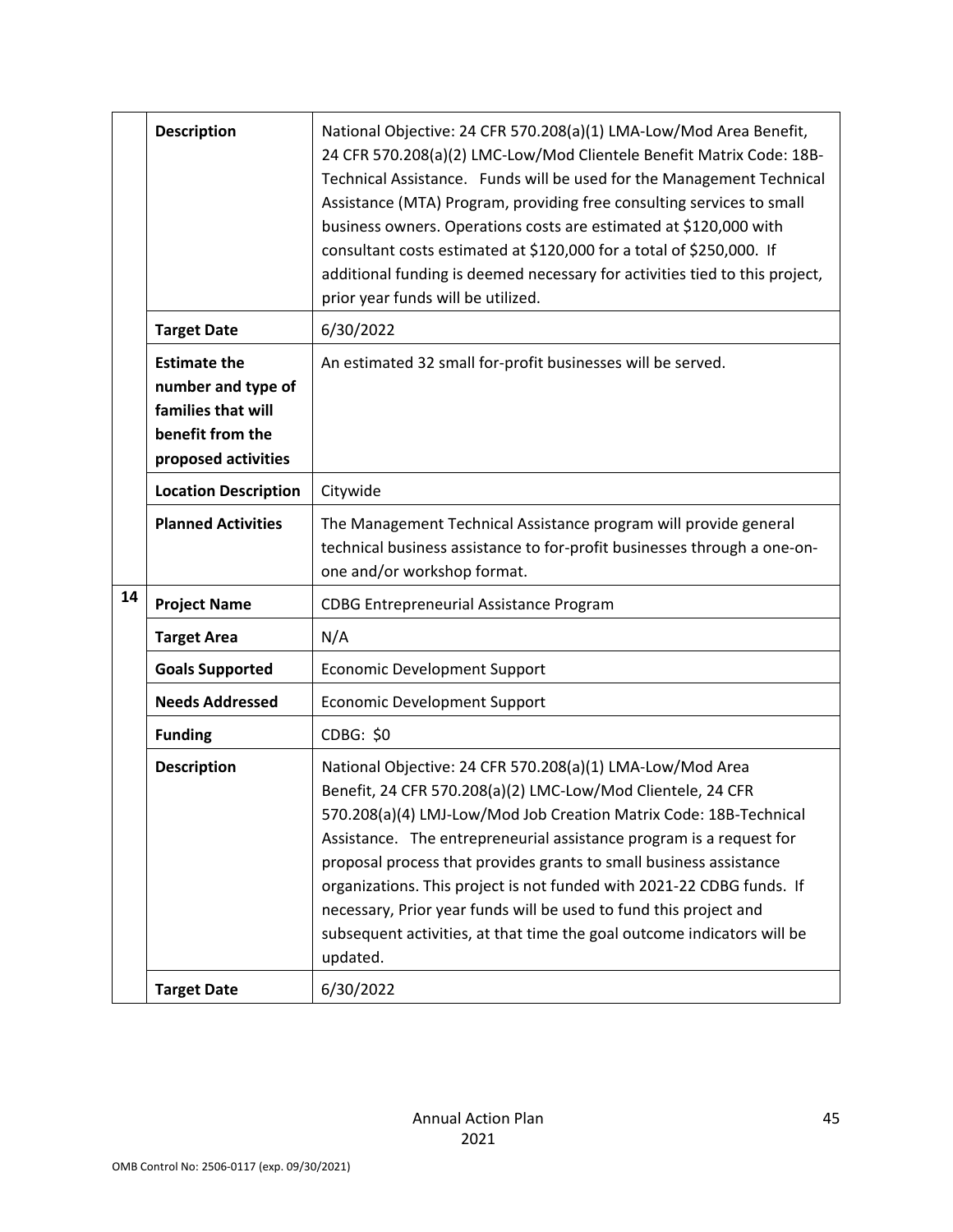| | | |
|---|---|---|
| | **Description** | National Objective: 24 CFR 570.208(a)(1) LMA-Low/Mod Area Benefit, 24 CFR 570.208(a)(2) LMC-Low/Mod Clientele Benefit Matrix Code: 18B-Technical Assistance. Funds will be used for the Management Technical Assistance (MTA) Program, providing free consulting services to small business owners. Operations costs are estimated at $120,000 with consultant costs estimated at $120,000 for a total of $250,000. If additional funding is deemed necessary for activities tied to this project, prior year funds will be utilized. |
| | **Target Date** | 6/30/2022 |
| | **Estimate the number and type of families that will benefit from the proposed activities** | An estimated 32 small for-profit businesses will be served. |
| | **Location Description** | Citywide |
| | **Planned Activities** | The Management Technical Assistance program will provide general technical business assistance to for-profit businesses through a one-on-one and/or workshop format. |
| **14** | **Project Name** | CDBG Entrepreneurial Assistance Program |
| | **Target Area** | N/A |
| | **Goals Supported** | Economic Development Support |
| | **Needs Addressed** | Economic Development Support |
| | **Funding** | CDBG: $0 |
| | **Description** | National Objective: 24 CFR 570.208(a)(1) LMA-Low/Mod Area Benefit, 24 CFR 570.208(a)(2) LMC-Low/Mod Clientele, 24 CFR 570.208(a)(4) LMJ-Low/Mod Job Creation Matrix Code: 18B-Technical Assistance. The entrepreneurial assistance program is a request for proposal process that provides grants to small business assistance organizations. This project is not funded with 2021-22 CDBG funds. If necessary, Prior year funds will be used to fund this project and subsequent activities, at that time the goal outcome indicators will be updated. |
| | **Target Date** | 6/30/2022 |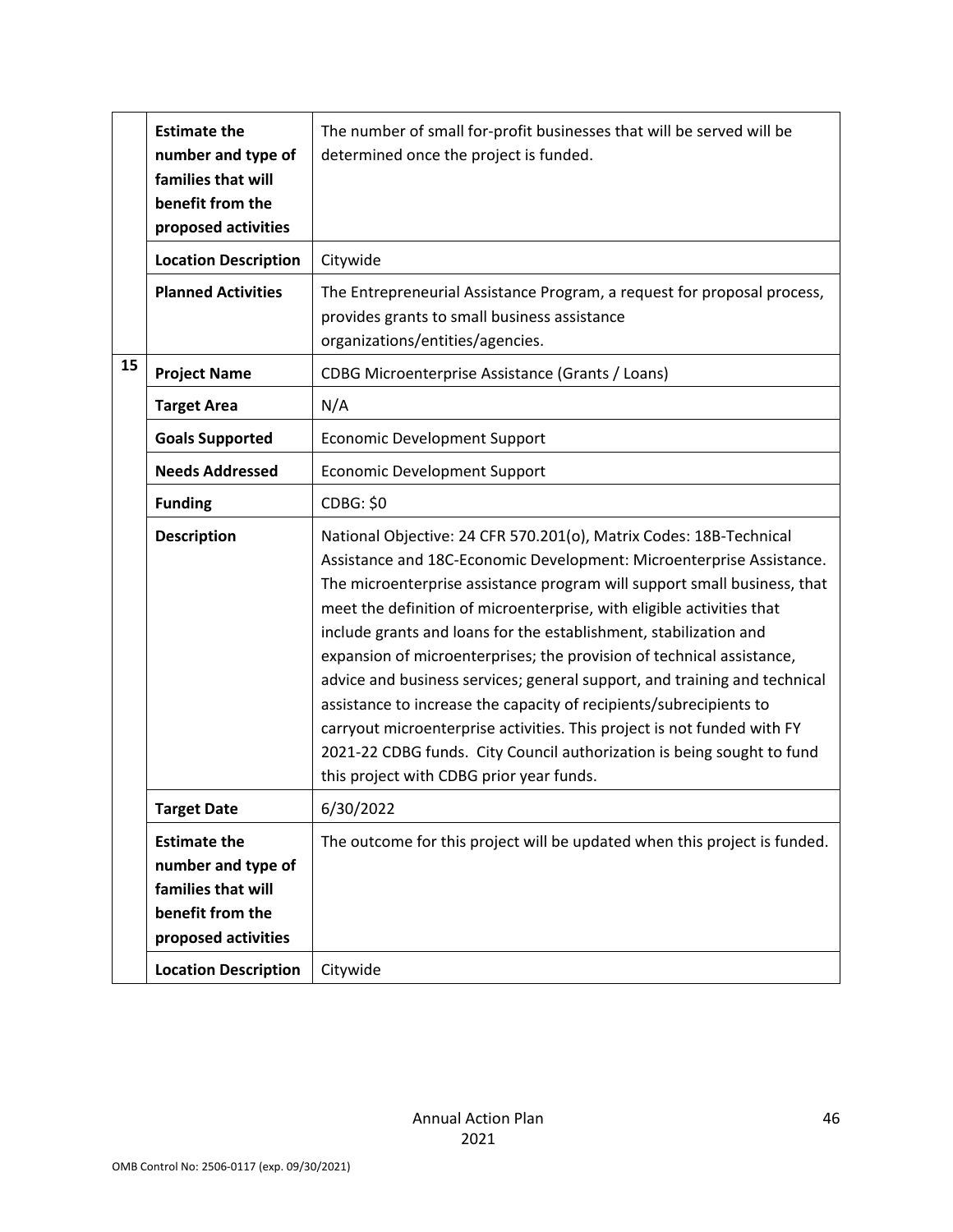| | | |
|---|---|---|
| | **Estimate the number and type of families that will benefit from the proposed activities** | The number of small for-profit businesses that will be served will be determined once the project is funded. |
| | **Location Description** | Citywide |
| | **Planned Activities** | The Entrepreneurial Assistance Program, a request for proposal process, provides grants to small business assistance organizations/entities/agencies. |
| **15** | **Project Name** | CDBG Microenterprise Assistance (Grants / Loans) |
| | **Target Area** | N/A |
| | **Goals Supported** | Economic Development Support |
| | **Needs Addressed** | Economic Development Support |
| | **Funding** | CDBG: $0 |
| | **Description** | National Objective: 24 CFR 570.201(o), Matrix Codes: 18B-Technical Assistance and 18C-Economic Development: Microenterprise Assistance. The microenterprise assistance program will support small business, that meet the definition of microenterprise, with eligible activities that include grants and loans for the establishment, stabilization and expansion of microenterprises; the provision of technical assistance, advice and business services; general support, and training and technical assistance to increase the capacity of recipients/subrecipients to carryout microenterprise activities. This project is not funded with FY 2021-22 CDBG funds. City Council authorization is being sought to fund this project with CDBG prior year funds. |
| | **Target Date** | 6/30/2022 |
| | **Estimate the number and type of families that will benefit from the proposed activities** | The outcome for this project will be updated when this project is funded. |
| | **Location Description** | Citywide |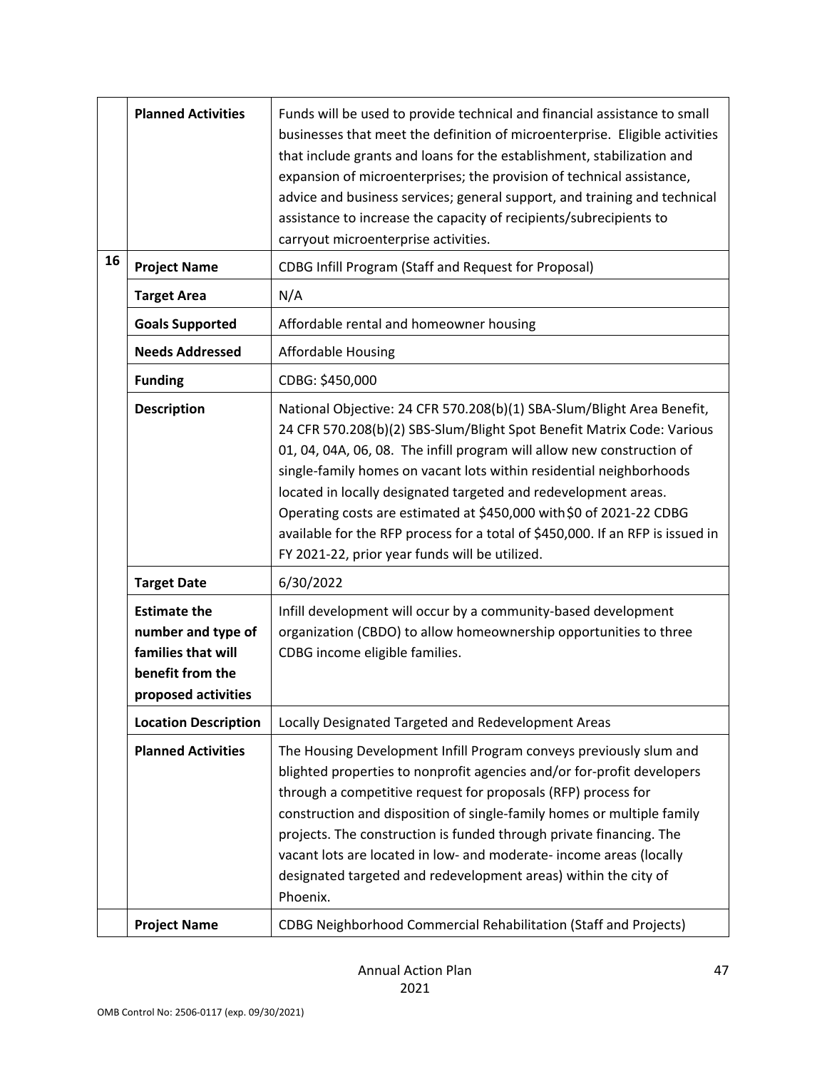| | | |
|---|---|---|
| | **Planned Activities** | Funds will be used to provide technical and financial assistance to small businesses that meet the definition of microenterprise. Eligible activities that include grants and loans for the establishment, stabilization and expansion of microenterprises; the provision of technical assistance, advice and business services; general support, and training and technical assistance to increase the capacity of recipients/subrecipients to carryout microenterprise activities. |
| 16 | **Project Name** | CDBG Infill Program (Staff and Request for Proposal) |
| | **Target Area** | N/A |
| | **Goals Supported** | Affordable rental and homeowner housing |
| | **Needs Addressed** | Affordable Housing |
| | **Funding** | CDBG: $450,000 |
| | **Description** | National Objective: 24 CFR 570.208(b)(1) SBA-Slum/Blight Area Benefit, 24 CFR 570.208(b)(2) SBS-Slum/Blight Spot Benefit Matrix Code: Various 01, 04, 04A, 06, 08. The infill program will allow new construction of single-family homes on vacant lots within residential neighborhoods located in locally designated targeted and redevelopment areas. Operating costs are estimated at $450,000 with $0 of 2021-22 CDBG available for the RFP process for a total of $450,000. If an RFP is issued in FY 2021-22, prior year funds will be utilized. |
| | **Target Date** | 6/30/2022 |
| | **Estimate the number and type of families that will benefit from the proposed activities** | Infill development will occur by a community-based development organization (CBDO) to allow homeownership opportunities to three CDBG income eligible families. |
| | **Location Description** | Locally Designated Targeted and Redevelopment Areas |
| | **Planned Activities** | The Housing Development Infill Program conveys previously slum and blighted properties to nonprofit agencies and/or for-profit developers through a competitive request for proposals (RFP) process for construction and disposition of single-family homes or multiple family projects. The construction is funded through private financing. The vacant lots are located in low- and moderate- income areas (locally designated targeted and redevelopment areas) within the city of Phoenix. |
| | **Project Name** | CDBG Neighborhood Commercial Rehabilitation (Staff and Projects) |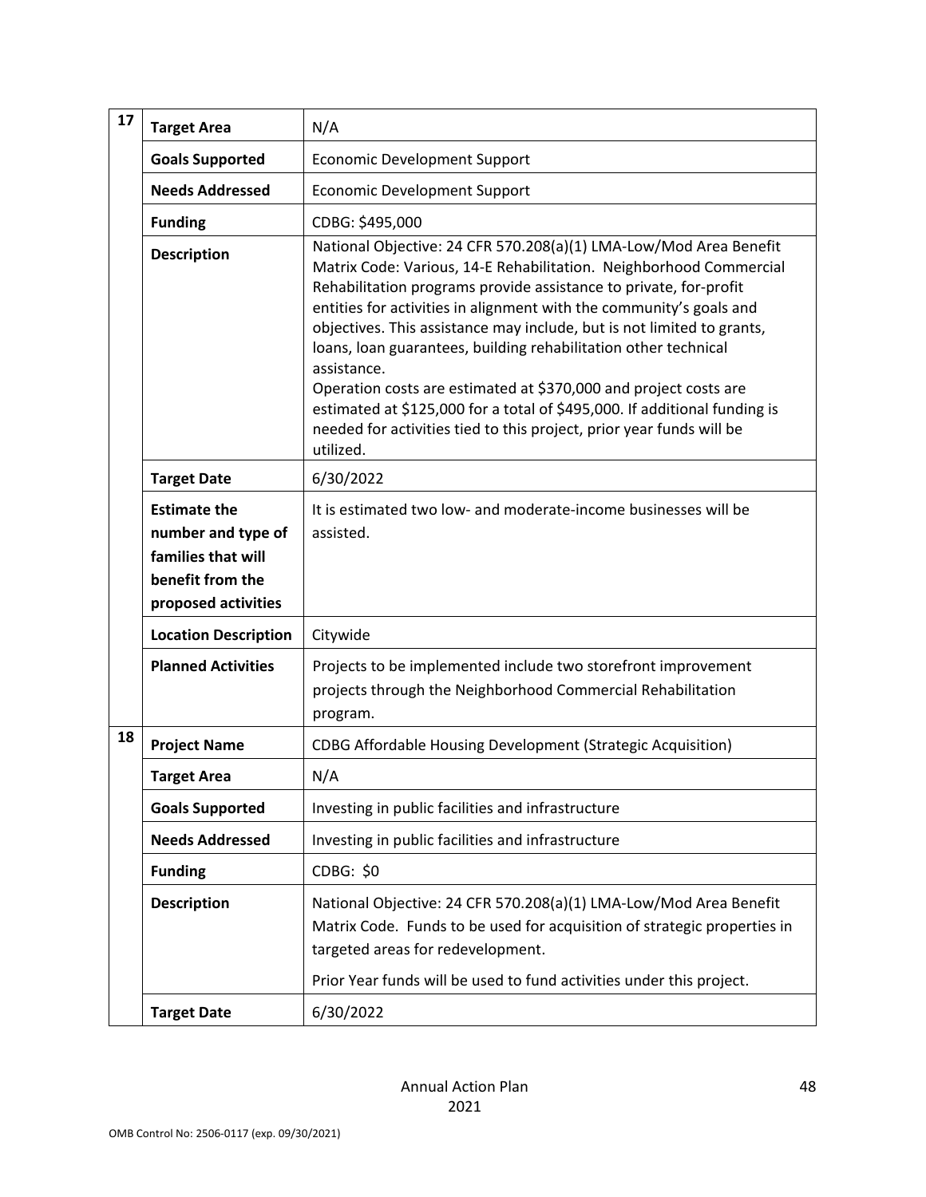| # | Field | Value |
|---|---|---|
| 17 | Target Area | N/A |
| | Goals Supported | Economic Development Support |
| | Needs Addressed | Economic Development Support |
| | Funding | CDBG: $495,000 |
| | Description | National Objective: 24 CFR 570.208(a)(1) LMA-Low/Mod Area Benefit Matrix Code: Various, 14-E Rehabilitation. Neighborhood Commercial Rehabilitation programs provide assistance to private, for-profit entities for activities in alignment with the community's goals and objectives. This assistance may include, but is not limited to grants, loans, loan guarantees, building rehabilitation other technical assistance.<br>Operation costs are estimated at $370,000 and project costs are estimated at $125,000 for a total of $495,000. If additional funding is needed for activities tied to this project, prior year funds will be utilized. |
| | Target Date | 6/30/2022 |
| | Estimate the number and type of families that will benefit from the proposed activities | It is estimated two low- and moderate-income businesses will be assisted. |
| | Location Description | Citywide |
| | Planned Activities | Projects to be implemented include two storefront improvement projects through the Neighborhood Commercial Rehabilitation program. |
| 18 | Project Name | CDBG Affordable Housing Development (Strategic Acquisition) |
| | Target Area | N/A |
| | Goals Supported | Investing in public facilities and infrastructure |
| | Needs Addressed | Investing in public facilities and infrastructure |
| | Funding | CDBG: $0 |
| | Description | National Objective: 24 CFR 570.208(a)(1) LMA-Low/Mod Area Benefit Matrix Code. Funds to be used for acquisition of strategic properties in targeted areas for redevelopment.<br>Prior Year funds will be used to fund activities under this project. |
| | Target Date | 6/30/2022 |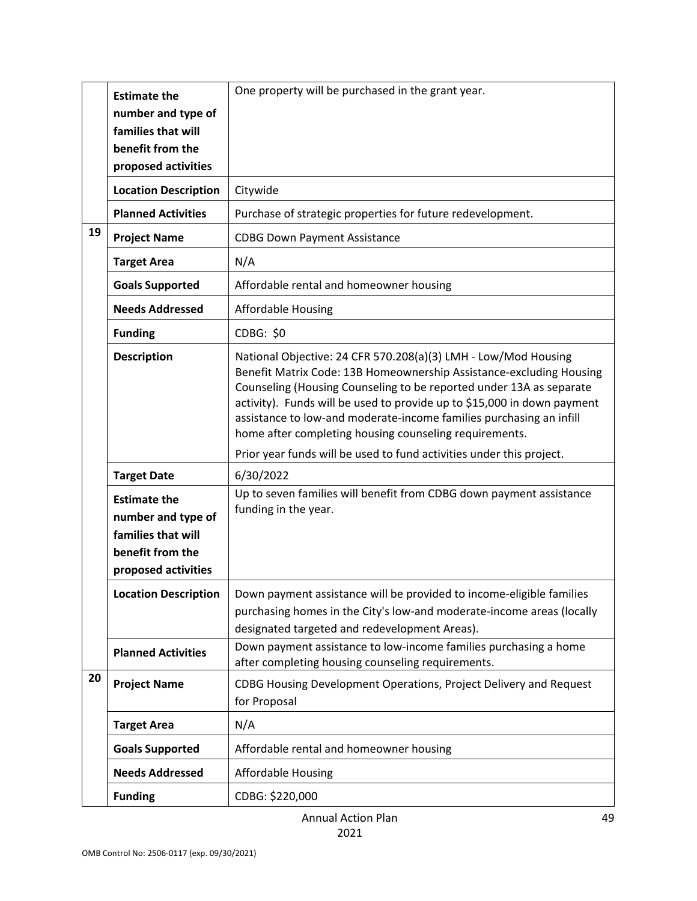| | | |
|---|---|---|
| | **Estimate the number and type of families that will benefit from the proposed activities** | One property will be purchased in the grant year. |
| | **Location Description** | Citywide |
| | **Planned Activities** | Purchase of strategic properties for future redevelopment. |
| 19 | **Project Name** | CDBG Down Payment Assistance |
| | **Target Area** | N/A |
| | **Goals Supported** | Affordable rental and homeowner housing |
| | **Needs Addressed** | Affordable Housing |
| | **Funding** | CDBG: $0 |
| | **Description** | National Objective: 24 CFR 570.208(a)(3) LMH - Low/Mod Housing Benefit Matrix Code: 13B Homeownership Assistance-excluding Housing Counseling (Housing Counseling to be reported under 13A as separate activity). Funds will be used to provide up to $15,000 in down payment assistance to low-and moderate-income families purchasing an infill home after completing housing counseling requirements.<br><br>Prior year funds will be used to fund activities under this project. |
| | **Target Date** | 6/30/2022 |
| | **Estimate the number and type of families that will benefit from the proposed activities** | Up to seven families will benefit from CDBG down payment assistance funding in the year. |
| | **Location Description** | Down payment assistance will be provided to income-eligible families purchasing homes in the City's low-and moderate-income areas (locally designated targeted and redevelopment Areas). |
| | **Planned Activities** | Down payment assistance to low-income families purchasing a home after completing housing counseling requirements. |
| 20 | **Project Name** | CDBG Housing Development Operations, Project Delivery and Request for Proposal |
| | **Target Area** | N/A |
| | **Goals Supported** | Affordable rental and homeowner housing |
| | **Needs Addressed** | Affordable Housing |
| | **Funding** | CDBG: $220,000 |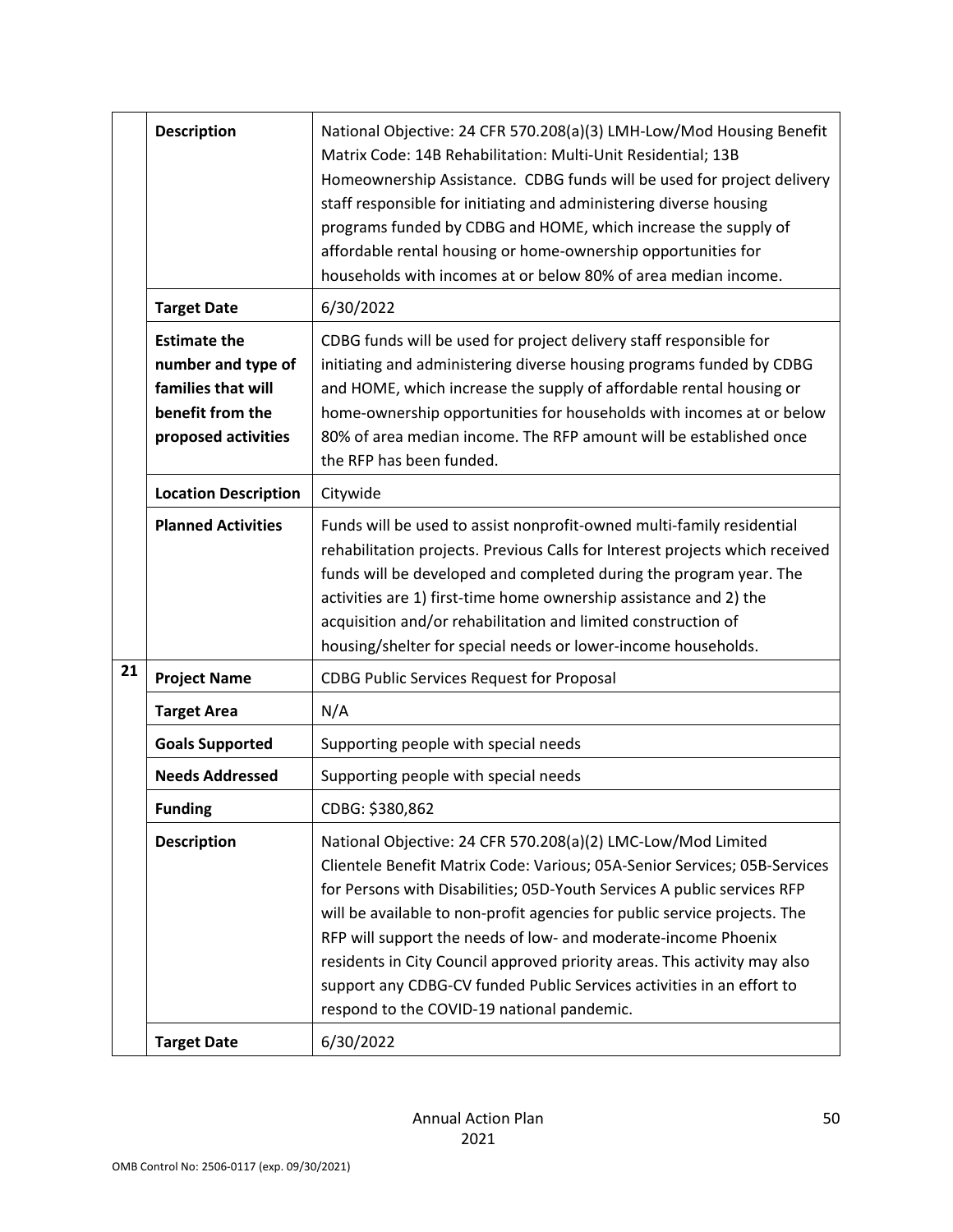| | | |
|---|---|---|
| | **Description** | National Objective: 24 CFR 570.208(a)(3) LMH-Low/Mod Housing Benefit Matrix Code: 14B Rehabilitation: Multi-Unit Residential; 13B Homeownership Assistance. CDBG funds will be used for project delivery staff responsible for initiating and administering diverse housing programs funded by CDBG and HOME, which increase the supply of affordable rental housing or home-ownership opportunities for households with incomes at or below 80% of area median income. |
| | **Target Date** | 6/30/2022 |
| | **Estimate the number and type of families that will benefit from the proposed activities** | CDBG funds will be used for project delivery staff responsible for initiating and administering diverse housing programs funded by CDBG and HOME, which increase the supply of affordable rental housing or home-ownership opportunities for households with incomes at or below 80% of area median income. The RFP amount will be established once the RFP has been funded. |
| | **Location Description** | Citywide |
| | **Planned Activities** | Funds will be used to assist nonprofit-owned multi-family residential rehabilitation projects. Previous Calls for Interest projects which received funds will be developed and completed during the program year. The activities are 1) first-time home ownership assistance and 2) the acquisition and/or rehabilitation and limited construction of housing/shelter for special needs or lower-income households. |
| 21 | **Project Name** | CDBG Public Services Request for Proposal |
| | **Target Area** | N/A |
| | **Goals Supported** | Supporting people with special needs |
| | **Needs Addressed** | Supporting people with special needs |
| | **Funding** | CDBG: $380,862 |
| | **Description** | National Objective: 24 CFR 570.208(a)(2) LMC-Low/Mod Limited Clientele Benefit Matrix Code: Various; 05A-Senior Services; 05B-Services for Persons with Disabilities; 05D-Youth Services A public services RFP will be available to non-profit agencies for public service projects. The RFP will support the needs of low- and moderate-income Phoenix residents in City Council approved priority areas. This activity may also support any CDBG-CV funded Public Services activities in an effort to respond to the COVID-19 national pandemic. |
| | **Target Date** | 6/30/2022 |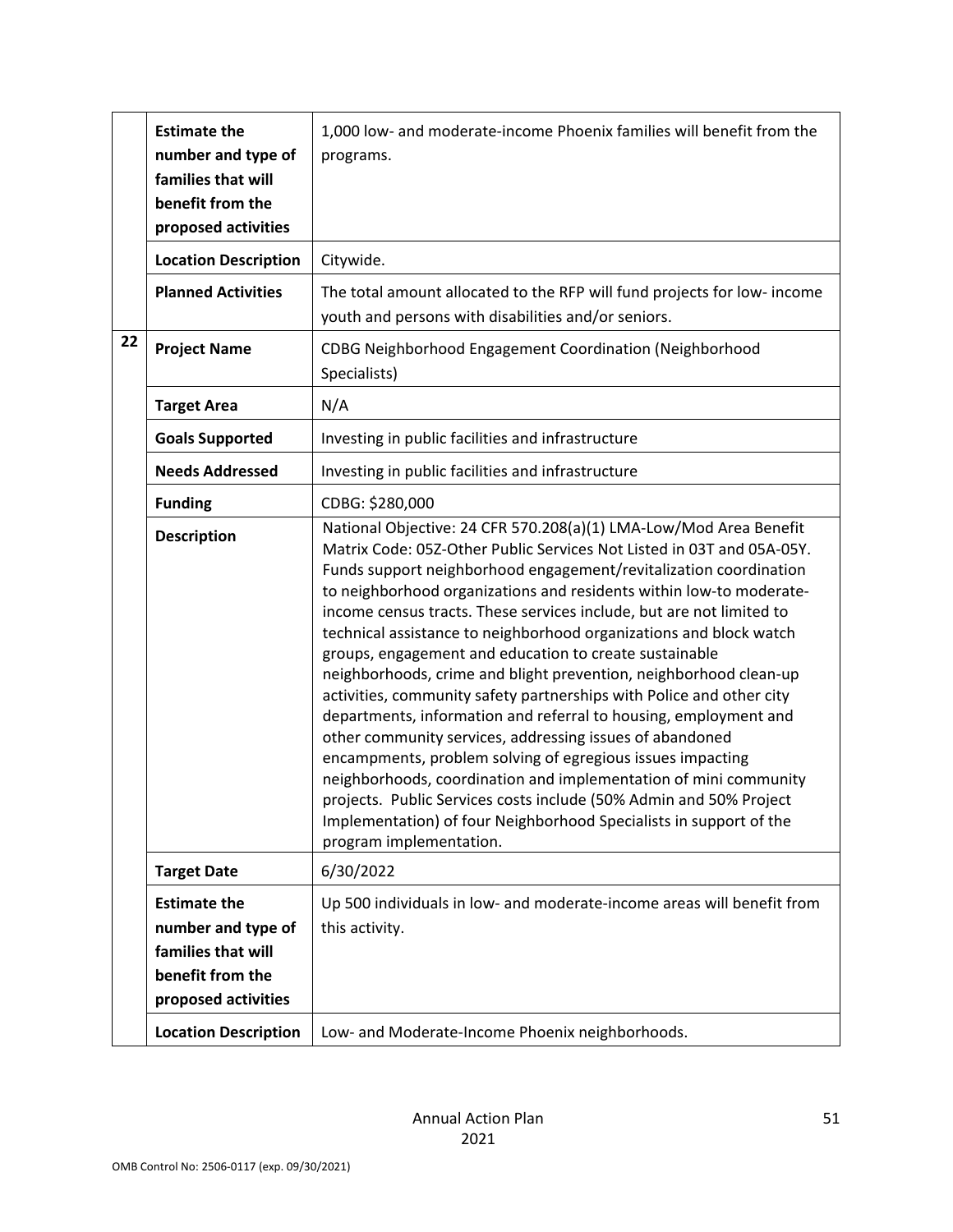| | | |
|---|---|---|
| | **Estimate the number and type of families that will benefit from the proposed activities** | 1,000 low- and moderate-income Phoenix families will benefit from the programs. |
| | **Location Description** | Citywide. |
| | **Planned Activities** | The total amount allocated to the RFP will fund projects for low- income youth and persons with disabilities and/or seniors. |
| **22** | **Project Name** | CDBG Neighborhood Engagement Coordination (Neighborhood Specialists) |
| | **Target Area** | N/A |
| | **Goals Supported** | Investing in public facilities and infrastructure |
| | **Needs Addressed** | Investing in public facilities and infrastructure |
| | **Funding** | CDBG: $280,000 |
| | **Description** | National Objective: 24 CFR 570.208(a)(1) LMA-Low/Mod Area Benefit Matrix Code: 05Z-Other Public Services Not Listed in 03T and 05A-05Y. Funds support neighborhood engagement/revitalization coordination to neighborhood organizations and residents within low-to moderate-income census tracts. These services include, but are not limited to technical assistance to neighborhood organizations and block watch groups, engagement and education to create sustainable neighborhoods, crime and blight prevention, neighborhood clean-up activities, community safety partnerships with Police and other city departments, information and referral to housing, employment and other community services, addressing issues of abandoned encampments, problem solving of egregious issues impacting neighborhoods, coordination and implementation of mini community projects. Public Services costs include (50% Admin and 50% Project Implementation) of four Neighborhood Specialists in support of the program implementation. |
| | **Target Date** | 6/30/2022 |
| | **Estimate the number and type of families that will benefit from the proposed activities** | Up 500 individuals in low- and moderate-income areas will benefit from this activity. |
| | **Location Description** | Low- and Moderate-Income Phoenix neighborhoods. |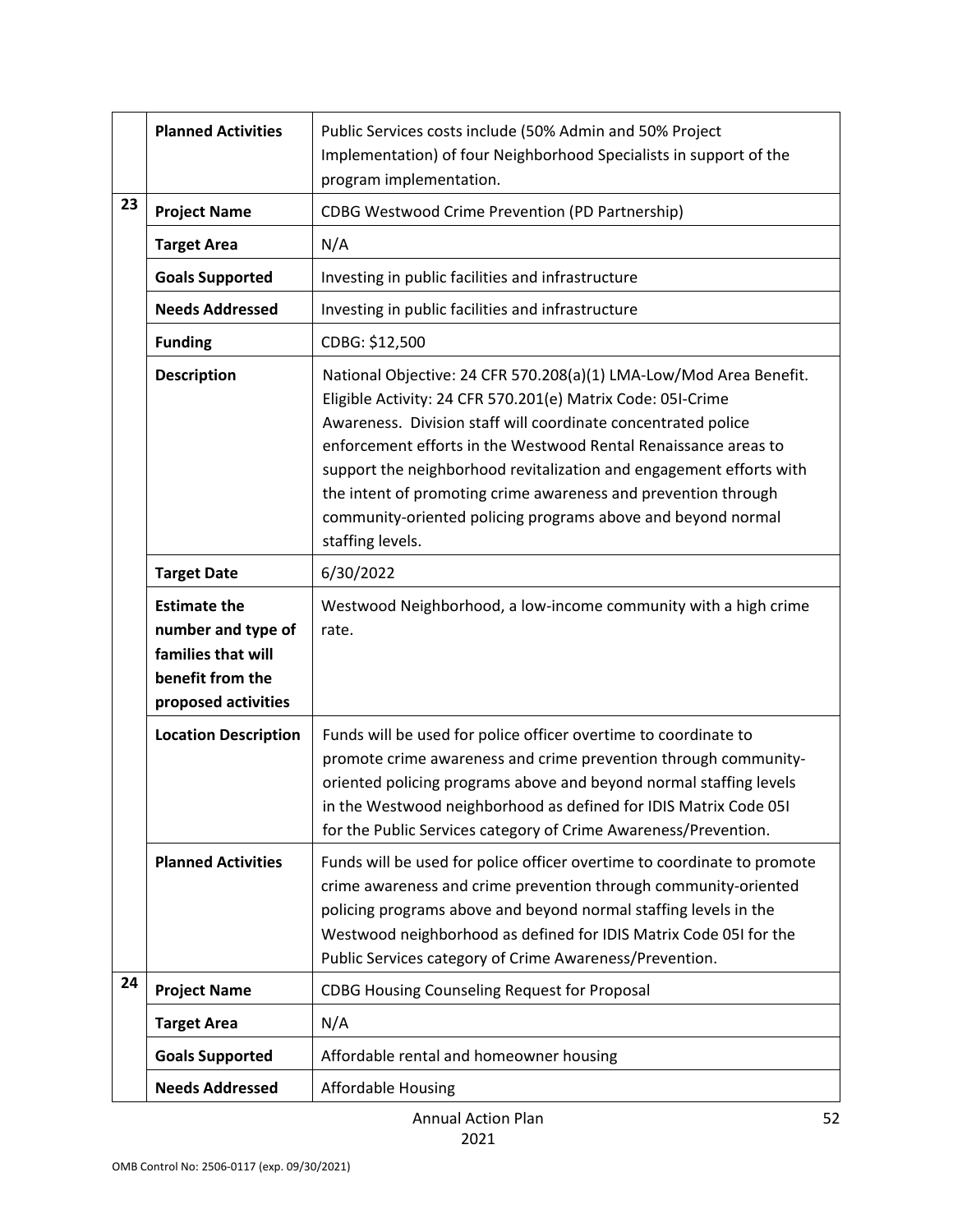|  |  |  |
| --- | --- | --- |
|  | **Planned Activities** | Public Services costs include (50% Admin and 50% Project Implementation) of four Neighborhood Specialists in support of the program implementation. |
| 23 | **Project Name** | CDBG Westwood Crime Prevention (PD Partnership) |
|  | **Target Area** | N/A |
|  | **Goals Supported** | Investing in public facilities and infrastructure |
|  | **Needs Addressed** | Investing in public facilities and infrastructure |
|  | **Funding** | CDBG: $12,500 |
|  | **Description** | National Objective: 24 CFR 570.208(a)(1) LMA-Low/Mod Area Benefit. Eligible Activity: 24 CFR 570.201(e) Matrix Code: 05I-Crime Awareness. Division staff will coordinate concentrated police enforcement efforts in the Westwood Rental Renaissance areas to support the neighborhood revitalization and engagement efforts with the intent of promoting crime awareness and prevention through community-oriented policing programs above and beyond normal staffing levels. |
|  | **Target Date** | 6/30/2022 |
|  | **Estimate the number and type of families that will benefit from the proposed activities** | Westwood Neighborhood, a low-income community with a high crime rate. |
|  | **Location Description** | Funds will be used for police officer overtime to coordinate to promote crime awareness and crime prevention through community-oriented policing programs above and beyond normal staffing levels in the Westwood neighborhood as defined for IDIS Matrix Code 05I for the Public Services category of Crime Awareness/Prevention. |
|  | **Planned Activities** | Funds will be used for police officer overtime to coordinate to promote crime awareness and crime prevention through community-oriented policing programs above and beyond normal staffing levels in the Westwood neighborhood as defined for IDIS Matrix Code 05I for the Public Services category of Crime Awareness/Prevention. |
| 24 | **Project Name** | CDBG Housing Counseling Request for Proposal |
|  | **Target Area** | N/A |
|  | **Goals Supported** | Affordable rental and homeowner housing |
|  | **Needs Addressed** | Affordable Housing |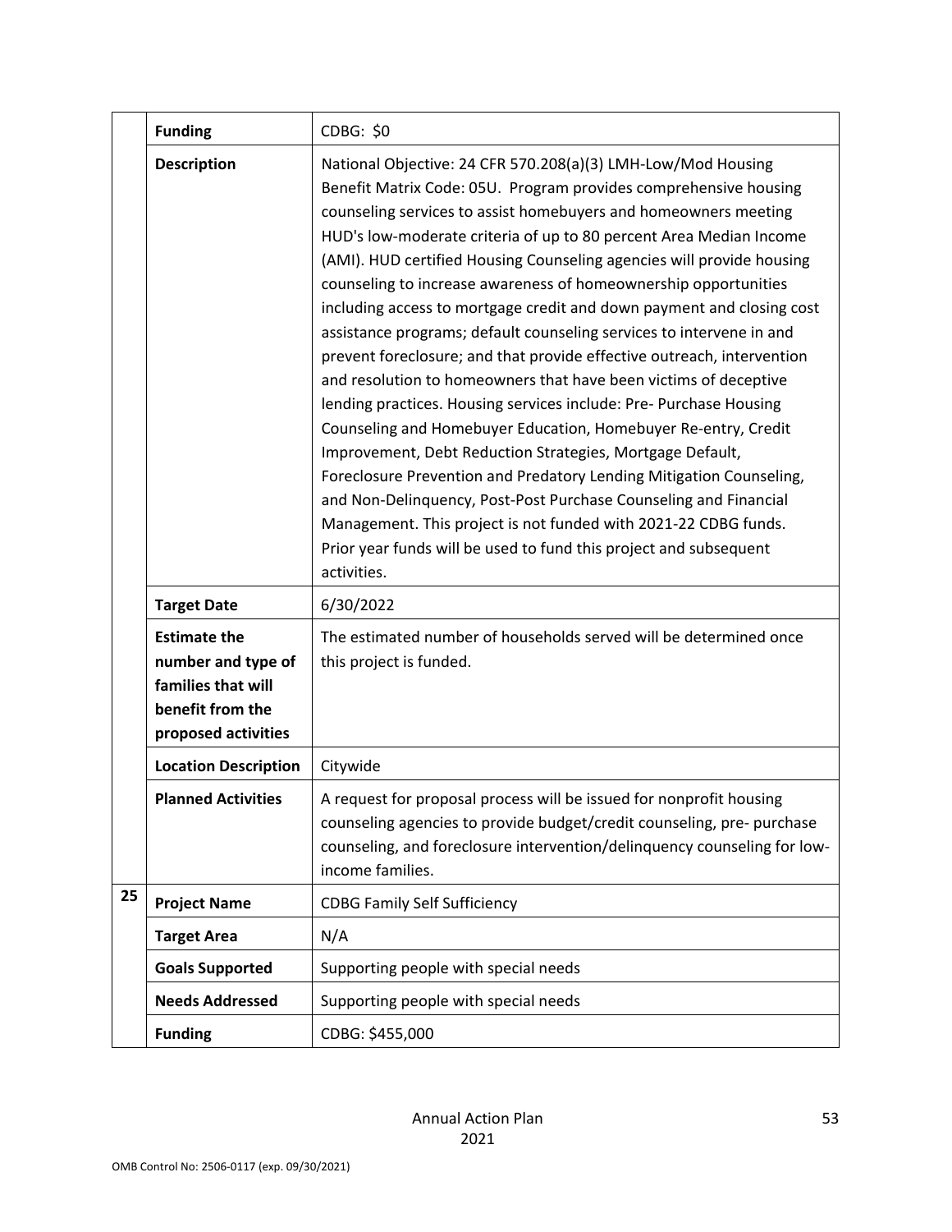| | | |
|---|---|---|
| | **Funding** | CDBG: $0 |
| | **Description** | National Objective: 24 CFR 570.208(a)(3) LMH-Low/Mod Housing Benefit Matrix Code: 05U. Program provides comprehensive housing counseling services to assist homebuyers and homeowners meeting HUD's low-moderate criteria of up to 80 percent Area Median Income (AMI). HUD certified Housing Counseling agencies will provide housing counseling to increase awareness of homeownership opportunities including access to mortgage credit and down payment and closing cost assistance programs; default counseling services to intervene in and prevent foreclosure; and that provide effective outreach, intervention and resolution to homeowners that have been victims of deceptive lending practices. Housing services include: Pre- Purchase Housing Counseling and Homebuyer Education, Homebuyer Re-entry, Credit Improvement, Debt Reduction Strategies, Mortgage Default, Foreclosure Prevention and Predatory Lending Mitigation Counseling, and Non-Delinquency, Post-Post Purchase Counseling and Financial Management. This project is not funded with 2021-22 CDBG funds. Prior year funds will be used to fund this project and subsequent activities. |
| | **Target Date** | 6/30/2022 |
| | **Estimate the number and type of families that will benefit from the proposed activities** | The estimated number of households served will be determined once this project is funded. |
| | **Location Description** | Citywide |
| | **Planned Activities** | A request for proposal process will be issued for nonprofit housing counseling agencies to provide budget/credit counseling, pre- purchase counseling, and foreclosure intervention/delinquency counseling for low-income families. |
| 25 | **Project Name** | CDBG Family Self Sufficiency |
| | **Target Area** | N/A |
| | **Goals Supported** | Supporting people with special needs |
| | **Needs Addressed** | Supporting people with special needs |
| | **Funding** | CDBG: $455,000 |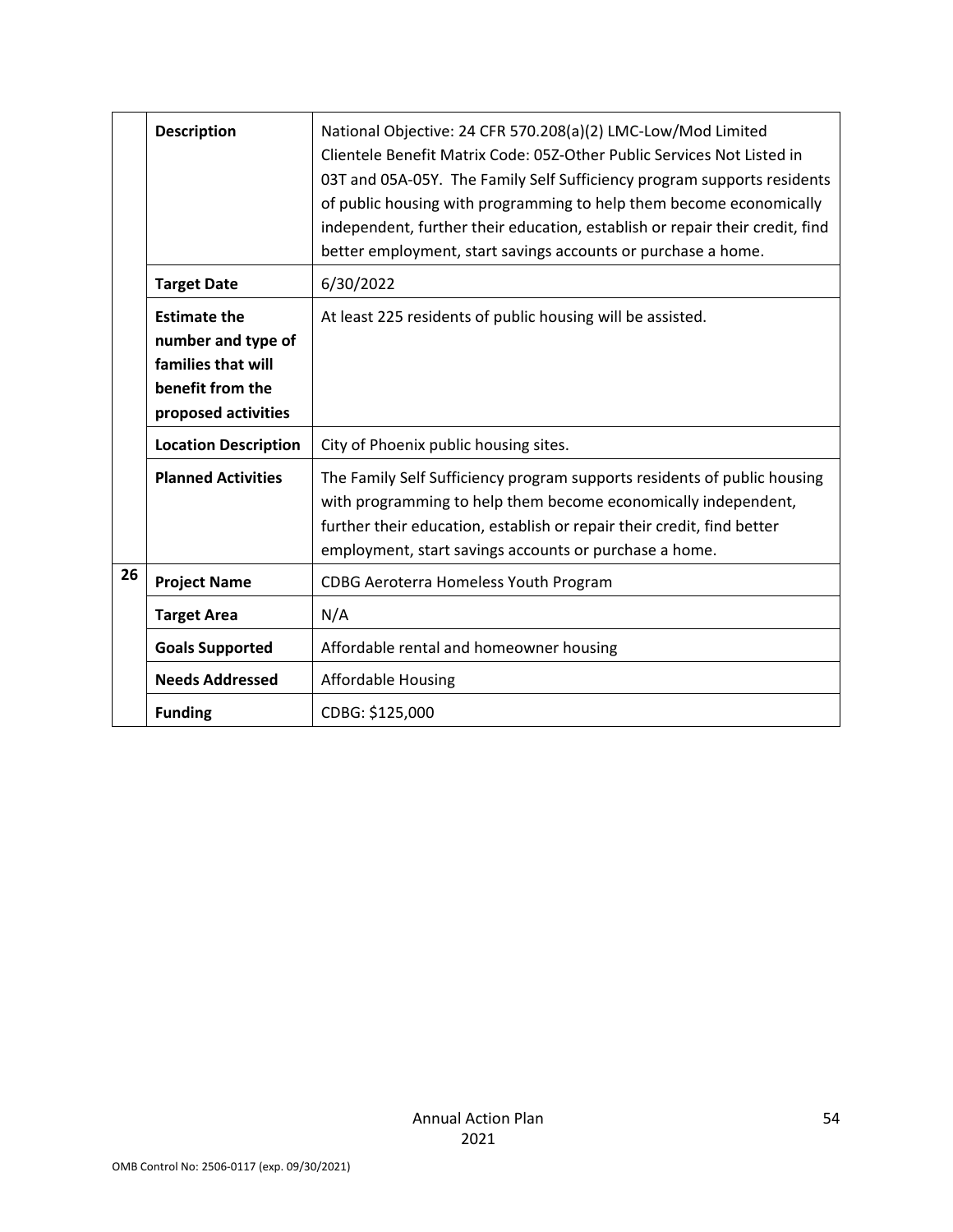|    |                                                                                   |                                                                                                                                                                                                                                                                                                                                                                                                                                       |
|----|-----------------------------------------------------------------------------------|---------------------------------------------------------------------------------------------------------------------------------------------------------------------------------------------------------------------------------------------------------------------------------------------------------------------------------------------------------------------------------------------------------------------------------------|
|    | **Description**                                                                   | National Objective: 24 CFR 570.208(a)(2) LMC-Low/Mod Limited Clientele Benefit Matrix Code: 05Z-Other Public Services Not Listed in 03T and 05A-05Y. The Family Self Sufficiency program supports residents of public housing with programming to help them become economically independent, further their education, establish or repair their credit, find better employment, start savings accounts or purchase a home. |
|    | **Target Date**                                                                   | 6/30/2022                                                                                                                                                                                                                                                                                                                                                                                                                             |
|    | **Estimate the number and type of families that will benefit from the proposed activities** | At least 225 residents of public housing will be assisted.                                                                                                                                                                                                                                                                                                                                                                            |
|    | **Location Description**                                                          | City of Phoenix public housing sites.                                                                                                                                                                                                                                                                                                                                                                                                 |
|    | **Planned Activities**                                                            | The Family Self Sufficiency program supports residents of public housing with programming to help them become economically independent, further their education, establish or repair their credit, find better employment, start savings accounts or purchase a home.                                                                                                                                                              |
| 26 | **Project Name**                                                                  | CDBG Aeroterra Homeless Youth Program                                                                                                                                                                                                                                                                                                                                                                                                 |
|    | **Target Area**                                                                   | N/A                                                                                                                                                                                                                                                                                                                                                                                                                                   |
|    | **Goals Supported**                                                               | Affordable rental and homeowner housing                                                                                                                                                                                                                                                                                                                                                                                               |
|    | **Needs Addressed**                                                               | Affordable Housing                                                                                                                                                                                                                                                                                                                                                                                                                    |
|    | **Funding**                                                                       | CDBG: $125,000                                                                                                                                                                                                                                                                                                                                                                                                                        |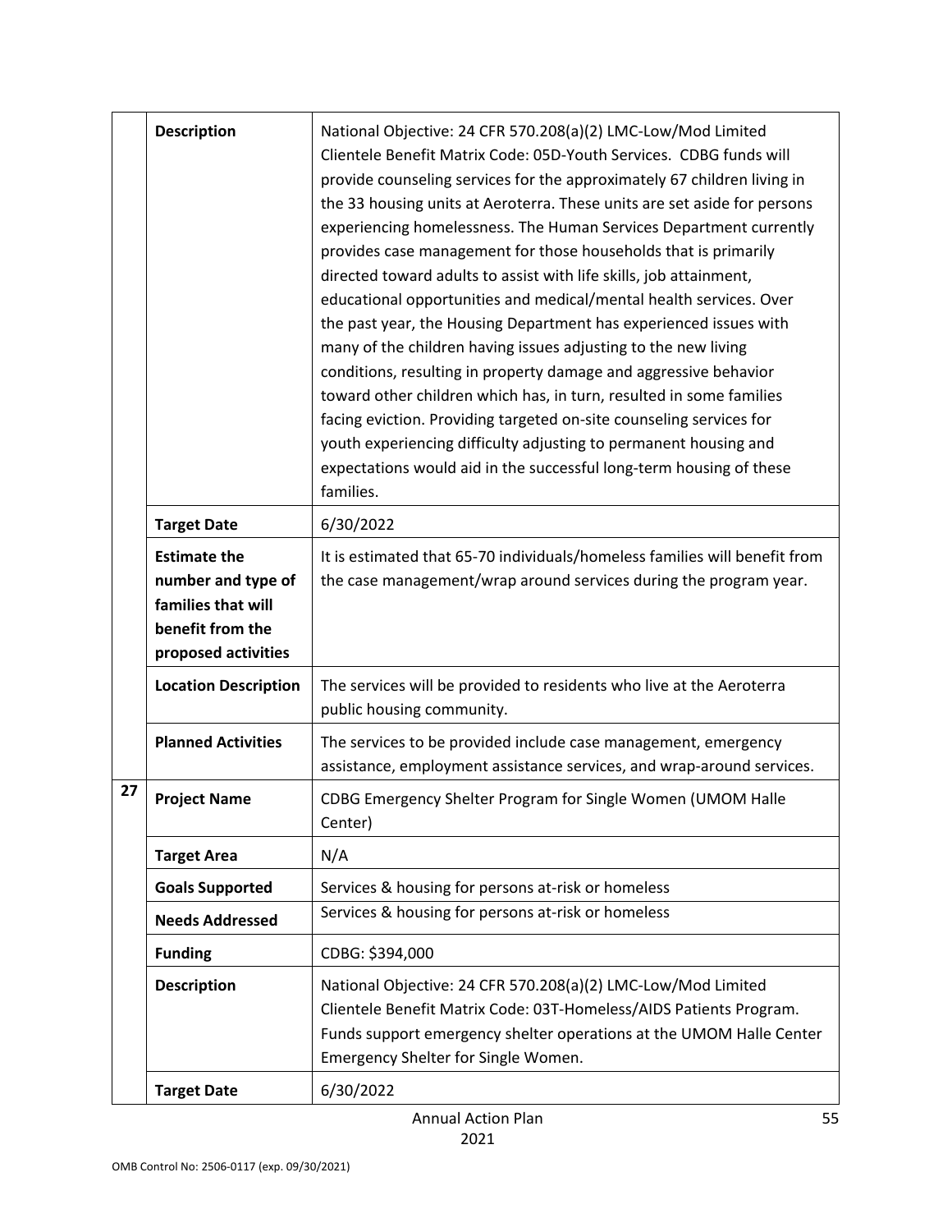| | | |
|---|---|---|
| | **Description** | National Objective: 24 CFR 570.208(a)(2) LMC-Low/Mod Limited Clientele Benefit Matrix Code: 05D-Youth Services. CDBG funds will provide counseling services for the approximately 67 children living in the 33 housing units at Aeroterra. These units are set aside for persons experiencing homelessness. The Human Services Department currently provides case management for those households that is primarily directed toward adults to assist with life skills, job attainment, educational opportunities and medical/mental health services. Over the past year, the Housing Department has experienced issues with many of the children having issues adjusting to the new living conditions, resulting in property damage and aggressive behavior toward other children which has, in turn, resulted in some families facing eviction. Providing targeted on-site counseling services for youth experiencing difficulty adjusting to permanent housing and expectations would aid in the successful long-term housing of these families. |
| | **Target Date** | 6/30/2022 |
| | **Estimate the number and type of families that will benefit from the proposed activities** | It is estimated that 65-70 individuals/homeless families will benefit from the case management/wrap around services during the program year. |
| | **Location Description** | The services will be provided to residents who live at the Aeroterra public housing community. |
| | **Planned Activities** | The services to be provided include case management, emergency assistance, employment assistance services, and wrap-around services. |
| **27** | **Project Name** | CDBG Emergency Shelter Program for Single Women (UMOM Halle Center) |
| | **Target Area** | N/A |
| | **Goals Supported** | Services & housing for persons at-risk or homeless |
| | **Needs Addressed** | Services & housing for persons at-risk or homeless |
| | **Funding** | CDBG: $394,000 |
| | **Description** | National Objective: 24 CFR 570.208(a)(2) LMC-Low/Mod Limited Clientele Benefit Matrix Code: 03T-Homeless/AIDS Patients Program. Funds support emergency shelter operations at the UMOM Halle Center Emergency Shelter for Single Women. |
| | **Target Date** | 6/30/2022 |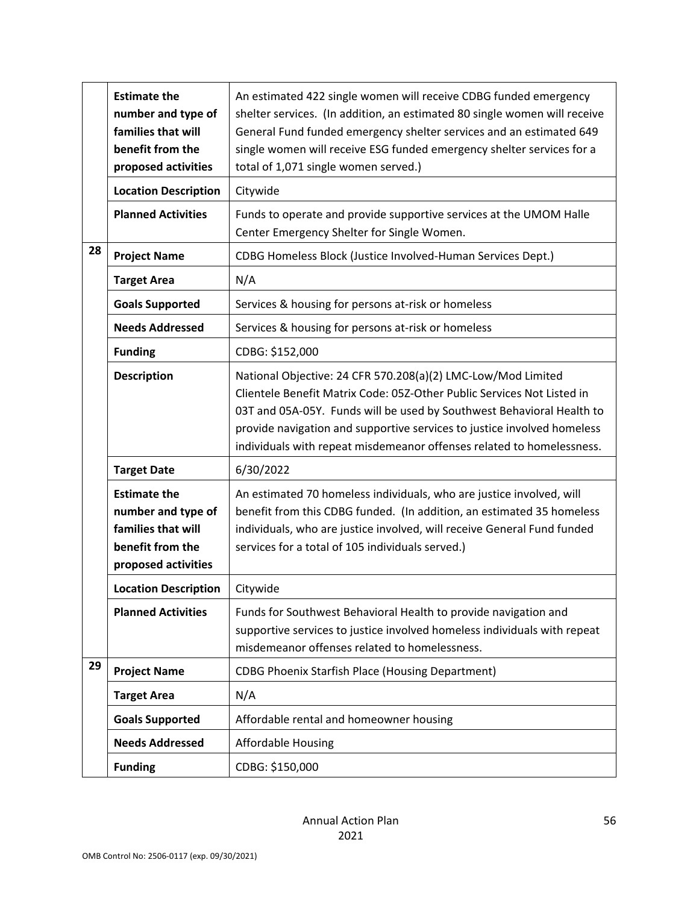| | | |
|---|---|---|
| | **Estimate the number and type of families that will benefit from the proposed activities** | An estimated 422 single women will receive CDBG funded emergency shelter services. (In addition, an estimated 80 single women will receive General Fund funded emergency shelter services and an estimated 649 single women will receive ESG funded emergency shelter services for a total of 1,071 single women served.) |
| | **Location Description** | Citywide |
| | **Planned Activities** | Funds to operate and provide supportive services at the UMOM Halle Center Emergency Shelter for Single Women. |
| **28** | **Project Name** | CDBG Homeless Block (Justice Involved-Human Services Dept.) |
| | **Target Area** | N/A |
| | **Goals Supported** | Services & housing for persons at-risk or homeless |
| | **Needs Addressed** | Services & housing for persons at-risk or homeless |
| | **Funding** | CDBG: $152,000 |
| | **Description** | National Objective: 24 CFR 570.208(a)(2) LMC-Low/Mod Limited Clientele Benefit Matrix Code: 05Z-Other Public Services Not Listed in 03T and 05A-05Y. Funds will be used by Southwest Behavioral Health to provide navigation and supportive services to justice involved homeless individuals with repeat misdemeanor offenses related to homelessness. |
| | **Target Date** | 6/30/2022 |
| | **Estimate the number and type of families that will benefit from the proposed activities** | An estimated 70 homeless individuals, who are justice involved, will benefit from this CDBG funded. (In addition, an estimated 35 homeless individuals, who are justice involved, will receive General Fund funded services for a total of 105 individuals served.) |
| | **Location Description** | Citywide |
| | **Planned Activities** | Funds for Southwest Behavioral Health to provide navigation and supportive services to justice involved homeless individuals with repeat misdemeanor offenses related to homelessness. |
| **29** | **Project Name** | CDBG Phoenix Starfish Place (Housing Department) |
| | **Target Area** | N/A |
| | **Goals Supported** | Affordable rental and homeowner housing |
| | **Needs Addressed** | Affordable Housing |
| | **Funding** | CDBG: $150,000 |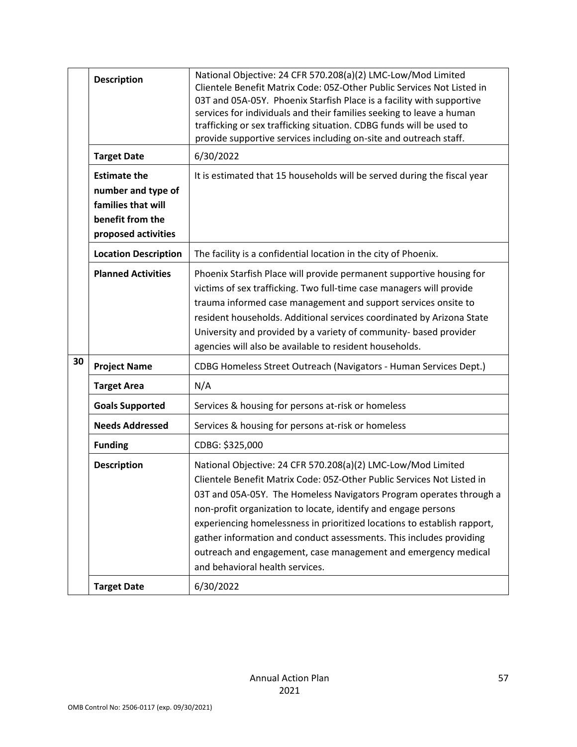| | | |
|---|---|---|
| | **Description** | National Objective: 24 CFR 570.208(a)(2) LMC-Low/Mod Limited Clientele Benefit Matrix Code: 05Z-Other Public Services Not Listed in 03T and 05A-05Y. Phoenix Starfish Place is a facility with supportive services for individuals and their families seeking to leave a human trafficking or sex trafficking situation. CDBG funds will be used to provide supportive services including on-site and outreach staff. |
| | **Target Date** | 6/30/2022 |
| | **Estimate the number and type of families that will benefit from the proposed activities** | It is estimated that 15 households will be served during the fiscal year |
| | **Location Description** | The facility is a confidential location in the city of Phoenix. |
| | **Planned Activities** | Phoenix Starfish Place will provide permanent supportive housing for victims of sex trafficking. Two full-time case managers will provide trauma informed case management and support services onsite to resident households. Additional services coordinated by Arizona State University and provided by a variety of community- based provider agencies will also be available to resident households. |
| 30 | **Project Name** | CDBG Homeless Street Outreach (Navigators - Human Services Dept.) |
| | **Target Area** | N/A |
| | **Goals Supported** | Services & housing for persons at-risk or homeless |
| | **Needs Addressed** | Services & housing for persons at-risk or homeless |
| | **Funding** | CDBG: $325,000 |
| | **Description** | National Objective: 24 CFR 570.208(a)(2) LMC-Low/Mod Limited Clientele Benefit Matrix Code: 05Z-Other Public Services Not Listed in 03T and 05A-05Y. The Homeless Navigators Program operates through a non-profit organization to locate, identify and engage persons experiencing homelessness in prioritized locations to establish rapport, gather information and conduct assessments. This includes providing outreach and engagement, case management and emergency medical and behavioral health services. |
| | **Target Date** | 6/30/2022 |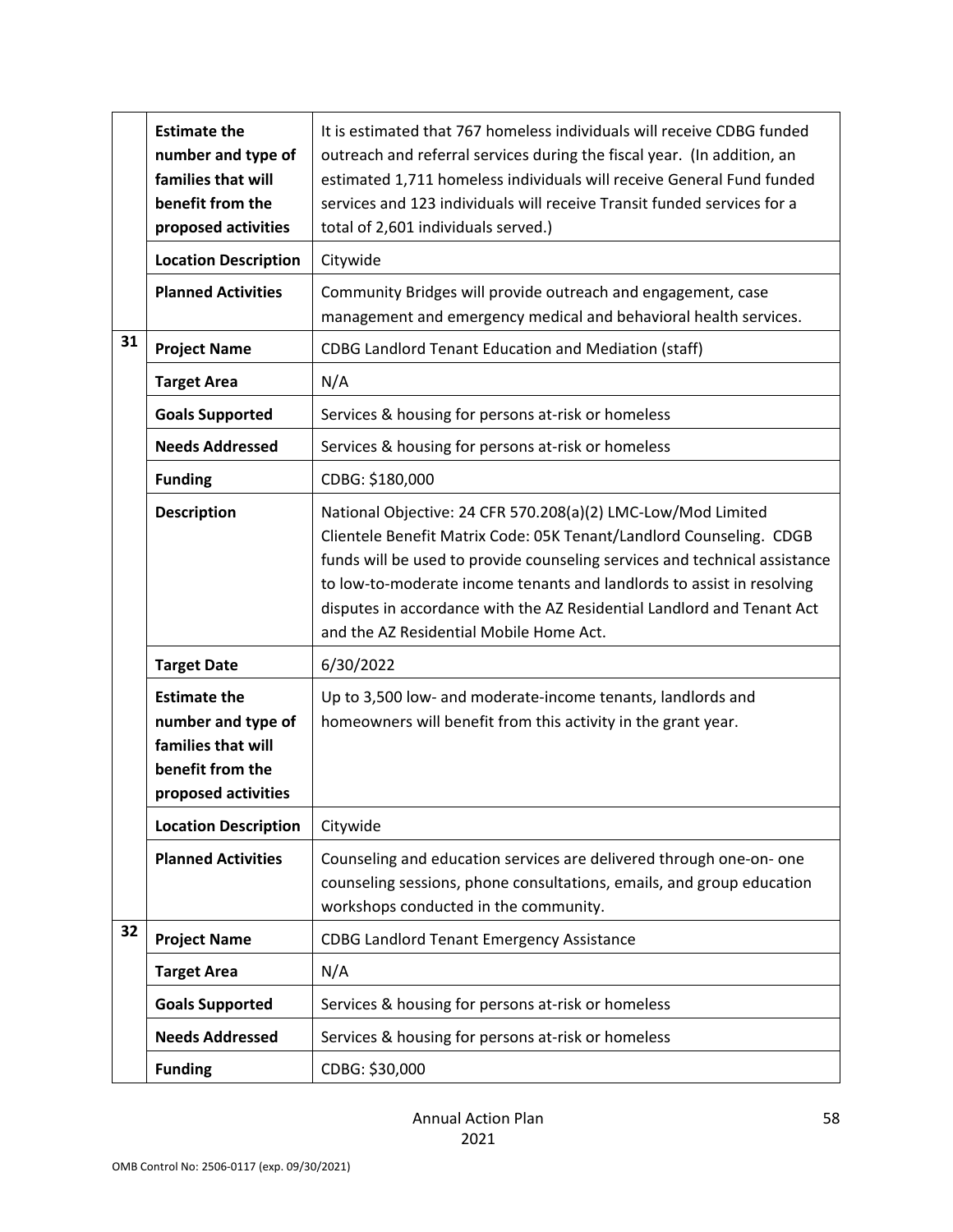| | | |
|---|---|---|
| | **Estimate the number and type of families that will benefit from the proposed activities** | It is estimated that 767 homeless individuals will receive CDBG funded outreach and referral services during the fiscal year. (In addition, an estimated 1,711 homeless individuals will receive General Fund funded services and 123 individuals will receive Transit funded services for a total of 2,601 individuals served.) |
| | **Location Description** | Citywide |
| | **Planned Activities** | Community Bridges will provide outreach and engagement, case management and emergency medical and behavioral health services. |
| **31** | **Project Name** | CDBG Landlord Tenant Education and Mediation (staff) |
| | **Target Area** | N/A |
| | **Goals Supported** | Services & housing for persons at-risk or homeless |
| | **Needs Addressed** | Services & housing for persons at-risk or homeless |
| | **Funding** | CDBG: $180,000 |
| | **Description** | National Objective: 24 CFR 570.208(a)(2) LMC-Low/Mod Limited Clientele Benefit Matrix Code: 05K Tenant/Landlord Counseling. CDGB funds will be used to provide counseling services and technical assistance to low-to-moderate income tenants and landlords to assist in resolving disputes in accordance with the AZ Residential Landlord and Tenant Act and the AZ Residential Mobile Home Act. |
| | **Target Date** | 6/30/2022 |
| | **Estimate the number and type of families that will benefit from the proposed activities** | Up to 3,500 low- and moderate-income tenants, landlords and homeowners will benefit from this activity in the grant year. |
| | **Location Description** | Citywide |
| | **Planned Activities** | Counseling and education services are delivered through one-on- one counseling sessions, phone consultations, emails, and group education workshops conducted in the community. |
| **32** | **Project Name** | CDBG Landlord Tenant Emergency Assistance |
| | **Target Area** | N/A |
| | **Goals Supported** | Services & housing for persons at-risk or homeless |
| | **Needs Addressed** | Services & housing for persons at-risk or homeless |
| | **Funding** | CDBG: $30,000 |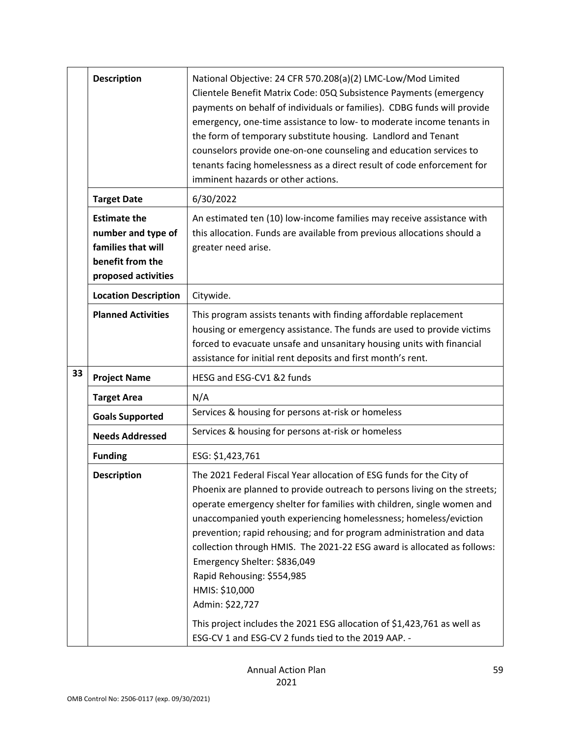| | | |
|---|---|---|
| | **Description** | National Objective: 24 CFR 570.208(a)(2) LMC-Low/Mod Limited Clientele Benefit Matrix Code: 05Q Subsistence Payments (emergency payments on behalf of individuals or families). CDBG funds will provide emergency, one-time assistance to low- to moderate income tenants in the form of temporary substitute housing. Landlord and Tenant counselors provide one-on-one counseling and education services to tenants facing homelessness as a direct result of code enforcement for imminent hazards or other actions. |
| | **Target Date** | 6/30/2022 |
| | **Estimate the number and type of families that will benefit from the proposed activities** | An estimated ten (10) low-income families may receive assistance with this allocation. Funds are available from previous allocations should a greater need arise. |
| | **Location Description** | Citywide. |
| | **Planned Activities** | This program assists tenants with finding affordable replacement housing or emergency assistance. The funds are used to provide victims forced to evacuate unsafe and unsanitary housing units with financial assistance for initial rent deposits and first month's rent. |
| **33** | **Project Name** | HESG and ESG-CV1 &2 funds |
| | **Target Area** | N/A |
| | **Goals Supported** | Services & housing for persons at-risk or homeless |
| | **Needs Addressed** | Services & housing for persons at-risk or homeless |
| | **Funding** | ESG: $1,423,761 |
| | **Description** | The 2021 Federal Fiscal Year allocation of ESG funds for the City of Phoenix are planned to provide outreach to persons living on the streets; operate emergency shelter for families with children, single women and unaccompanied youth experiencing homelessness; homeless/eviction prevention; rapid rehousing; and for program administration and data collection through HMIS. The 2021-22 ESG award is allocated as follows:<br>Emergency Shelter: $836,049<br>Rapid Rehousing: $554,985<br>HMIS: $10,000<br>Admin: $22,727<br><br>This project includes the 2021 ESG allocation of $1,423,761 as well as ESG-CV 1 and ESG-CV 2 funds tied to the 2019 AAP. - |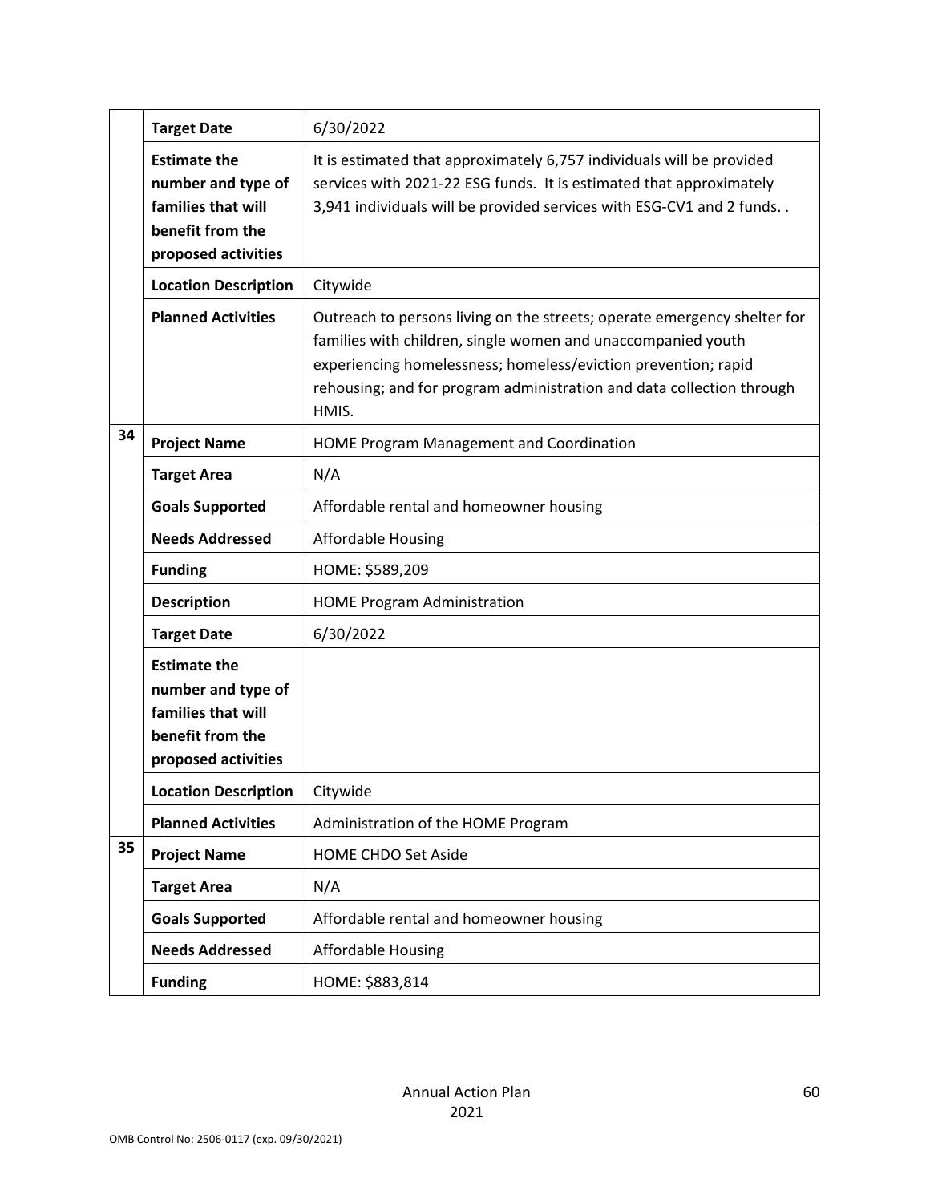| | | |
|---|---|---|
| | **Target Date** | 6/30/2022 |
| | **Estimate the number and type of families that will benefit from the proposed activities** | It is estimated that approximately 6,757 individuals will be provided services with 2021-22 ESG funds. It is estimated that approximately 3,941 individuals will be provided services with ESG-CV1 and 2 funds. . |
| | **Location Description** | Citywide |
| | **Planned Activities** | Outreach to persons living on the streets; operate emergency shelter for families with children, single women and unaccompanied youth experiencing homelessness; homeless/eviction prevention; rapid rehousing; and for program administration and data collection through HMIS. |
| **34** | **Project Name** | HOME Program Management and Coordination |
| | **Target Area** | N/A |
| | **Goals Supported** | Affordable rental and homeowner housing |
| | **Needs Addressed** | Affordable Housing |
| | **Funding** | HOME: $589,209 |
| | **Description** | HOME Program Administration |
| | **Target Date** | 6/30/2022 |
| | **Estimate the number and type of families that will benefit from the proposed activities** | |
| | **Location Description** | Citywide |
| | **Planned Activities** | Administration of the HOME Program |
| **35** | **Project Name** | HOME CHDO Set Aside |
| | **Target Area** | N/A |
| | **Goals Supported** | Affordable rental and homeowner housing |
| | **Needs Addressed** | Affordable Housing |
| | **Funding** | HOME: $883,814 |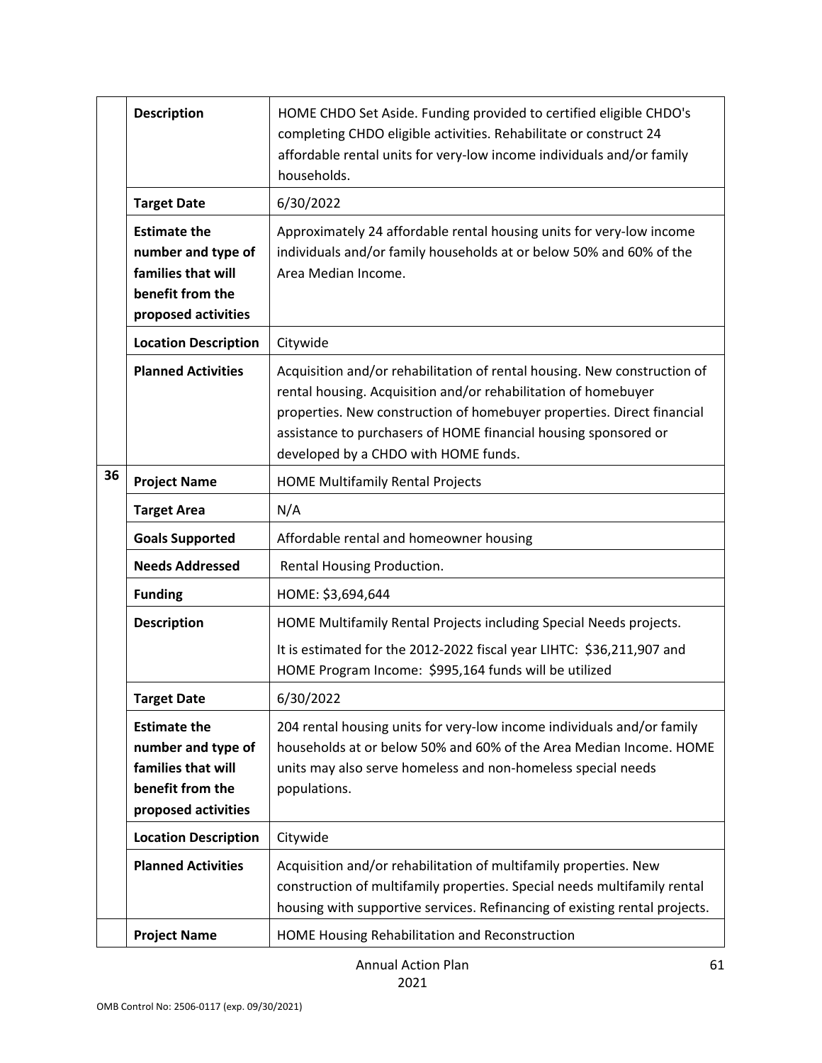| | | |
|---|---|---|
| | **Description** | HOME CHDO Set Aside. Funding provided to certified eligible CHDO's completing CHDO eligible activities. Rehabilitate or construct 24 affordable rental units for very-low income individuals and/or family households. |
| | **Target Date** | 6/30/2022 |
| | **Estimate the number and type of families that will benefit from the proposed activities** | Approximately 24 affordable rental housing units for very-low income individuals and/or family households at or below 50% and 60% of the Area Median Income. |
| | **Location Description** | Citywide |
| | **Planned Activities** | Acquisition and/or rehabilitation of rental housing. New construction of rental housing. Acquisition and/or rehabilitation of homebuyer properties. New construction of homebuyer properties. Direct financial assistance to purchasers of HOME financial housing sponsored or developed by a CHDO with HOME funds. |
| 36 | **Project Name** | HOME Multifamily Rental Projects |
| | **Target Area** | N/A |
| | **Goals Supported** | Affordable rental and homeowner housing |
| | **Needs Addressed** | Rental Housing Production. |
| | **Funding** | HOME: $3,694,644 |
| | **Description** | HOME Multifamily Rental Projects including Special Needs projects. It is estimated for the 2012-2022 fiscal year LIHTC: $36,211,907 and HOME Program Income: $995,164 funds will be utilized |
| | **Target Date** | 6/30/2022 |
| | **Estimate the number and type of families that will benefit from the proposed activities** | 204 rental housing units for very-low income individuals and/or family households at or below 50% and 60% of the Area Median Income. HOME units may also serve homeless and non-homeless special needs populations. |
| | **Location Description** | Citywide |
| | **Planned Activities** | Acquisition and/or rehabilitation of multifamily properties. New construction of multifamily properties. Special needs multifamily rental housing with supportive services. Refinancing of existing rental projects. |
| | **Project Name** | HOME Housing Rehabilitation and Reconstruction |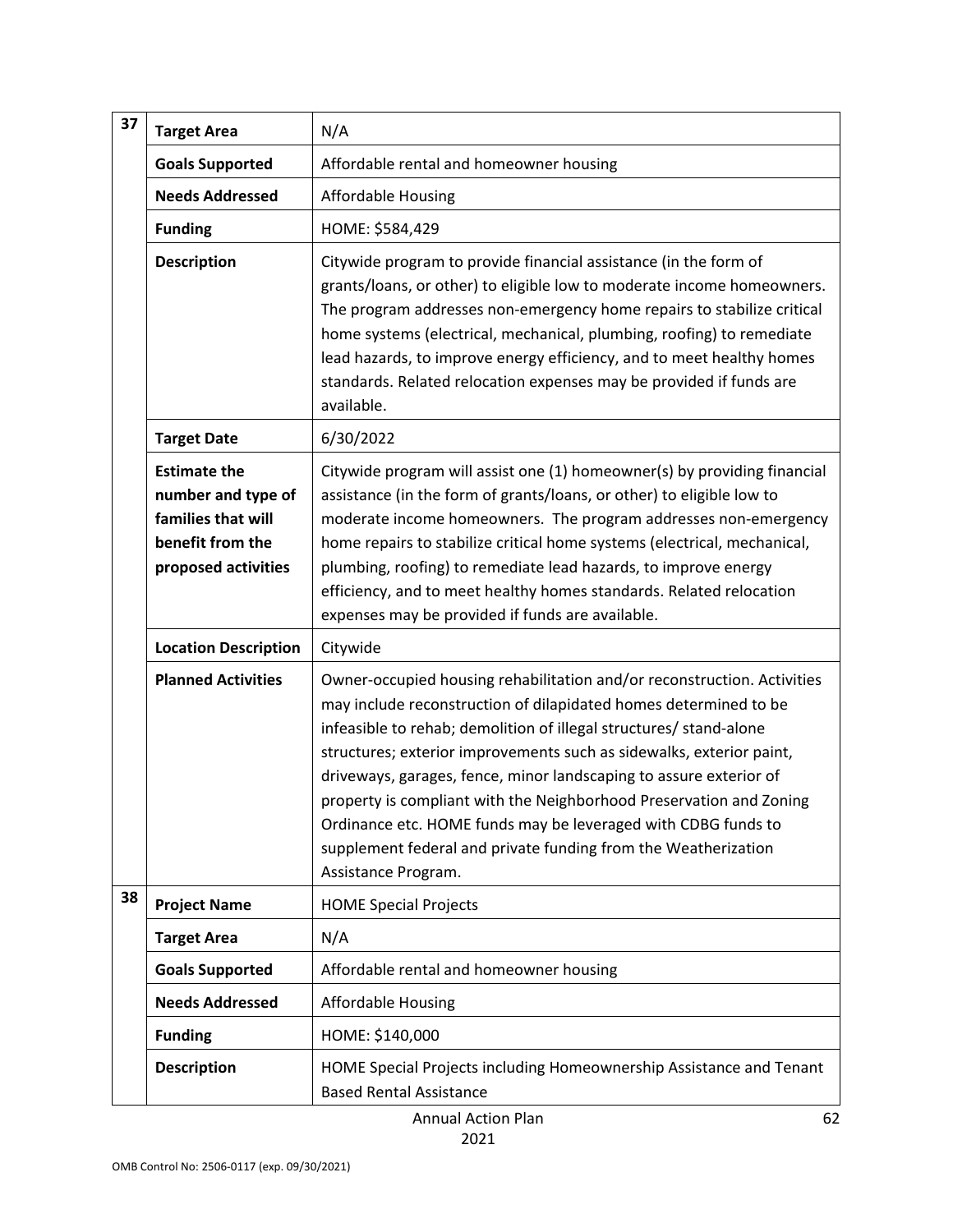| | | |
|---|---|---|
| 37 | **Target Area** | N/A |
| | **Goals Supported** | Affordable rental and homeowner housing |
| | **Needs Addressed** | Affordable Housing |
| | **Funding** | HOME: $584,429 |
| | **Description** | Citywide program to provide financial assistance (in the form of grants/loans, or other) to eligible low to moderate income homeowners. The program addresses non-emergency home repairs to stabilize critical home systems (electrical, mechanical, plumbing, roofing) to remediate lead hazards, to improve energy efficiency, and to meet healthy homes standards. Related relocation expenses may be provided if funds are available. |
| | **Target Date** | 6/30/2022 |
| | **Estimate the number and type of families that will benefit from the proposed activities** | Citywide program will assist one (1) homeowner(s) by providing financial assistance (in the form of grants/loans, or other) to eligible low to moderate income homeowners. The program addresses non-emergency home repairs to stabilize critical home systems (electrical, mechanical, plumbing, roofing) to remediate lead hazards, to improve energy efficiency, and to meet healthy homes standards. Related relocation expenses may be provided if funds are available. |
| | **Location Description** | Citywide |
| | **Planned Activities** | Owner-occupied housing rehabilitation and/or reconstruction. Activities may include reconstruction of dilapidated homes determined to be infeasible to rehab; demolition of illegal structures/ stand-alone structures; exterior improvements such as sidewalks, exterior paint, driveways, garages, fence, minor landscaping to assure exterior of property is compliant with the Neighborhood Preservation and Zoning Ordinance etc. HOME funds may be leveraged with CDBG funds to supplement federal and private funding from the Weatherization Assistance Program. |
| 38 | **Project Name** | HOME Special Projects |
| | **Target Area** | N/A |
| | **Goals Supported** | Affordable rental and homeowner housing |
| | **Needs Addressed** | Affordable Housing |
| | **Funding** | HOME: $140,000 |
| | **Description** | HOME Special Projects including Homeownership Assistance and Tenant Based Rental Assistance |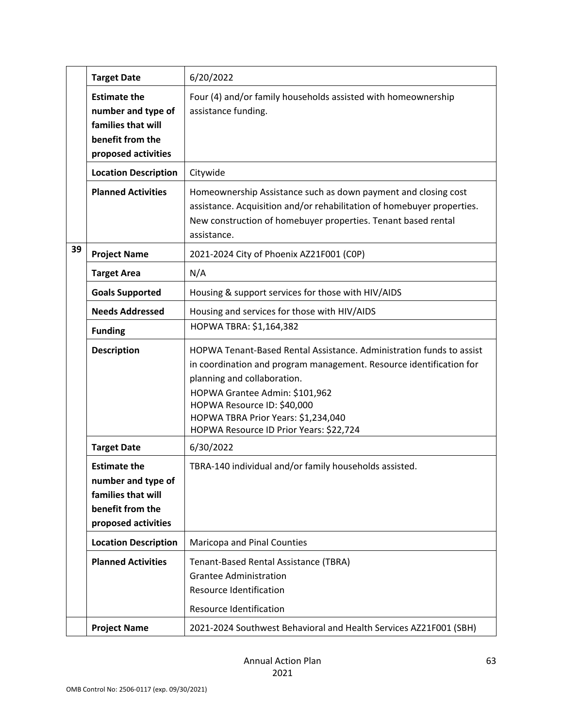| | | |
|---|---|---|
| | **Target Date** | 6/20/2022 |
| | **Estimate the number and type of families that will benefit from the proposed activities** | Four (4) and/or family households assisted with homeownership assistance funding. |
| | **Location Description** | Citywide |
| | **Planned Activities** | Homeownership Assistance such as down payment and closing cost assistance. Acquisition and/or rehabilitation of homebuyer properties. New construction of homebuyer properties. Tenant based rental assistance. |
| 39 | **Project Name** | 2021-2024 City of Phoenix AZ21F001 (C0P) |
| | **Target Area** | N/A |
| | **Goals Supported** | Housing & support services for those with HIV/AIDS |
| | **Needs Addressed** | Housing and services for those with HIV/AIDS |
| | **Funding** | HOPWA TBRA: $1,164,382 |
| | **Description** | HOPWA Tenant-Based Rental Assistance. Administration funds to assist in coordination and program management. Resource identification for planning and collaboration.<br>HOPWA Grantee Admin: $101,962<br>HOPWA Resource ID: $40,000<br>HOPWA TBRA Prior Years: $1,234,040<br>HOPWA Resource ID Prior Years: $22,724 |
| | **Target Date** | 6/30/2022 |
| | **Estimate the number and type of families that will benefit from the proposed activities** | TBRA-140 individual and/or family households assisted. |
| | **Location Description** | Maricopa and Pinal Counties |
| | **Planned Activities** | Tenant-Based Rental Assistance (TBRA)<br>Grantee Administration<br>Resource Identification<br>Resource Identification |
| | **Project Name** | 2021-2024 Southwest Behavioral and Health Services AZ21F001 (SBH) |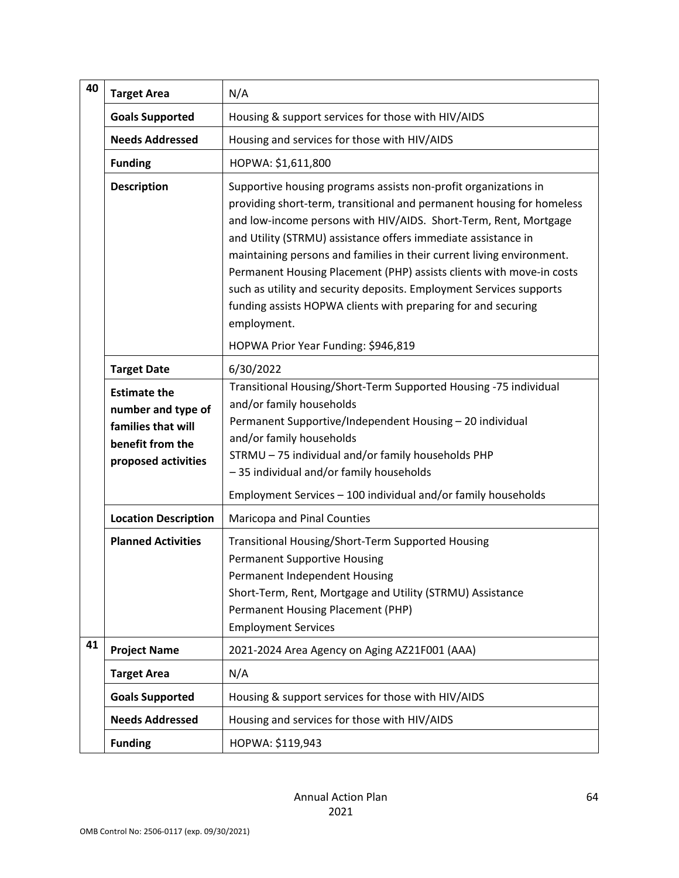| | | |
|---|---|---|
| 40 | **Target Area** | N/A |
| | **Goals Supported** | Housing & support services for those with HIV/AIDS |
| | **Needs Addressed** | Housing and services for those with HIV/AIDS |
| | **Funding** | HOPWA: $1,611,800 |
| | **Description** | Supportive housing programs assists non-profit organizations in providing short-term, transitional and permanent housing for homeless and low-income persons with HIV/AIDS. Short-Term, Rent, Mortgage and Utility (STRMU) assistance offers immediate assistance in maintaining persons and families in their current living environment. Permanent Housing Placement (PHP) assists clients with move-in costs such as utility and security deposits. Employment Services supports funding assists HOPWA clients with preparing for and securing employment.<br><br>HOPWA Prior Year Funding: $946,819 |
| | **Target Date** | 6/30/2022 |
| | **Estimate the number and type of families that will benefit from the proposed activities** | Transitional Housing/Short-Term Supported Housing -75 individual and/or family households<br>Permanent Supportive/Independent Housing – 20 individual and/or family households<br>STRMU – 75 individual and/or family households PHP – 35 individual and/or family households<br><br>Employment Services – 100 individual and/or family households |
| | **Location Description** | Maricopa and Pinal Counties |
| | **Planned Activities** | Transitional Housing/Short-Term Supported Housing<br>Permanent Supportive Housing<br>Permanent Independent Housing<br>Short-Term, Rent, Mortgage and Utility (STRMU) Assistance<br>Permanent Housing Placement (PHP)<br>Employment Services |
| 41 | **Project Name** | 2021-2024 Area Agency on Aging AZ21F001 (AAA) |
| | **Target Area** | N/A |
| | **Goals Supported** | Housing & support services for those with HIV/AIDS |
| | **Needs Addressed** | Housing and services for those with HIV/AIDS |
| | **Funding** | HOPWA: $119,943 |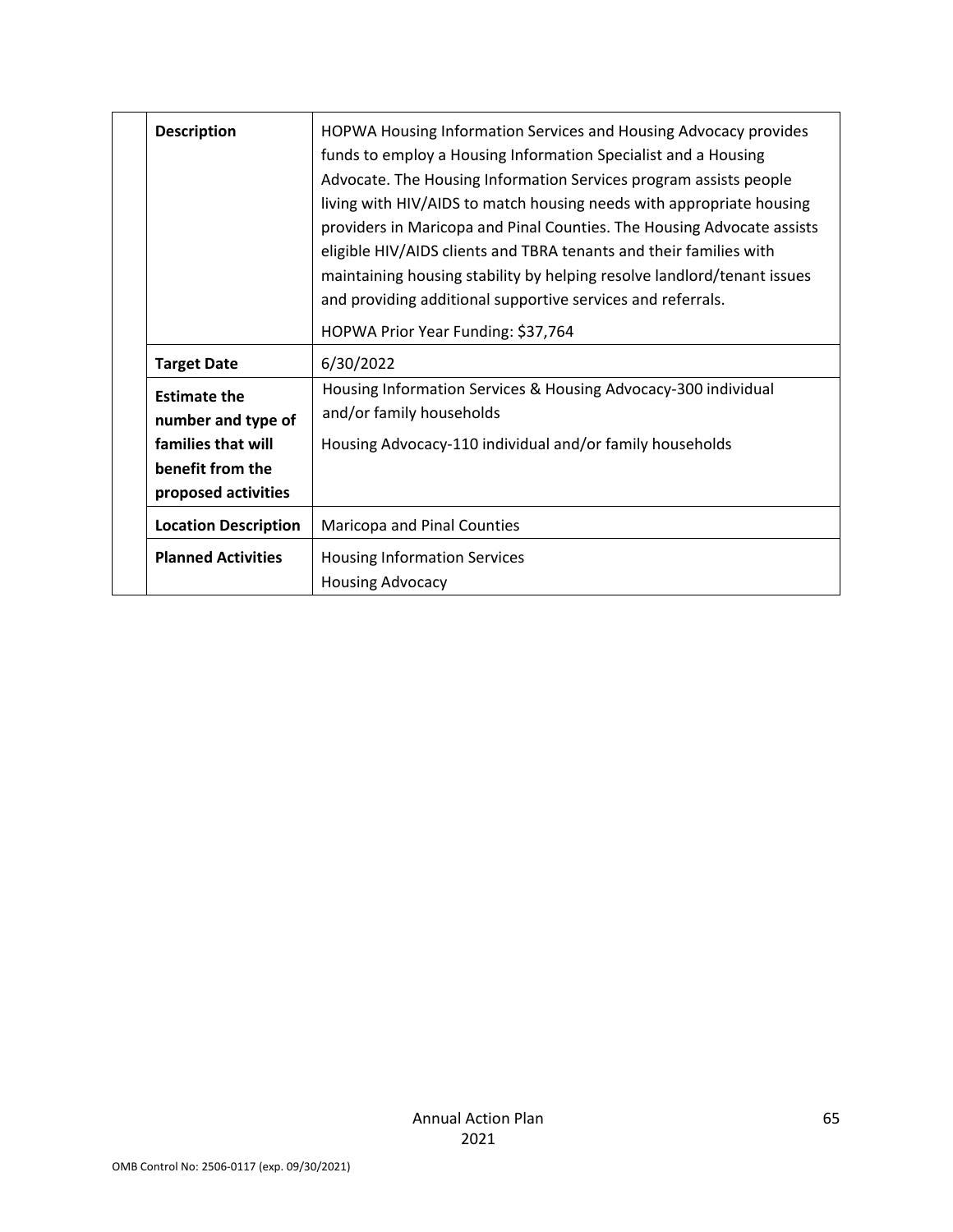| | | |
|---|---|---|
| | **Description** | HOPWA Housing Information Services and Housing Advocacy provides funds to employ a Housing Information Specialist and a Housing Advocate. The Housing Information Services program assists people living with HIV/AIDS to match housing needs with appropriate housing providers in Maricopa and Pinal Counties. The Housing Advocate assists eligible HIV/AIDS clients and TBRA tenants and their families with maintaining housing stability by helping resolve landlord/tenant issues and providing additional supportive services and referrals.<br><br>HOPWA Prior Year Funding: $37,764 |
| | **Target Date** | 6/30/2022 |
| | **Estimate the number and type of families that will benefit from the proposed activities** | Housing Information Services & Housing Advocacy-300 individual and/or family households<br><br>Housing Advocacy-110 individual and/or family households |
| | **Location Description** | Maricopa and Pinal Counties |
| | **Planned Activities** | Housing Information Services<br>Housing Advocacy |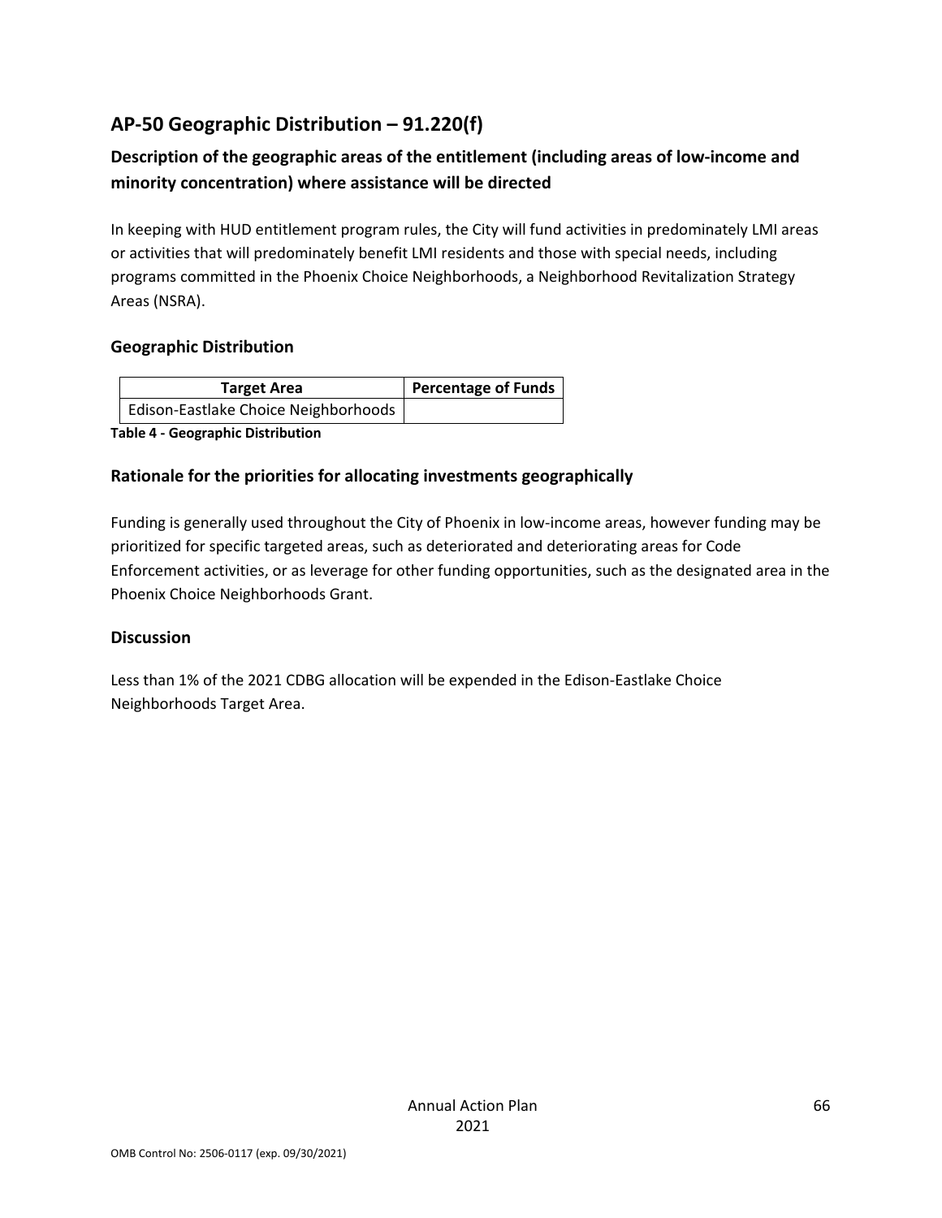## AP-50 Geographic Distribution – 91.220(f)

### Description of the geographic areas of the entitlement (including areas of low-income and minority concentration) where assistance will be directed

In keeping with HUD entitlement program rules, the City will fund activities in predominately LMI areas or activities that will predominately benefit LMI residents and those with special needs, including programs committed in the Phoenix Choice Neighborhoods, a Neighborhood Revitalization Strategy Areas (NSRA).

### Geographic Distribution

| Target Area | Percentage of Funds |
| --- | --- |
| Edison-Eastlake Choice Neighborhoods | |

**Table 4 - Geographic Distribution**

### Rationale for the priorities for allocating investments geographically

Funding is generally used throughout the City of Phoenix in low-income areas, however funding may be prioritized for specific targeted areas, such as deteriorated and deteriorating areas for Code Enforcement activities, or as leverage for other funding opportunities, such as the designated area in the Phoenix Choice Neighborhoods Grant.

### Discussion

Less than 1% of the 2021 CDBG allocation will be expended in the Edison-Eastlake Choice Neighborhoods Target Area.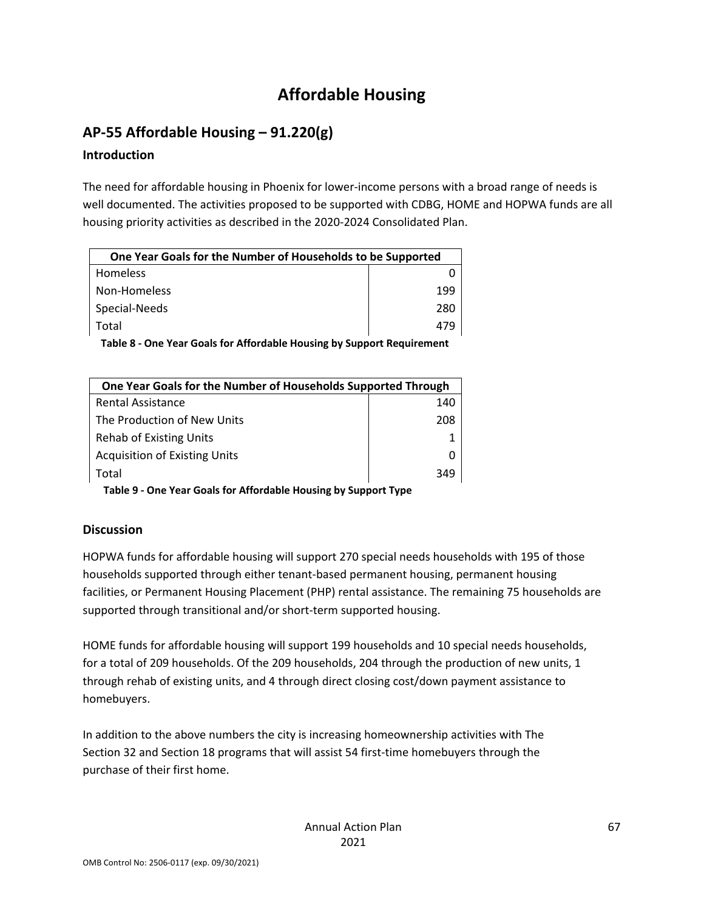# Affordable Housing

## AP-55 Affordable Housing – 91.220(g)

### Introduction

The need for affordable housing in Phoenix for lower-income persons with a broad range of needs is well documented. The activities proposed to be supported with CDBG, HOME and HOPWA funds are all housing priority activities as described in the 2020-2024 Consolidated Plan.

| One Year Goals for the Number of Households to be Supported | |
|---|---|
| Homeless | 0 |
| Non-Homeless | 199 |
| Special-Needs | 280 |
| Total | 479 |

**Table 8 - One Year Goals for Affordable Housing by Support Requirement**

| One Year Goals for the Number of Households Supported Through | |
|---|---|
| Rental Assistance | 140 |
| The Production of New Units | 208 |
| Rehab of Existing Units | 1 |
| Acquisition of Existing Units | 0 |
| Total | 349 |

**Table 9 - One Year Goals for Affordable Housing by Support Type**

### Discussion

HOPWA funds for affordable housing will support 270 special needs households with 195 of those households supported through either tenant-based permanent housing, permanent housing facilities, or Permanent Housing Placement (PHP) rental assistance. The remaining 75 households are supported through transitional and/or short-term supported housing.

HOME funds for affordable housing will support 199 households and 10 special needs households, for a total of 209 households. Of the 209 households, 204 through the production of new units, 1 through rehab of existing units, and 4 through direct closing cost/down payment assistance to homebuyers.

In addition to the above numbers the city is increasing homeownership activities with The Section 32 and Section 18 programs that will assist 54 first-time homebuyers through the purchase of their first home.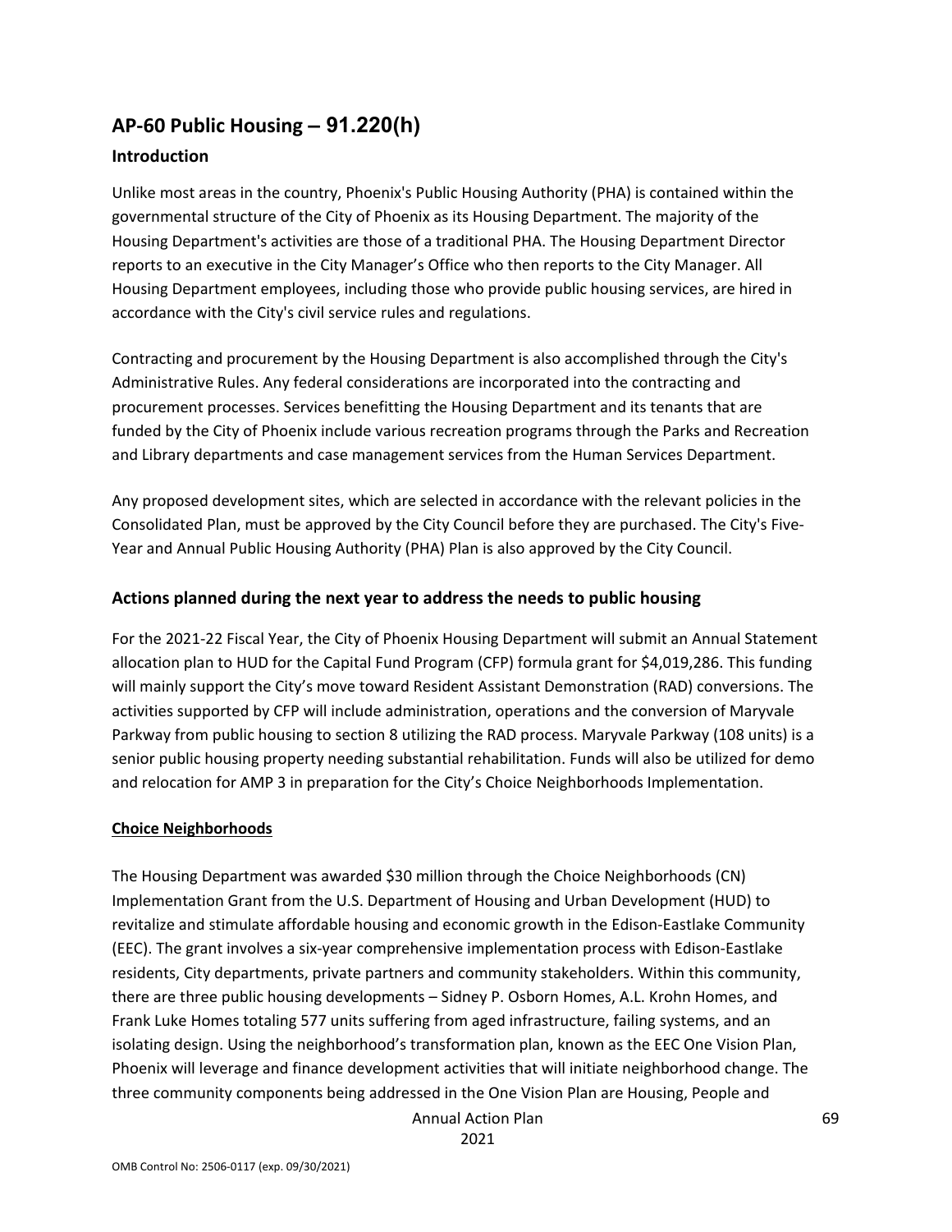## AP-60 Public Housing – 91.220(h)

### Introduction

Unlike most areas in the country, Phoenix's Public Housing Authority (PHA) is contained within the governmental structure of the City of Phoenix as its Housing Department. The majority of the Housing Department's activities are those of a traditional PHA. The Housing Department Director reports to an executive in the City Manager's Office who then reports to the City Manager. All Housing Department employees, including those who provide public housing services, are hired in accordance with the City's civil service rules and regulations.

Contracting and procurement by the Housing Department is also accomplished through the City's Administrative Rules. Any federal considerations are incorporated into the contracting and procurement processes. Services benefitting the Housing Department and its tenants that are funded by the City of Phoenix include various recreation programs through the Parks and Recreation and Library departments and case management services from the Human Services Department.

Any proposed development sites, which are selected in accordance with the relevant policies in the Consolidated Plan, must be approved by the City Council before they are purchased. The City's Five-Year and Annual Public Housing Authority (PHA) Plan is also approved by the City Council.

### Actions planned during the next year to address the needs to public housing

For the 2021-22 Fiscal Year, the City of Phoenix Housing Department will submit an Annual Statement allocation plan to HUD for the Capital Fund Program (CFP) formula grant for $4,019,286. This funding will mainly support the City's move toward Resident Assistant Demonstration (RAD) conversions. The activities supported by CFP will include administration, operations and the conversion of Maryvale Parkway from public housing to section 8 utilizing the RAD process. Maryvale Parkway (108 units) is a senior public housing property needing substantial rehabilitation. Funds will also be utilized for demo and relocation for AMP 3 in preparation for the City's Choice Neighborhoods Implementation.

**Choice Neighborhoods**

The Housing Department was awarded $30 million through the Choice Neighborhoods (CN) Implementation Grant from the U.S. Department of Housing and Urban Development (HUD) to revitalize and stimulate affordable housing and economic growth in the Edison-Eastlake Community (EEC). The grant involves a six-year comprehensive implementation process with Edison-Eastlake residents, City departments, private partners and community stakeholders. Within this community, there are three public housing developments – Sidney P. Osborn Homes, A.L. Krohn Homes, and Frank Luke Homes totaling 577 units suffering from aged infrastructure, failing systems, and an isolating design. Using the neighborhood's transformation plan, known as the EEC One Vision Plan, Phoenix will leverage and finance development activities that will initiate neighborhood change. The three community components being addressed in the One Vision Plan are Housing, People and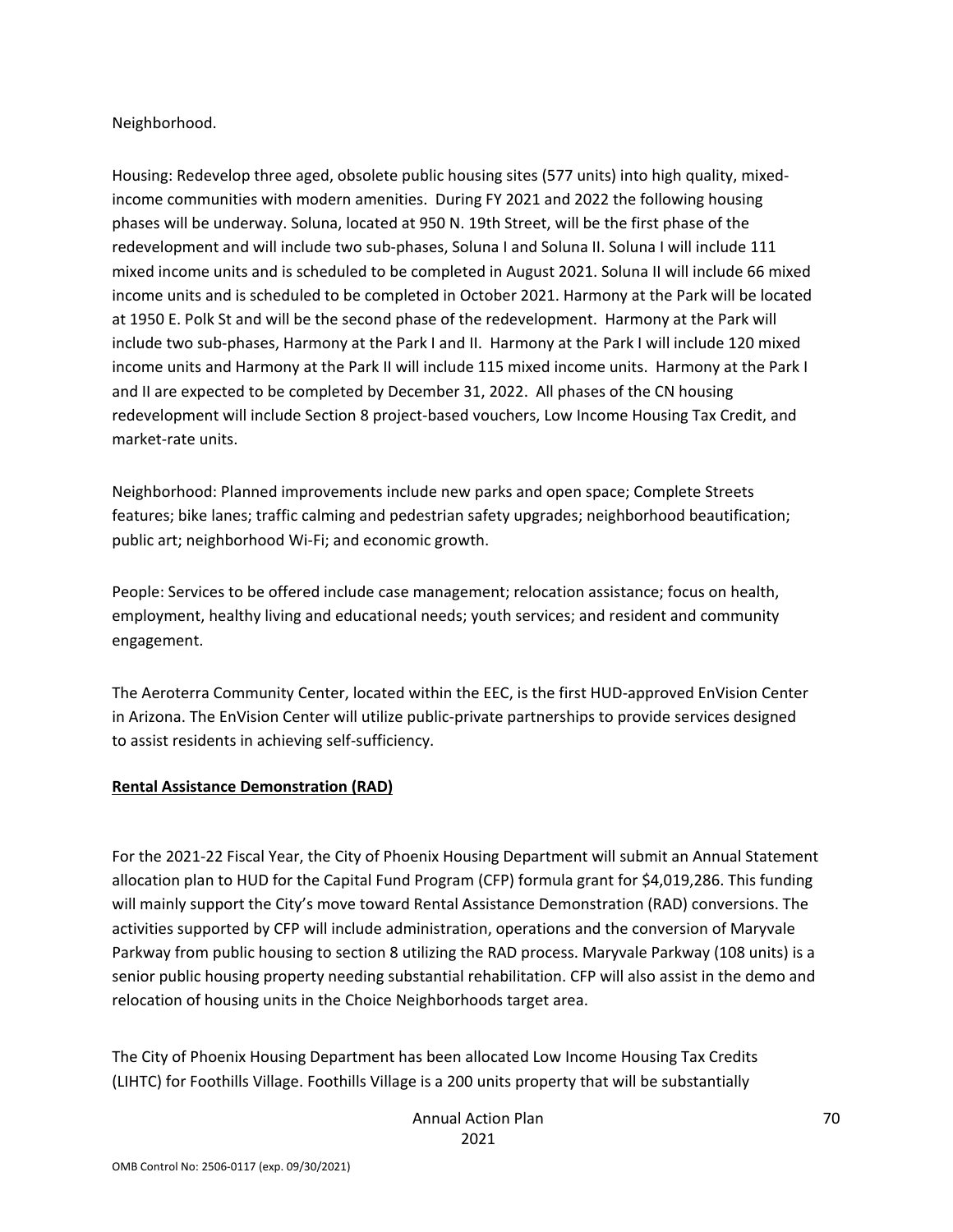Neighborhood.

Housing: Redevelop three aged, obsolete public housing sites (577 units) into high quality, mixed-income communities with modern amenities. During FY 2021 and 2022 the following housing phases will be underway. Soluna, located at 950 N. 19th Street, will be the first phase of the redevelopment and will include two sub-phases, Soluna I and Soluna II. Soluna I will include 111 mixed income units and is scheduled to be completed in August 2021. Soluna II will include 66 mixed income units and is scheduled to be completed in October 2021. Harmony at the Park will be located at 1950 E. Polk St and will be the second phase of the redevelopment. Harmony at the Park will include two sub-phases, Harmony at the Park I and II. Harmony at the Park I will include 120 mixed income units and Harmony at the Park II will include 115 mixed income units. Harmony at the Park I and II are expected to be completed by December 31, 2022. All phases of the CN housing redevelopment will include Section 8 project-based vouchers, Low Income Housing Tax Credit, and market-rate units.

Neighborhood: Planned improvements include new parks and open space; Complete Streets features; bike lanes; traffic calming and pedestrian safety upgrades; neighborhood beautification; public art; neighborhood Wi-Fi; and economic growth.

People: Services to be offered include case management; relocation assistance; focus on health, employment, healthy living and educational needs; youth services; and resident and community engagement.

The Aeroterra Community Center, located within the EEC, is the first HUD-approved EnVision Center in Arizona. The EnVision Center will utilize public-private partnerships to provide services designed to assist residents in achieving self-sufficiency.

**Rental Assistance Demonstration (RAD)**

For the 2021-22 Fiscal Year, the City of Phoenix Housing Department will submit an Annual Statement allocation plan to HUD for the Capital Fund Program (CFP) formula grant for $4,019,286. This funding will mainly support the City's move toward Rental Assistance Demonstration (RAD) conversions. The activities supported by CFP will include administration, operations and the conversion of Maryvale Parkway from public housing to section 8 utilizing the RAD process. Maryvale Parkway (108 units) is a senior public housing property needing substantial rehabilitation. CFP will also assist in the demo and relocation of housing units in the Choice Neighborhoods target area.

The City of Phoenix Housing Department has been allocated Low Income Housing Tax Credits (LIHTC) for Foothills Village. Foothills Village is a 200 units property that will be substantially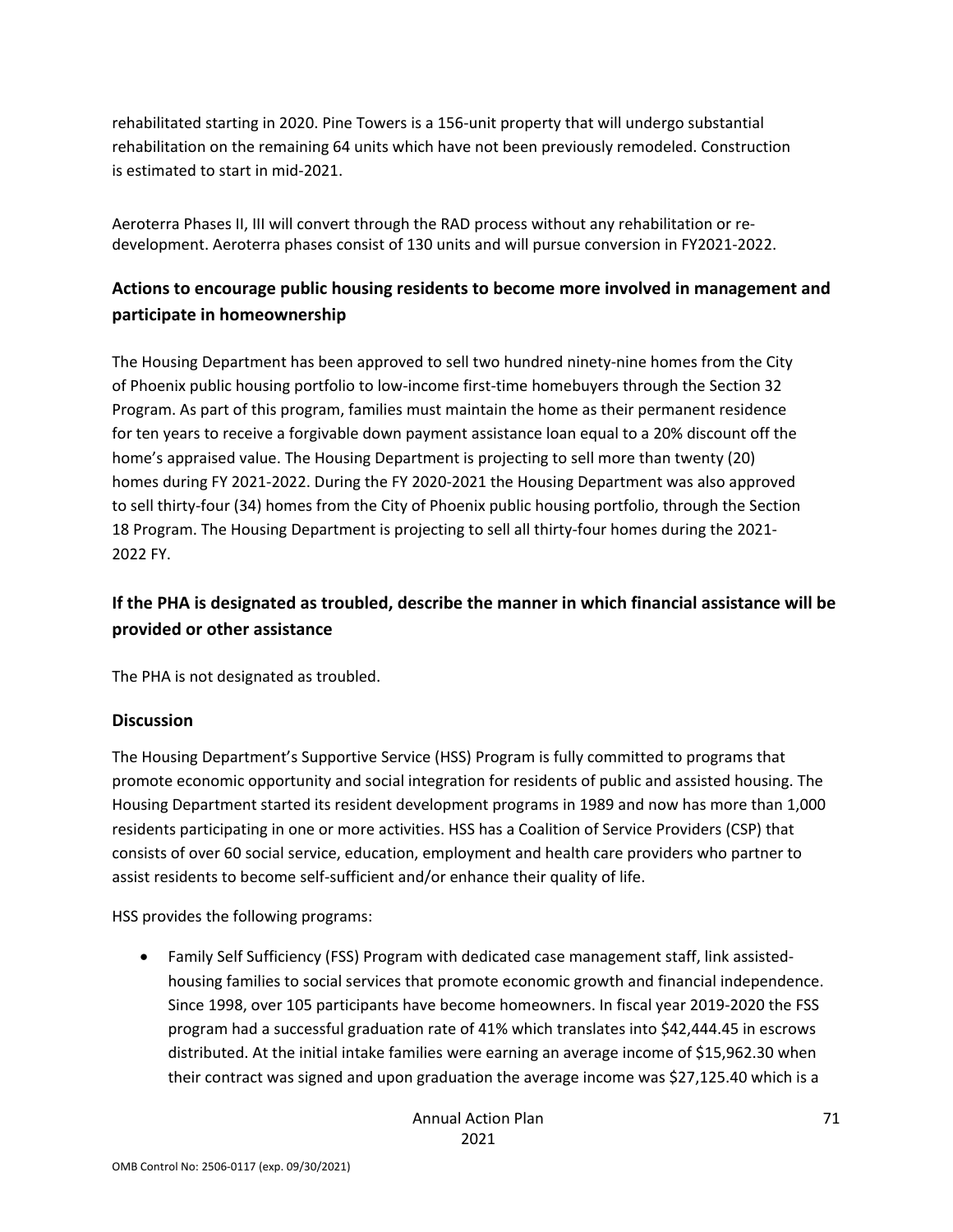rehabilitated starting in 2020. Pine Towers is a 156-unit property that will undergo substantial rehabilitation on the remaining 64 units which have not been previously remodeled. Construction is estimated to start in mid-2021.

Aeroterra Phases II, III will convert through the RAD process without any rehabilitation or re-development. Aeroterra phases consist of 130 units and will pursue conversion in FY2021-2022.

## Actions to encourage public housing residents to become more involved in management and participate in homeownership

The Housing Department has been approved to sell two hundred ninety-nine homes from the City of Phoenix public housing portfolio to low-income first-time homebuyers through the Section 32 Program. As part of this program, families must maintain the home as their permanent residence for ten years to receive a forgivable down payment assistance loan equal to a 20% discount off the home's appraised value. The Housing Department is projecting to sell more than twenty (20) homes during FY 2021-2022. During the FY 2020-2021 the Housing Department was also approved to sell thirty-four (34) homes from the City of Phoenix public housing portfolio, through the Section 18 Program. The Housing Department is projecting to sell all thirty-four homes during the 2021-2022 FY.

## If the PHA is designated as troubled, describe the manner in which financial assistance will be provided or other assistance

The PHA is not designated as troubled.

## Discussion

The Housing Department's Supportive Service (HSS) Program is fully committed to programs that promote economic opportunity and social integration for residents of public and assisted housing. The Housing Department started its resident development programs in 1989 and now has more than 1,000 residents participating in one or more activities. HSS has a Coalition of Service Providers (CSP) that consists of over 60 social service, education, employment and health care providers who partner to assist residents to become self-sufficient and/or enhance their quality of life.

HSS provides the following programs:

- Family Self Sufficiency (FSS) Program with dedicated case management staff, link assisted-housing families to social services that promote economic growth and financial independence. Since 1998, over 105 participants have become homeowners. In fiscal year 2019-2020 the FSS program had a successful graduation rate of 41% which translates into $42,444.45 in escrows distributed. At the initial intake families were earning an average income of $15,962.30 when their contract was signed and upon graduation the average income was $27,125.40 which is a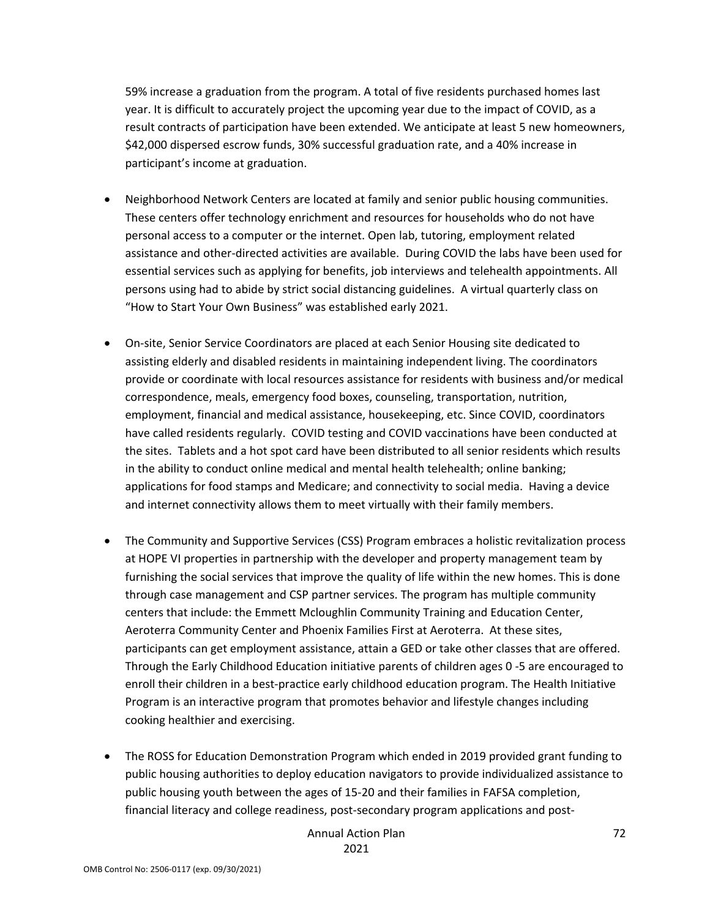59% increase a graduation from the program. A total of five residents purchased homes last year. It is difficult to accurately project the upcoming year due to the impact of COVID, as a result contracts of participation have been extended. We anticipate at least 5 new homeowners, $42,000 dispersed escrow funds, 30% successful graduation rate, and a 40% increase in participant's income at graduation.

- Neighborhood Network Centers are located at family and senior public housing communities. These centers offer technology enrichment and resources for households who do not have personal access to a computer or the internet. Open lab, tutoring, employment related assistance and other-directed activities are available. During COVID the labs have been used for essential services such as applying for benefits, job interviews and telehealth appointments. All persons using had to abide by strict social distancing guidelines. A virtual quarterly class on "How to Start Your Own Business" was established early 2021.

- On-site, Senior Service Coordinators are placed at each Senior Housing site dedicated to assisting elderly and disabled residents in maintaining independent living. The coordinators provide or coordinate with local resources assistance for residents with business and/or medical correspondence, meals, emergency food boxes, counseling, transportation, nutrition, employment, financial and medical assistance, housekeeping, etc. Since COVID, coordinators have called residents regularly. COVID testing and COVID vaccinations have been conducted at the sites. Tablets and a hot spot card have been distributed to all senior residents which results in the ability to conduct online medical and mental health telehealth; online banking; applications for food stamps and Medicare; and connectivity to social media. Having a device and internet connectivity allows them to meet virtually with their family members.

- The Community and Supportive Services (CSS) Program embraces a holistic revitalization process at HOPE VI properties in partnership with the developer and property management team by furnishing the social services that improve the quality of life within the new homes. This is done through case management and CSP partner services. The program has multiple community centers that include: the Emmett Mcloughlin Community Training and Education Center, Aeroterra Community Center and Phoenix Families First at Aeroterra. At these sites, participants can get employment assistance, attain a GED or take other classes that are offered. Through the Early Childhood Education initiative parents of children ages 0 -5 are encouraged to enroll their children in a best-practice early childhood education program. The Health Initiative Program is an interactive program that promotes behavior and lifestyle changes including cooking healthier and exercising.

- The ROSS for Education Demonstration Program which ended in 2019 provided grant funding to public housing authorities to deploy education navigators to provide individualized assistance to public housing youth between the ages of 15-20 and their families in FAFSA completion, financial literacy and college readiness, post-secondary program applications and post-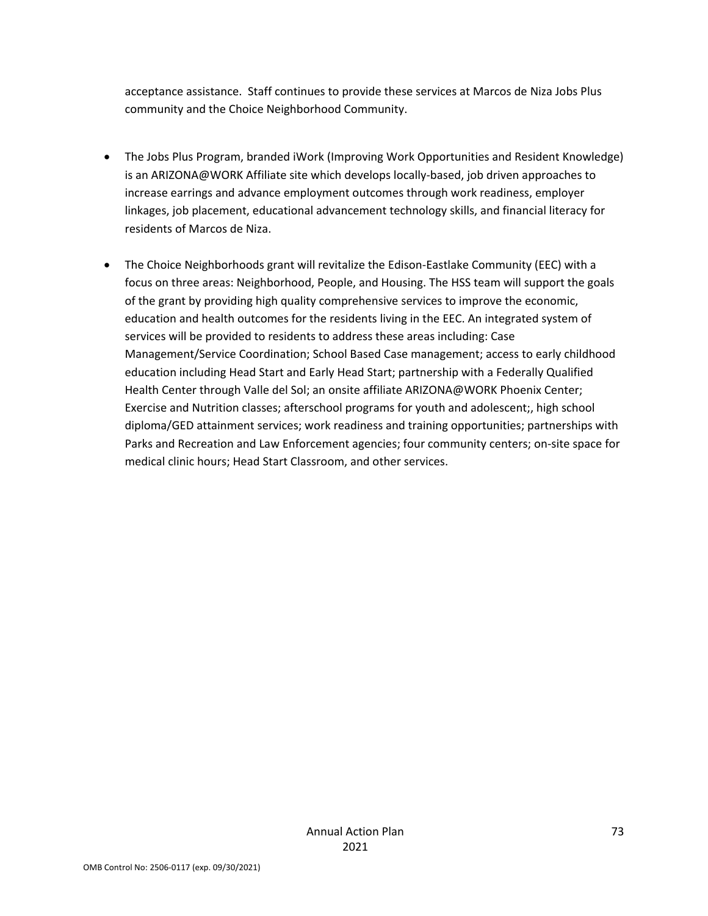acceptance assistance. Staff continues to provide these services at Marcos de Niza Jobs Plus community and the Choice Neighborhood Community.

- The Jobs Plus Program, branded iWork (Improving Work Opportunities and Resident Knowledge) is an ARIZONA@WORK Affiliate site which develops locally-based, job driven approaches to increase earrings and advance employment outcomes through work readiness, employer linkages, job placement, educational advancement technology skills, and financial literacy for residents of Marcos de Niza.
- The Choice Neighborhoods grant will revitalize the Edison-Eastlake Community (EEC) with a focus on three areas: Neighborhood, People, and Housing. The HSS team will support the goals of the grant by providing high quality comprehensive services to improve the economic, education and health outcomes for the residents living in the EEC. An integrated system of services will be provided to residents to address these areas including: Case Management/Service Coordination; School Based Case management; access to early childhood education including Head Start and Early Head Start; partnership with a Federally Qualified Health Center through Valle del Sol; an onsite affiliate ARIZONA@WORK Phoenix Center; Exercise and Nutrition classes; afterschool programs for youth and adolescent;, high school diploma/GED attainment services; work readiness and training opportunities; partnerships with Parks and Recreation and Law Enforcement agencies; four community centers; on-site space for medical clinic hours; Head Start Classroom, and other services.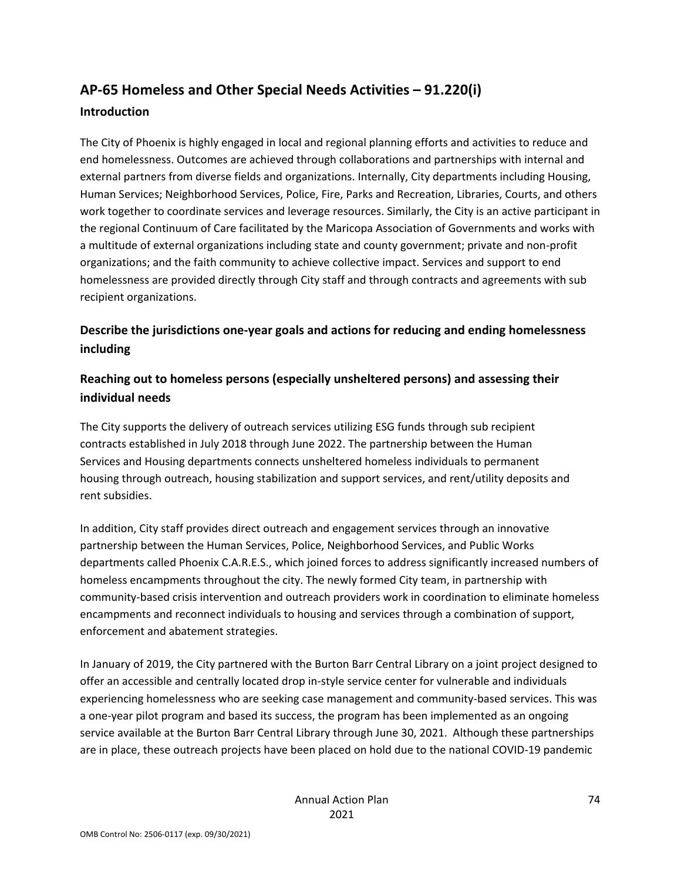## AP-65 Homeless and Other Special Needs Activities – 91.220(i)

### Introduction

The City of Phoenix is highly engaged in local and regional planning efforts and activities to reduce and end homelessness. Outcomes are achieved through collaborations and partnerships with internal and external partners from diverse fields and organizations. Internally, City departments including Housing, Human Services; Neighborhood Services, Police, Fire, Parks and Recreation, Libraries, Courts, and others work together to coordinate services and leverage resources. Similarly, the City is an active participant in the regional Continuum of Care facilitated by the Maricopa Association of Governments and works with a multitude of external organizations including state and county government; private and non-profit organizations; and the faith community to achieve collective impact. Services and support to end homelessness are provided directly through City staff and through contracts and agreements with sub recipient organizations.

### Describe the jurisdictions one-year goals and actions for reducing and ending homelessness including

### Reaching out to homeless persons (especially unsheltered persons) and assessing their individual needs

The City supports the delivery of outreach services utilizing ESG funds through sub recipient contracts established in July 2018 through June 2022. The partnership between the Human Services and Housing departments connects unsheltered homeless individuals to permanent housing through outreach, housing stabilization and support services, and rent/utility deposits and rent subsidies.

In addition, City staff provides direct outreach and engagement services through an innovative partnership between the Human Services, Police, Neighborhood Services, and Public Works departments called Phoenix C.A.R.E.S., which joined forces to address significantly increased numbers of homeless encampments throughout the city. The newly formed City team, in partnership with community-based crisis intervention and outreach providers work in coordination to eliminate homeless encampments and reconnect individuals to housing and services through a combination of support, enforcement and abatement strategies.

In January of 2019, the City partnered with the Burton Barr Central Library on a joint project designed to offer an accessible and centrally located drop in-style service center for vulnerable and individuals experiencing homelessness who are seeking case management and community-based services. This was a one-year pilot program and based its success, the program has been implemented as an ongoing service available at the Burton Barr Central Library through June 30, 2021. Although these partnerships are in place, these outreach projects have been placed on hold due to the national COVID-19 pandemic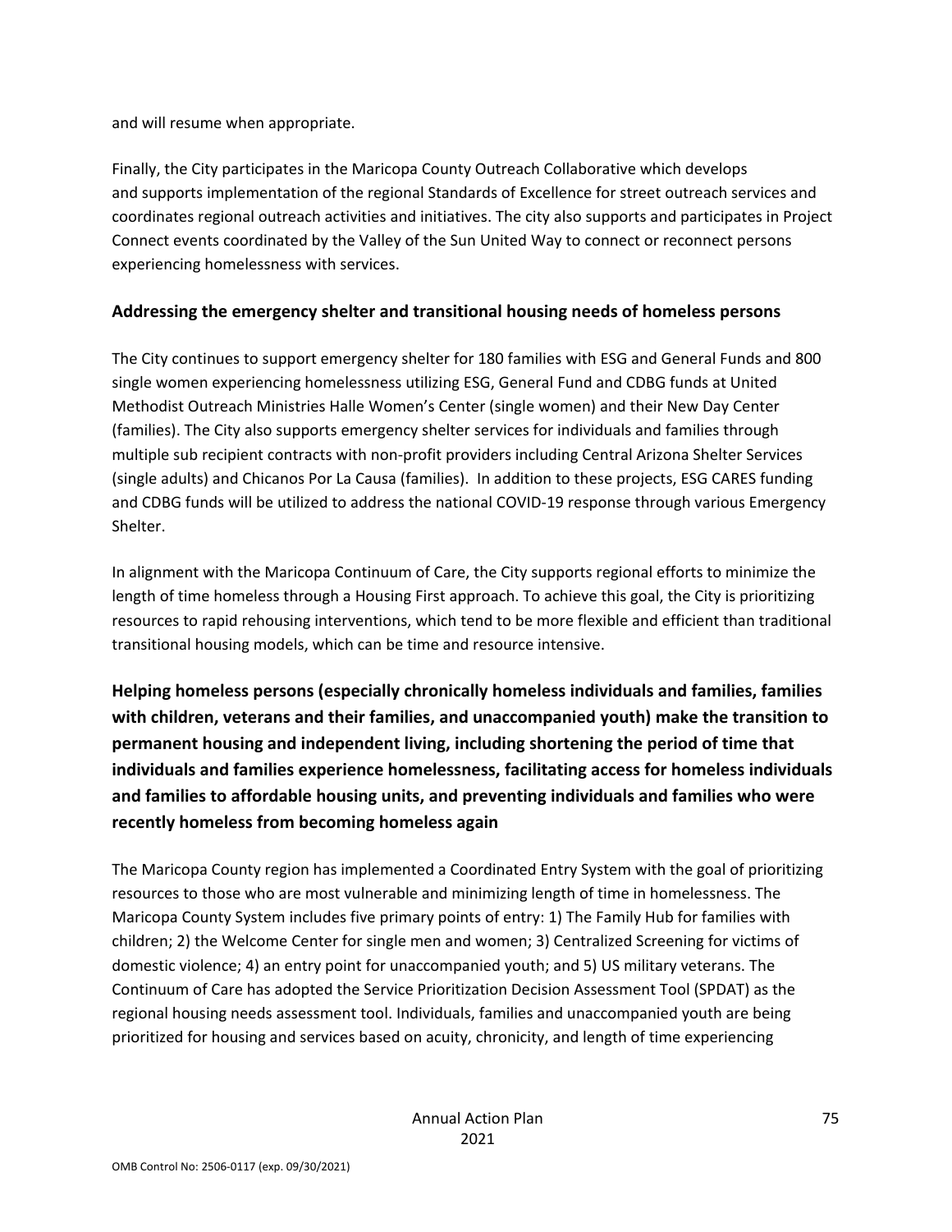and will resume when appropriate.

Finally, the City participates in the Maricopa County Outreach Collaborative which develops and supports implementation of the regional Standards of Excellence for street outreach services and coordinates regional outreach activities and initiatives. The city also supports and participates in Project Connect events coordinated by the Valley of the Sun United Way to connect or reconnect persons experiencing homelessness with services.

### Addressing the emergency shelter and transitional housing needs of homeless persons

The City continues to support emergency shelter for 180 families with ESG and General Funds and 800 single women experiencing homelessness utilizing ESG, General Fund and CDBG funds at United Methodist Outreach Ministries Halle Women's Center (single women) and their New Day Center (families). The City also supports emergency shelter services for individuals and families through multiple sub recipient contracts with non-profit providers including Central Arizona Shelter Services (single adults) and Chicanos Por La Causa (families). In addition to these projects, ESG CARES funding and CDBG funds will be utilized to address the national COVID-19 response through various Emergency Shelter.

In alignment with the Maricopa Continuum of Care, the City supports regional efforts to minimize the length of time homeless through a Housing First approach. To achieve this goal, the City is prioritizing resources to rapid rehousing interventions, which tend to be more flexible and efficient than traditional transitional housing models, which can be time and resource intensive.

## Helping homeless persons (especially chronically homeless individuals and families, families with children, veterans and their families, and unaccompanied youth) make the transition to permanent housing and independent living, including shortening the period of time that individuals and families experience homelessness, facilitating access for homeless individuals and families to affordable housing units, and preventing individuals and families who were recently homeless from becoming homeless again

The Maricopa County region has implemented a Coordinated Entry System with the goal of prioritizing resources to those who are most vulnerable and minimizing length of time in homelessness. The Maricopa County System includes five primary points of entry: 1) The Family Hub for families with children; 2) the Welcome Center for single men and women; 3) Centralized Screening for victims of domestic violence; 4) an entry point for unaccompanied youth; and 5) US military veterans. The Continuum of Care has adopted the Service Prioritization Decision Assessment Tool (SPDAT) as the regional housing needs assessment tool. Individuals, families and unaccompanied youth are being prioritized for housing and services based on acuity, chronicity, and length of time experiencing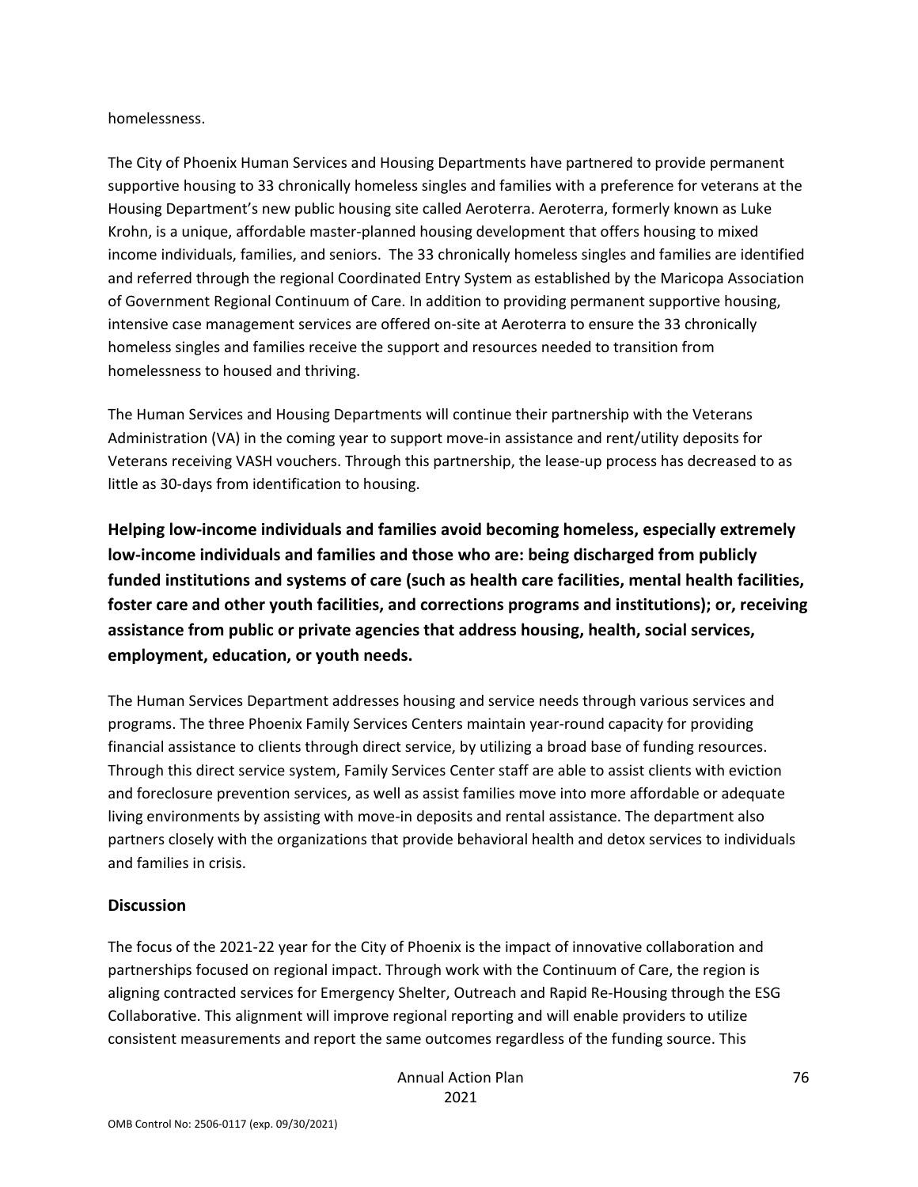homelessness.

The City of Phoenix Human Services and Housing Departments have partnered to provide permanent supportive housing to 33 chronically homeless singles and families with a preference for veterans at the Housing Department's new public housing site called Aeroterra. Aeroterra, formerly known as Luke Krohn, is a unique, affordable master-planned housing development that offers housing to mixed income individuals, families, and seniors. The 33 chronically homeless singles and families are identified and referred through the regional Coordinated Entry System as established by the Maricopa Association of Government Regional Continuum of Care. In addition to providing permanent supportive housing, intensive case management services are offered on-site at Aeroterra to ensure the 33 chronically homeless singles and families receive the support and resources needed to transition from homelessness to housed and thriving.

The Human Services and Housing Departments will continue their partnership with the Veterans Administration (VA) in the coming year to support move-in assistance and rent/utility deposits for Veterans receiving VASH vouchers. Through this partnership, the lease-up process has decreased to as little as 30-days from identification to housing.

**Helping low-income individuals and families avoid becoming homeless, especially extremely low-income individuals and families and those who are: being discharged from publicly funded institutions and systems of care (such as health care facilities, mental health facilities, foster care and other youth facilities, and corrections programs and institutions); or, receiving assistance from public or private agencies that address housing, health, social services, employment, education, or youth needs.**

The Human Services Department addresses housing and service needs through various services and programs. The three Phoenix Family Services Centers maintain year-round capacity for providing financial assistance to clients through direct service, by utilizing a broad base of funding resources. Through this direct service system, Family Services Center staff are able to assist clients with eviction and foreclosure prevention services, as well as assist families move into more affordable or adequate living environments by assisting with move-in deposits and rental assistance. The department also partners closely with the organizations that provide behavioral health and detox services to individuals and families in crisis.

## Discussion

The focus of the 2021-22 year for the City of Phoenix is the impact of innovative collaboration and partnerships focused on regional impact. Through work with the Continuum of Care, the region is aligning contracted services for Emergency Shelter, Outreach and Rapid Re-Housing through the ESG Collaborative. This alignment will improve regional reporting and will enable providers to utilize consistent measurements and report the same outcomes regardless of the funding source. This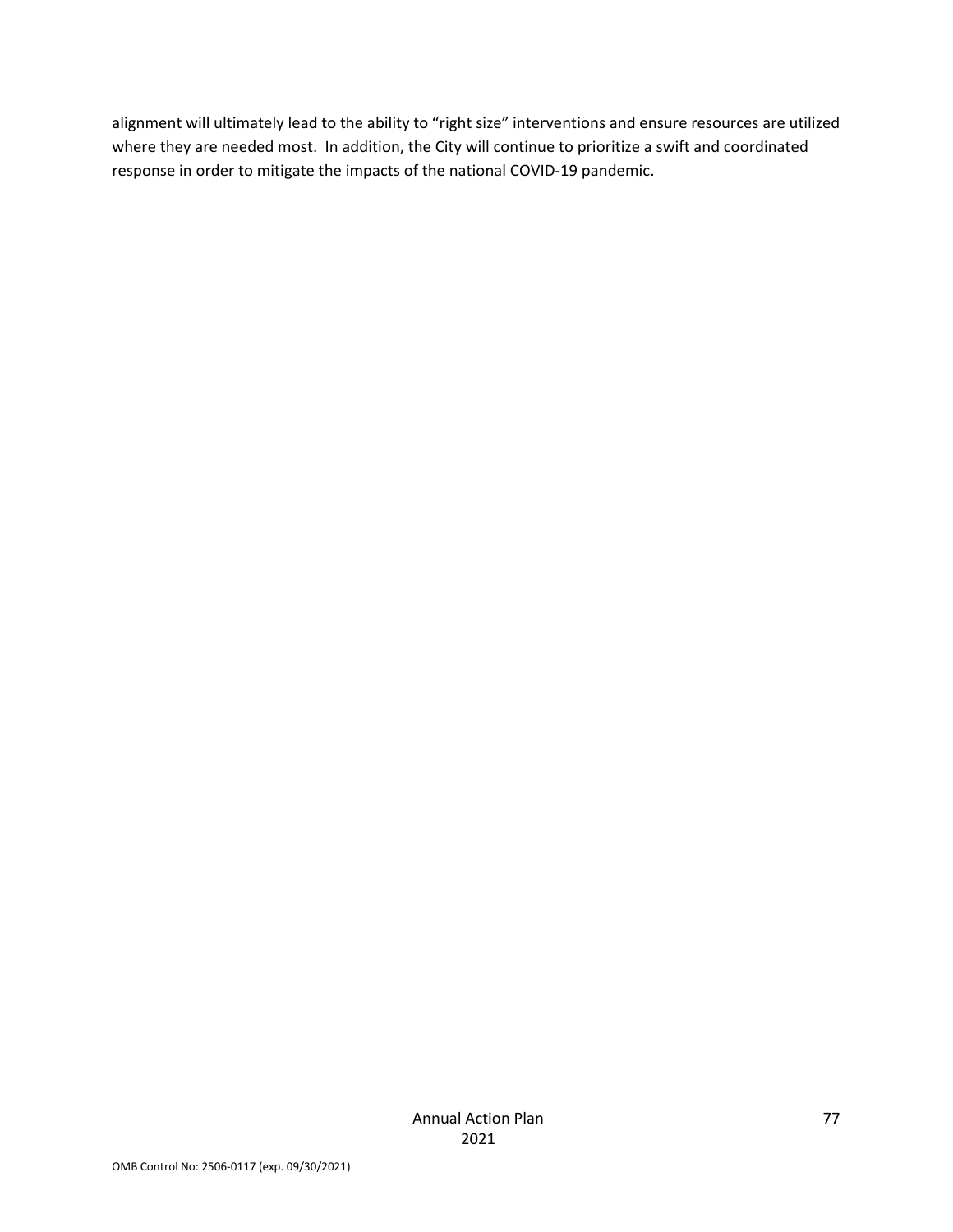alignment will ultimately lead to the ability to "right size" interventions and ensure resources are utilized where they are needed most. In addition, the City will continue to prioritize a swift and coordinated response in order to mitigate the impacts of the national COVID-19 pandemic.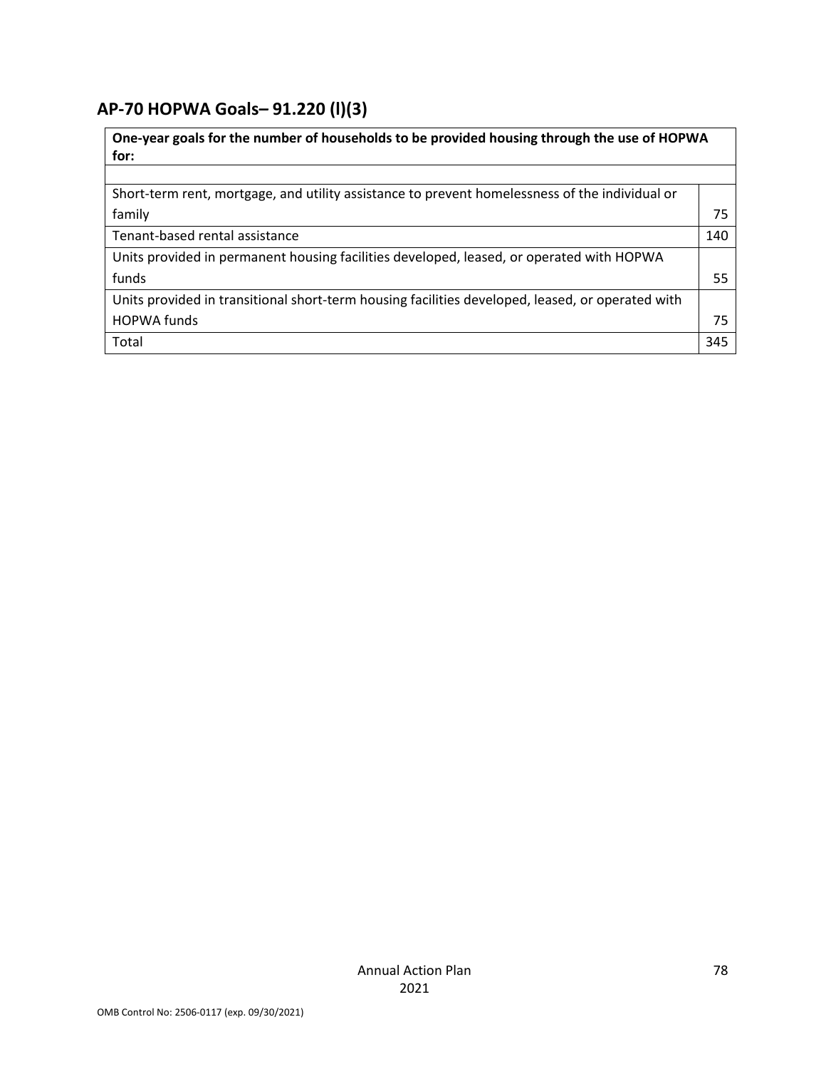## AP-70 HOPWA Goals– 91.220 (l)(3)

| One-year goals for the number of households to be provided housing through the use of HOPWA for: | |
|---|---|
| | |
| Short-term rent, mortgage, and utility assistance to prevent homelessness of the individual or family | 75 |
| Tenant-based rental assistance | 140 |
| Units provided in permanent housing facilities developed, leased, or operated with HOPWA funds | 55 |
| Units provided in transitional short-term housing facilities developed, leased, or operated with HOPWA funds | 75 |
| Total | 345 |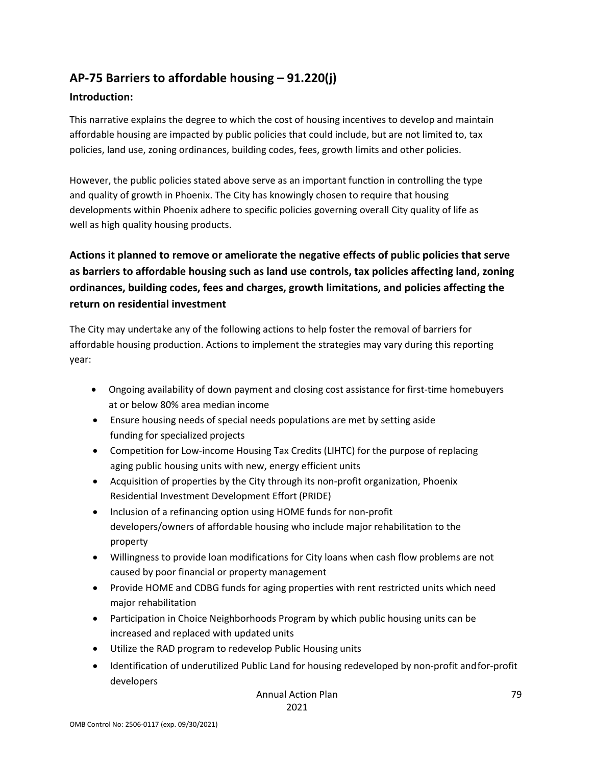## AP-75 Barriers to affordable housing – 91.220(j)

### Introduction:

This narrative explains the degree to which the cost of housing incentives to develop and maintain affordable housing are impacted by public policies that could include, but are not limited to, tax policies, land use, zoning ordinances, building codes, fees, growth limits and other policies.

However, the public policies stated above serve as an important function in controlling the type and quality of growth in Phoenix. The City has knowingly chosen to require that housing developments within Phoenix adhere to specific policies governing overall City quality of life as well as high quality housing products.

### Actions it planned to remove or ameliorate the negative effects of public policies that serve as barriers to affordable housing such as land use controls, tax policies affecting land, zoning ordinances, building codes, fees and charges, growth limitations, and policies affecting the return on residential investment

The City may undertake any of the following actions to help foster the removal of barriers for affordable housing production. Actions to implement the strategies may vary during this reporting year:

- Ongoing availability of down payment and closing cost assistance for first-time homebuyers at or below 80% area median income
- Ensure housing needs of special needs populations are met by setting aside funding for specialized projects
- Competition for Low-income Housing Tax Credits (LIHTC) for the purpose of replacing aging public housing units with new, energy efficient units
- Acquisition of properties by the City through its non-profit organization, Phoenix Residential Investment Development Effort (PRIDE)
- Inclusion of a refinancing option using HOME funds for non-profit developers/owners of affordable housing who include major rehabilitation to the property
- Willingness to provide loan modifications for City loans when cash flow problems are not caused by poor financial or property management
- Provide HOME and CDBG funds for aging properties with rent restricted units which need major rehabilitation
- Participation in Choice Neighborhoods Program by which public housing units can be increased and replaced with updated units
- Utilize the RAD program to redevelop Public Housing units
- Identification of underutilized Public Land for housing redeveloped by non-profit and for-profit developers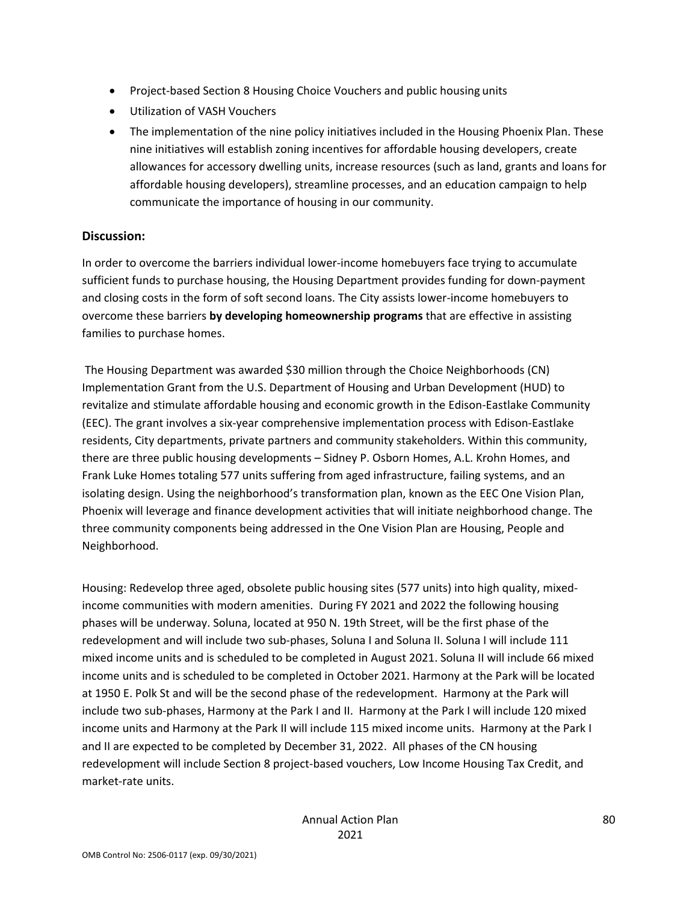- Project-based Section 8 Housing Choice Vouchers and public housing units
- Utilization of VASH Vouchers
- The implementation of the nine policy initiatives included in the Housing Phoenix Plan. These nine initiatives will establish zoning incentives for affordable housing developers, create allowances for accessory dwelling units, increase resources (such as land, grants and loans for affordable housing developers), streamline processes, and an education campaign to help communicate the importance of housing in our community.

### Discussion:

In order to overcome the barriers individual lower-income homebuyers face trying to accumulate sufficient funds to purchase housing, the Housing Department provides funding for down-payment and closing costs in the form of soft second loans. The City assists lower-income homebuyers to overcome these barriers **by developing homeownership programs** that are effective in assisting families to purchase homes.

The Housing Department was awarded $30 million through the Choice Neighborhoods (CN) Implementation Grant from the U.S. Department of Housing and Urban Development (HUD) to revitalize and stimulate affordable housing and economic growth in the Edison-Eastlake Community (EEC). The grant involves a six-year comprehensive implementation process with Edison-Eastlake residents, City departments, private partners and community stakeholders. Within this community, there are three public housing developments – Sidney P. Osborn Homes, A.L. Krohn Homes, and Frank Luke Homes totaling 577 units suffering from aged infrastructure, failing systems, and an isolating design. Using the neighborhood's transformation plan, known as the EEC One Vision Plan, Phoenix will leverage and finance development activities that will initiate neighborhood change. The three community components being addressed in the One Vision Plan are Housing, People and Neighborhood.

Housing: Redevelop three aged, obsolete public housing sites (577 units) into high quality, mixed-income communities with modern amenities. During FY 2021 and 2022 the following housing phases will be underway. Soluna, located at 950 N. 19th Street, will be the first phase of the redevelopment and will include two sub-phases, Soluna I and Soluna II. Soluna I will include 111 mixed income units and is scheduled to be completed in August 2021. Soluna II will include 66 mixed income units and is scheduled to be completed in October 2021. Harmony at the Park will be located at 1950 E. Polk St and will be the second phase of the redevelopment. Harmony at the Park will include two sub-phases, Harmony at the Park I and II. Harmony at the Park I will include 120 mixed income units and Harmony at the Park II will include 115 mixed income units. Harmony at the Park I and II are expected to be completed by December 31, 2022. All phases of the CN housing redevelopment will include Section 8 project-based vouchers, Low Income Housing Tax Credit, and market-rate units.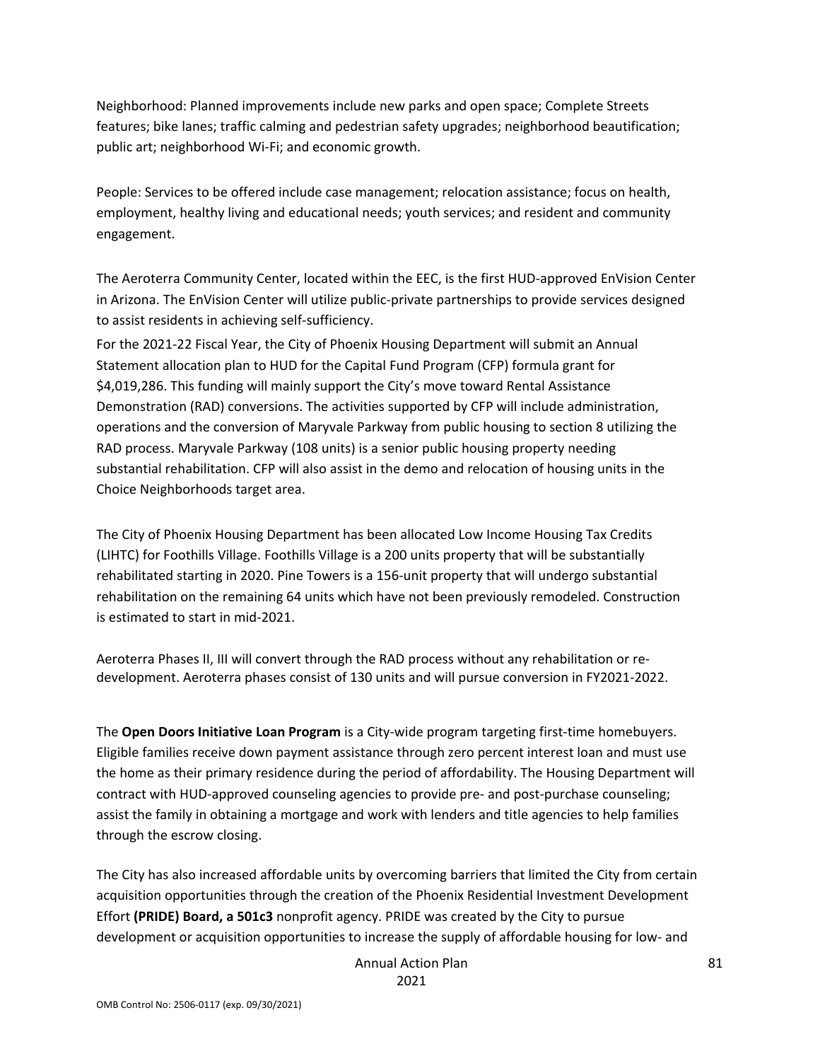Neighborhood: Planned improvements include new parks and open space; Complete Streets features; bike lanes; traffic calming and pedestrian safety upgrades; neighborhood beautification; public art; neighborhood Wi-Fi; and economic growth.

People: Services to be offered include case management; relocation assistance; focus on health, employment, healthy living and educational needs; youth services; and resident and community engagement.

The Aeroterra Community Center, located within the EEC, is the first HUD-approved EnVision Center in Arizona. The EnVision Center will utilize public-private partnerships to provide services designed to assist residents in achieving self-sufficiency.

For the 2021-22 Fiscal Year, the City of Phoenix Housing Department will submit an Annual Statement allocation plan to HUD for the Capital Fund Program (CFP) formula grant for $4,019,286. This funding will mainly support the City's move toward Rental Assistance Demonstration (RAD) conversions. The activities supported by CFP will include administration, operations and the conversion of Maryvale Parkway from public housing to section 8 utilizing the RAD process. Maryvale Parkway (108 units) is a senior public housing property needing substantial rehabilitation. CFP will also assist in the demo and relocation of housing units in the Choice Neighborhoods target area.

The City of Phoenix Housing Department has been allocated Low Income Housing Tax Credits (LIHTC) for Foothills Village. Foothills Village is a 200 units property that will be substantially rehabilitated starting in 2020. Pine Towers is a 156-unit property that will undergo substantial rehabilitation on the remaining 64 units which have not been previously remodeled. Construction is estimated to start in mid-2021.

Aeroterra Phases II, III will convert through the RAD process without any rehabilitation or re-development. Aeroterra phases consist of 130 units and will pursue conversion in FY2021-2022.

The **Open Doors Initiative Loan Program** is a City-wide program targeting first-time homebuyers. Eligible families receive down payment assistance through zero percent interest loan and must use the home as their primary residence during the period of affordability. The Housing Department will contract with HUD-approved counseling agencies to provide pre- and post-purchase counseling; assist the family in obtaining a mortgage and work with lenders and title agencies to help families through the escrow closing.

The City has also increased affordable units by overcoming barriers that limited the City from certain acquisition opportunities through the creation of the Phoenix Residential Investment Development Effort **(PRIDE) Board, a 501c3** nonprofit agency. PRIDE was created by the City to pursue development or acquisition opportunities to increase the supply of affordable housing for low- and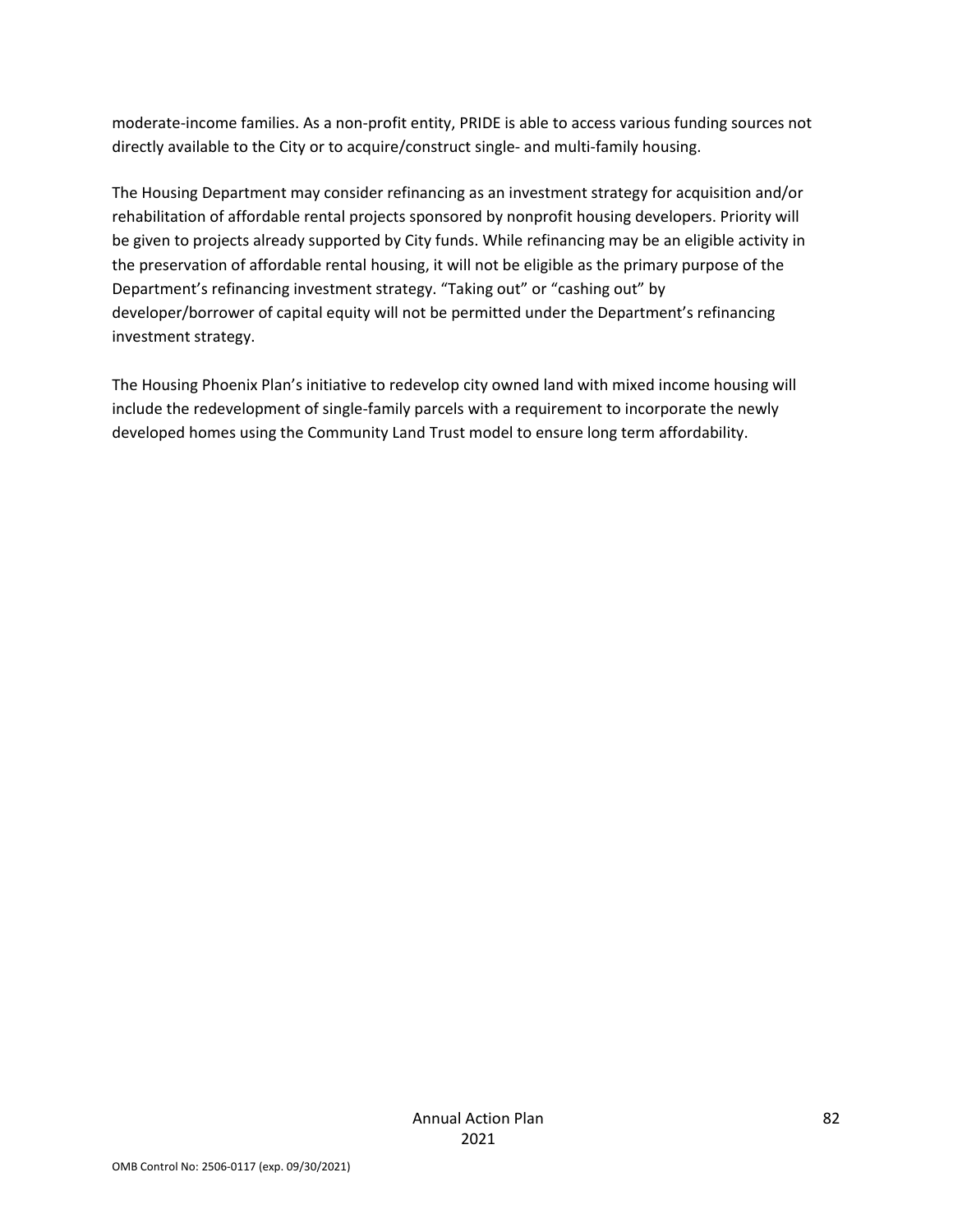moderate-income families. As a non-profit entity, PRIDE is able to access various funding sources not directly available to the City or to acquire/construct single- and multi-family housing.

The Housing Department may consider refinancing as an investment strategy for acquisition and/or rehabilitation of affordable rental projects sponsored by nonprofit housing developers. Priority will be given to projects already supported by City funds. While refinancing may be an eligible activity in the preservation of affordable rental housing, it will not be eligible as the primary purpose of the Department's refinancing investment strategy. "Taking out" or "cashing out" by developer/borrower of capital equity will not be permitted under the Department's refinancing investment strategy.

The Housing Phoenix Plan's initiative to redevelop city owned land with mixed income housing will include the redevelopment of single-family parcels with a requirement to incorporate the newly developed homes using the Community Land Trust model to ensure long term affordability.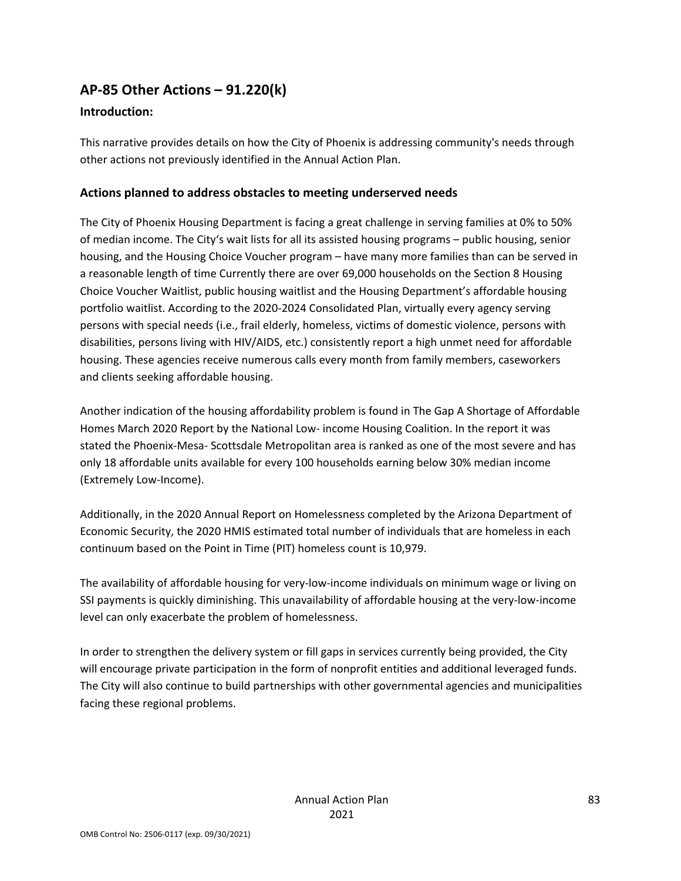## AP-85 Other Actions – 91.220(k)

### Introduction:

This narrative provides details on how the City of Phoenix is addressing community's needs through other actions not previously identified in the Annual Action Plan.

### Actions planned to address obstacles to meeting underserved needs

The City of Phoenix Housing Department is facing a great challenge in serving families at 0% to 50% of median income. The City's wait lists for all its assisted housing programs – public housing, senior housing, and the Housing Choice Voucher program – have many more families than can be served in a reasonable length of time Currently there are over 69,000 households on the Section 8 Housing Choice Voucher Waitlist, public housing waitlist and the Housing Department's affordable housing portfolio waitlist. According to the 2020-2024 Consolidated Plan, virtually every agency serving persons with special needs (i.e., frail elderly, homeless, victims of domestic violence, persons with disabilities, persons living with HIV/AIDS, etc.) consistently report a high unmet need for affordable housing. These agencies receive numerous calls every month from family members, caseworkers and clients seeking affordable housing.

Another indication of the housing affordability problem is found in The Gap A Shortage of Affordable Homes March 2020 Report by the National Low- income Housing Coalition. In the report it was stated the Phoenix-Mesa- Scottsdale Metropolitan area is ranked as one of the most severe and has only 18 affordable units available for every 100 households earning below 30% median income (Extremely Low-Income).

Additionally, in the 2020 Annual Report on Homelessness completed by the Arizona Department of Economic Security, the 2020 HMIS estimated total number of individuals that are homeless in each continuum based on the Point in Time (PIT) homeless count is 10,979.

The availability of affordable housing for very-low-income individuals on minimum wage or living on SSI payments is quickly diminishing. This unavailability of affordable housing at the very-low-income level can only exacerbate the problem of homelessness.

In order to strengthen the delivery system or fill gaps in services currently being provided, the City will encourage private participation in the form of nonprofit entities and additional leveraged funds. The City will also continue to build partnerships with other governmental agencies and municipalities facing these regional problems.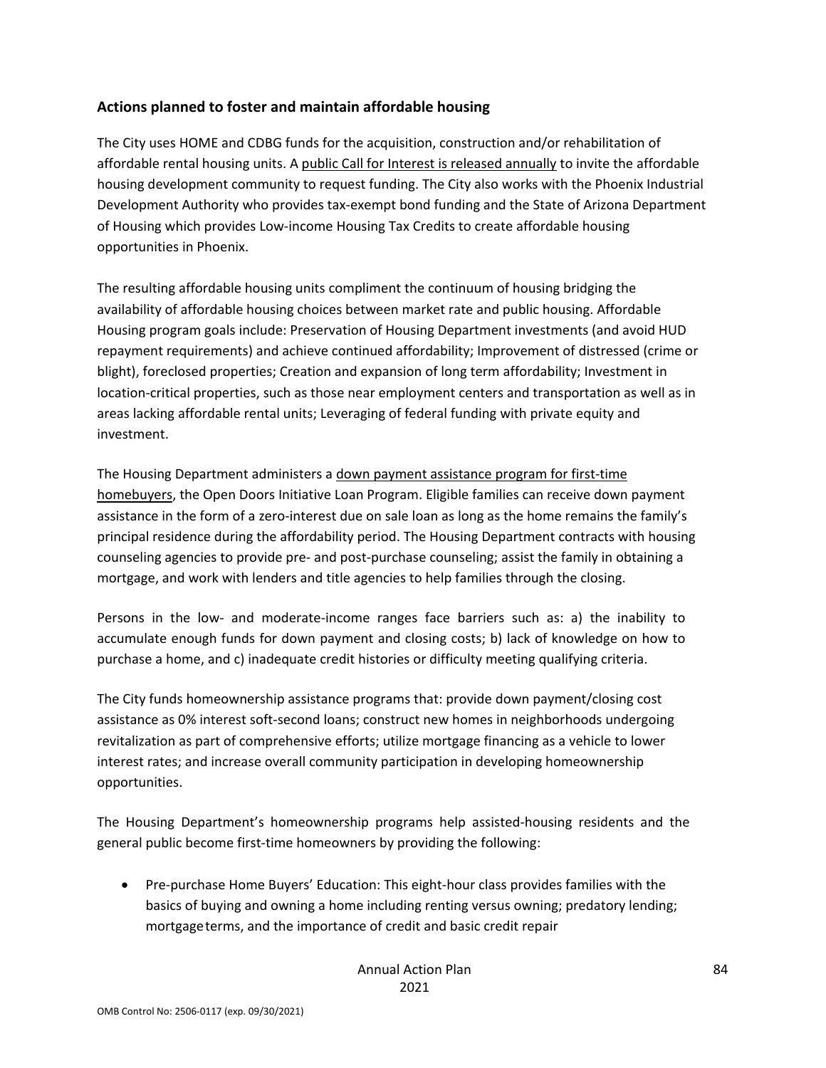### Actions planned to foster and maintain affordable housing

The City uses HOME and CDBG funds for the acquisition, construction and/or rehabilitation of affordable rental housing units. A public Call for Interest is released annually to invite the affordable housing development community to request funding. The City also works with the Phoenix Industrial Development Authority who provides tax-exempt bond funding and the State of Arizona Department of Housing which provides Low-income Housing Tax Credits to create affordable housing opportunities in Phoenix.

The resulting affordable housing units compliment the continuum of housing bridging the availability of affordable housing choices between market rate and public housing. Affordable Housing program goals include: Preservation of Housing Department investments (and avoid HUD repayment requirements) and achieve continued affordability; Improvement of distressed (crime or blight), foreclosed properties; Creation and expansion of long term affordability; Investment in location-critical properties, such as those near employment centers and transportation as well as in areas lacking affordable rental units; Leveraging of federal funding with private equity and investment.

The Housing Department administers a down payment assistance program for first-time homebuyers, the Open Doors Initiative Loan Program. Eligible families can receive down payment assistance in the form of a zero-interest due on sale loan as long as the home remains the family's principal residence during the affordability period. The Housing Department contracts with housing counseling agencies to provide pre- and post-purchase counseling; assist the family in obtaining a mortgage, and work with lenders and title agencies to help families through the closing.

Persons in the low- and moderate-income ranges face barriers such as: a) the inability to accumulate enough funds for down payment and closing costs; b) lack of knowledge on how to purchase a home, and c) inadequate credit histories or difficulty meeting qualifying criteria.

The City funds homeownership assistance programs that: provide down payment/closing cost assistance as 0% interest soft-second loans; construct new homes in neighborhoods undergoing revitalization as part of comprehensive efforts; utilize mortgage financing as a vehicle to lower interest rates; and increase overall community participation in developing homeownership opportunities.

The Housing Department's homeownership programs help assisted-housing residents and the general public become first-time homeowners by providing the following:

- Pre-purchase Home Buyers' Education: This eight-hour class provides families with the basics of buying and owning a home including renting versus owning; predatory lending; mortgage terms, and the importance of credit and basic credit repair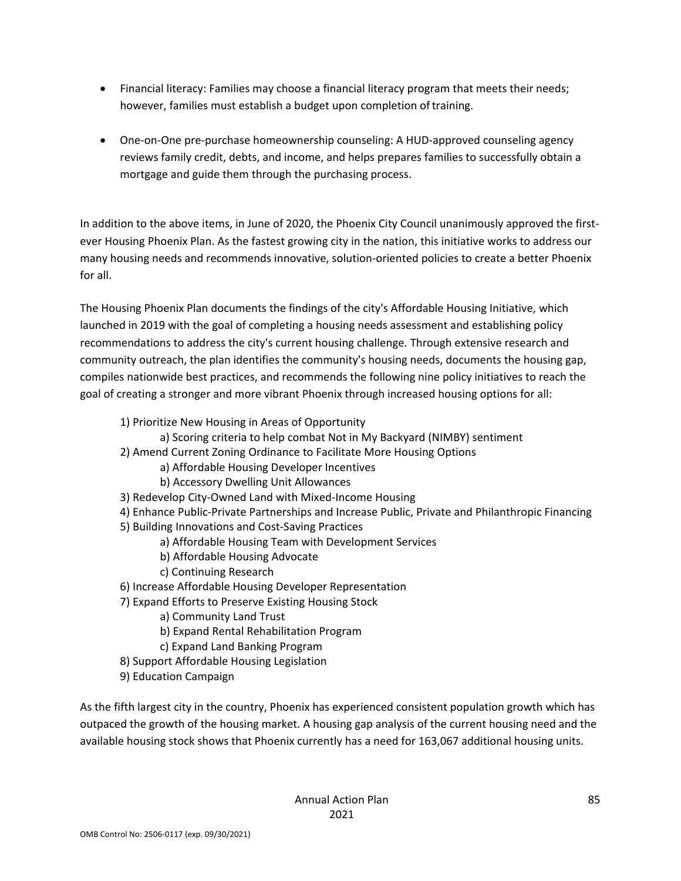- Financial literacy: Families may choose a financial literacy program that meets their needs; however, families must establish a budget upon completion of training.

- One-on-One pre-purchase homeownership counseling: A HUD-approved counseling agency reviews family credit, debts, and income, and helps prepares families to successfully obtain a mortgage and guide them through the purchasing process.

In addition to the above items, in June of 2020, the Phoenix City Council unanimously approved the first-ever Housing Phoenix Plan. As the fastest growing city in the nation, this initiative works to address our many housing needs and recommends innovative, solution-oriented policies to create a better Phoenix for all.

The Housing Phoenix Plan documents the findings of the city's Affordable Housing Initiative, which launched in 2019 with the goal of completing a housing needs assessment and establishing policy recommendations to address the city's current housing challenge. Through extensive research and community outreach, the plan identifies the community's housing needs, documents the housing gap, compiles nationwide best practices, and recommends the following nine policy initiatives to reach the goal of creating a stronger and more vibrant Phoenix through increased housing options for all:

1) Prioritize New Housing in Areas of Opportunity
    a) Scoring criteria to help combat Not in My Backyard (NIMBY) sentiment
2) Amend Current Zoning Ordinance to Facilitate More Housing Options
    a) Affordable Housing Developer Incentives
    b) Accessory Dwelling Unit Allowances
3) Redevelop City-Owned Land with Mixed-Income Housing
4) Enhance Public-Private Partnerships and Increase Public, Private and Philanthropic Financing
5) Building Innovations and Cost-Saving Practices
    a) Affordable Housing Team with Development Services
    b) Affordable Housing Advocate
    c) Continuing Research
6) Increase Affordable Housing Developer Representation
7) Expand Efforts to Preserve Existing Housing Stock
    a) Community Land Trust
    b) Expand Rental Rehabilitation Program
    c) Expand Land Banking Program
8) Support Affordable Housing Legislation
9) Education Campaign

As the fifth largest city in the country, Phoenix has experienced consistent population growth which has outpaced the growth of the housing market. A housing gap analysis of the current housing need and the available housing stock shows that Phoenix currently has a need for 163,067 additional housing units.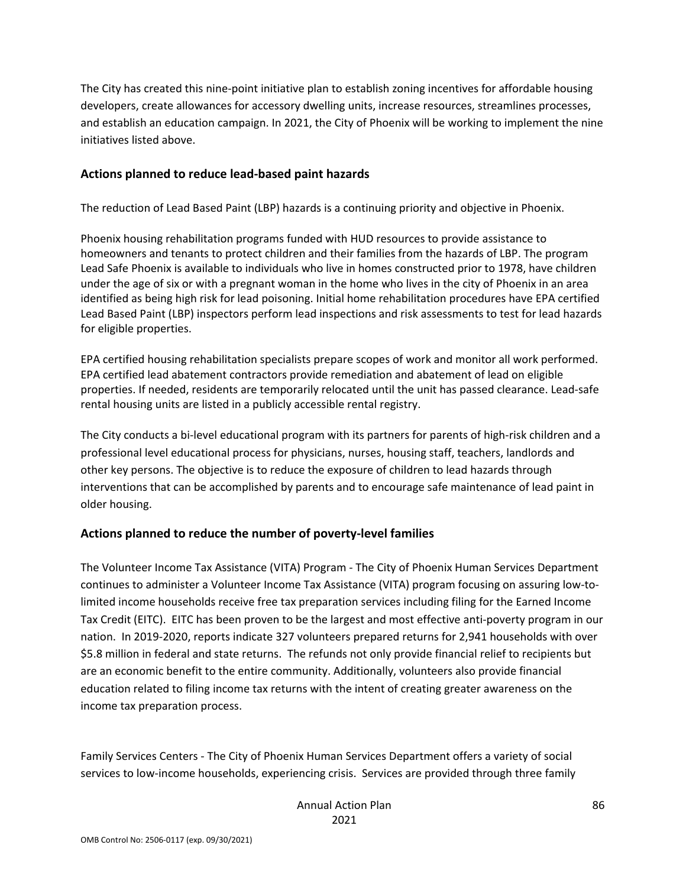The City has created this nine-point initiative plan to establish zoning incentives for affordable housing developers, create allowances for accessory dwelling units, increase resources, streamlines processes, and establish an education campaign. In 2021, the City of Phoenix will be working to implement the nine initiatives listed above.

## Actions planned to reduce lead-based paint hazards

The reduction of Lead Based Paint (LBP) hazards is a continuing priority and objective in Phoenix.

Phoenix housing rehabilitation programs funded with HUD resources to provide assistance to homeowners and tenants to protect children and their families from the hazards of LBP. The program Lead Safe Phoenix is available to individuals who live in homes constructed prior to 1978, have children under the age of six or with a pregnant woman in the home who lives in the city of Phoenix in an area identified as being high risk for lead poisoning. Initial home rehabilitation procedures have EPA certified Lead Based Paint (LBP) inspectors perform lead inspections and risk assessments to test for lead hazards for eligible properties.

EPA certified housing rehabilitation specialists prepare scopes of work and monitor all work performed. EPA certified lead abatement contractors provide remediation and abatement of lead on eligible properties. If needed, residents are temporarily relocated until the unit has passed clearance. Lead-safe rental housing units are listed in a publicly accessible rental registry.

The City conducts a bi-level educational program with its partners for parents of high-risk children and a professional level educational process for physicians, nurses, housing staff, teachers, landlords and other key persons. The objective is to reduce the exposure of children to lead hazards through interventions that can be accomplished by parents and to encourage safe maintenance of lead paint in older housing.

## Actions planned to reduce the number of poverty-level families

The Volunteer Income Tax Assistance (VITA) Program - The City of Phoenix Human Services Department continues to administer a Volunteer Income Tax Assistance (VITA) program focusing on assuring low-to-limited income households receive free tax preparation services including filing for the Earned Income Tax Credit (EITC). EITC has been proven to be the largest and most effective anti-poverty program in our nation. In 2019-2020, reports indicate 327 volunteers prepared returns for 2,941 households with over $5.8 million in federal and state returns. The refunds not only provide financial relief to recipients but are an economic benefit to the entire community. Additionally, volunteers also provide financial education related to filing income tax returns with the intent of creating greater awareness on the income tax preparation process.

Family Services Centers - The City of Phoenix Human Services Department offers a variety of social services to low-income households, experiencing crisis. Services are provided through three family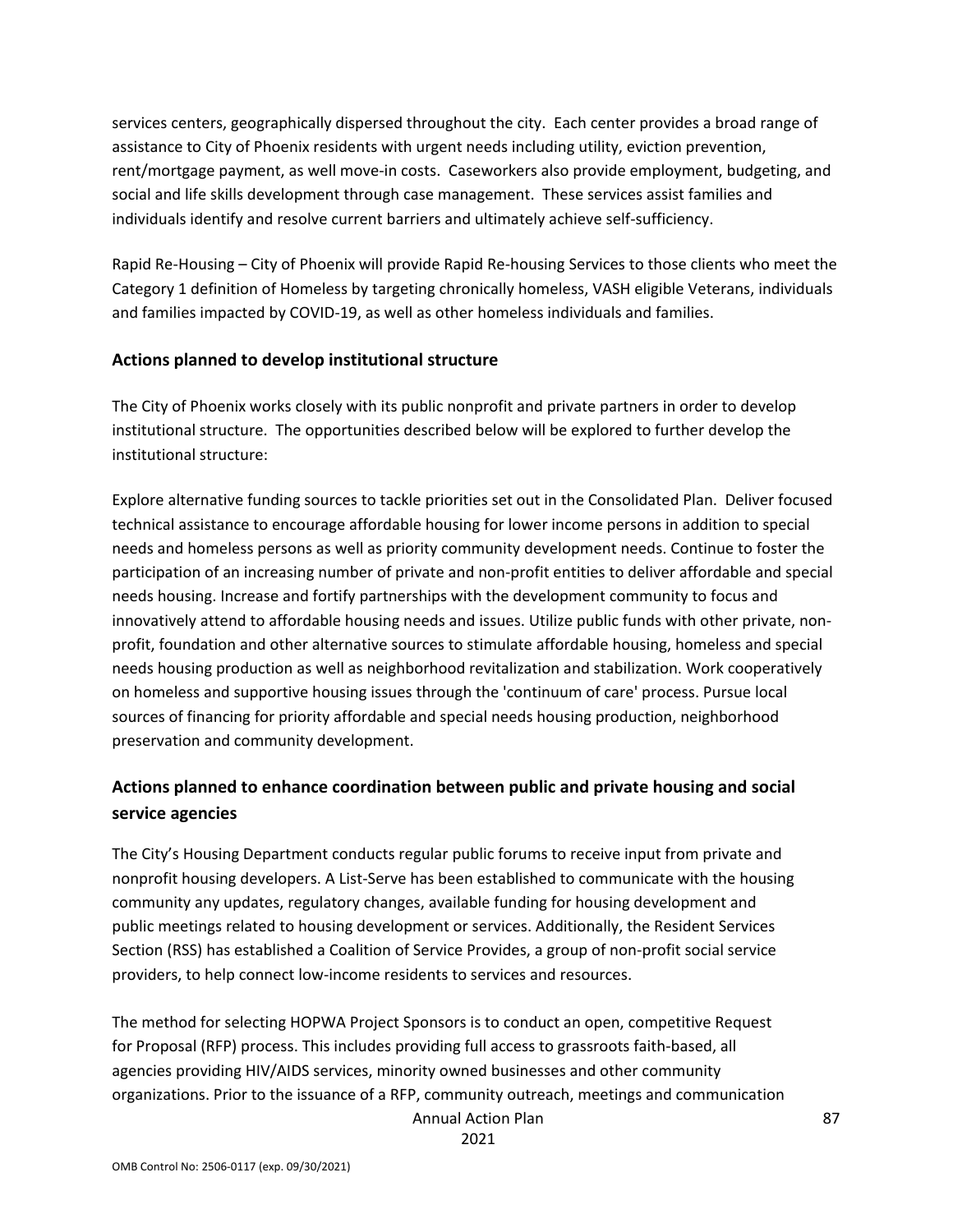services centers, geographically dispersed throughout the city. Each center provides a broad range of assistance to City of Phoenix residents with urgent needs including utility, eviction prevention, rent/mortgage payment, as well move-in costs. Caseworkers also provide employment, budgeting, and social and life skills development through case management. These services assist families and individuals identify and resolve current barriers and ultimately achieve self-sufficiency.

Rapid Re-Housing – City of Phoenix will provide Rapid Re-housing Services to those clients who meet the Category 1 definition of Homeless by targeting chronically homeless, VASH eligible Veterans, individuals and families impacted by COVID-19, as well as other homeless individuals and families.

### Actions planned to develop institutional structure

The City of Phoenix works closely with its public nonprofit and private partners in order to develop institutional structure. The opportunities described below will be explored to further develop the institutional structure:

Explore alternative funding sources to tackle priorities set out in the Consolidated Plan. Deliver focused technical assistance to encourage affordable housing for lower income persons in addition to special needs and homeless persons as well as priority community development needs. Continue to foster the participation of an increasing number of private and non-profit entities to deliver affordable and special needs housing. Increase and fortify partnerships with the development community to focus and innovatively attend to affordable housing needs and issues. Utilize public funds with other private, non-profit, foundation and other alternative sources to stimulate affordable housing, homeless and special needs housing production as well as neighborhood revitalization and stabilization. Work cooperatively on homeless and supportive housing issues through the 'continuum of care' process. Pursue local sources of financing for priority affordable and special needs housing production, neighborhood preservation and community development.

### Actions planned to enhance coordination between public and private housing and social service agencies

The City's Housing Department conducts regular public forums to receive input from private and nonprofit housing developers. A List-Serve has been established to communicate with the housing community any updates, regulatory changes, available funding for housing development and public meetings related to housing development or services. Additionally, the Resident Services Section (RSS) has established a Coalition of Service Provides, a group of non-profit social service providers, to help connect low-income residents to services and resources.

The method for selecting HOPWA Project Sponsors is to conduct an open, competitive Request for Proposal (RFP) process. This includes providing full access to grassroots faith-based, all agencies providing HIV/AIDS services, minority owned businesses and other community organizations. Prior to the issuance of a RFP, community outreach, meetings and communication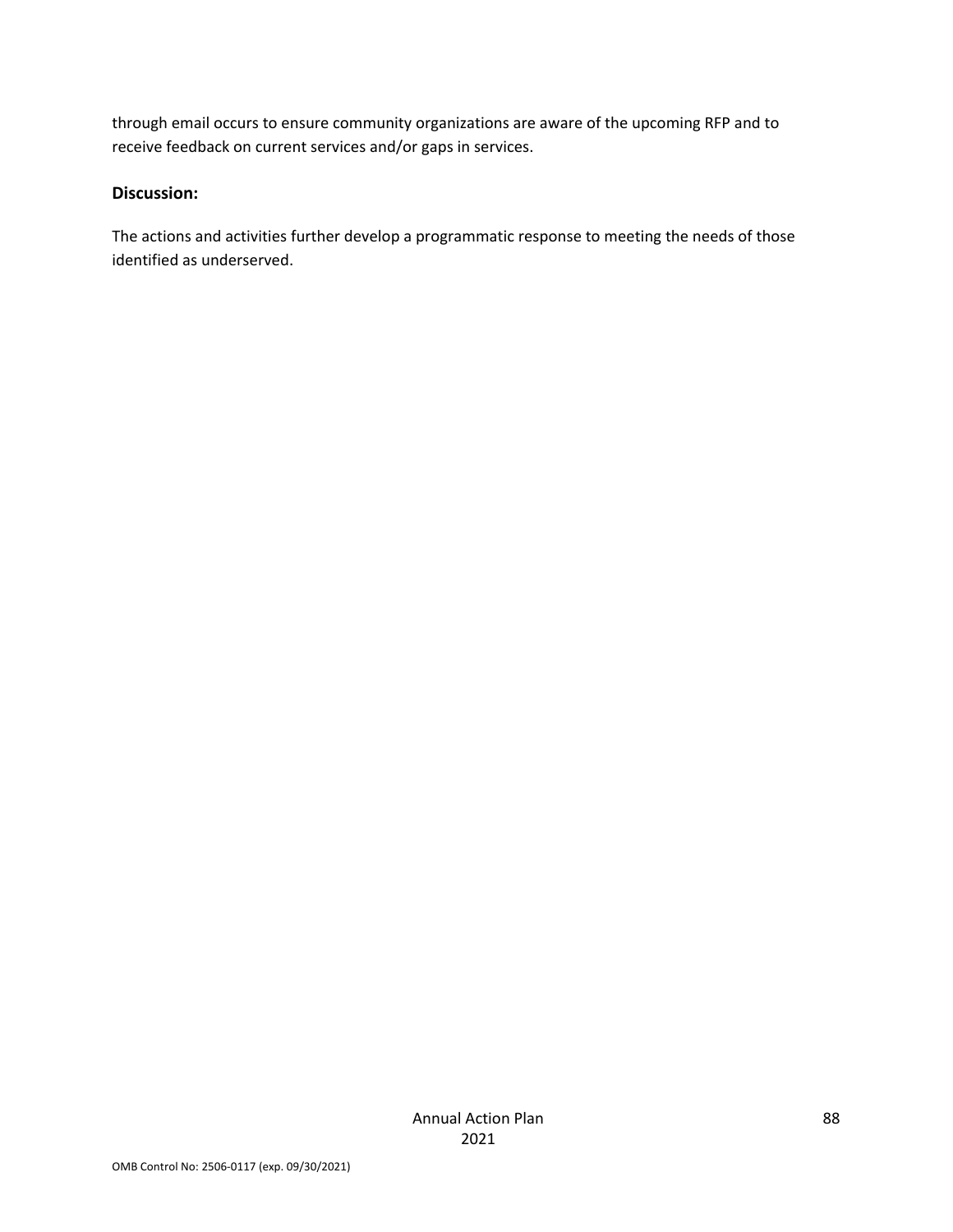through email occurs to ensure community organizations are aware of the upcoming RFP and to receive feedback on current services and/or gaps in services.

**Discussion:**

The actions and activities further develop a programmatic response to meeting the needs of those identified as underserved.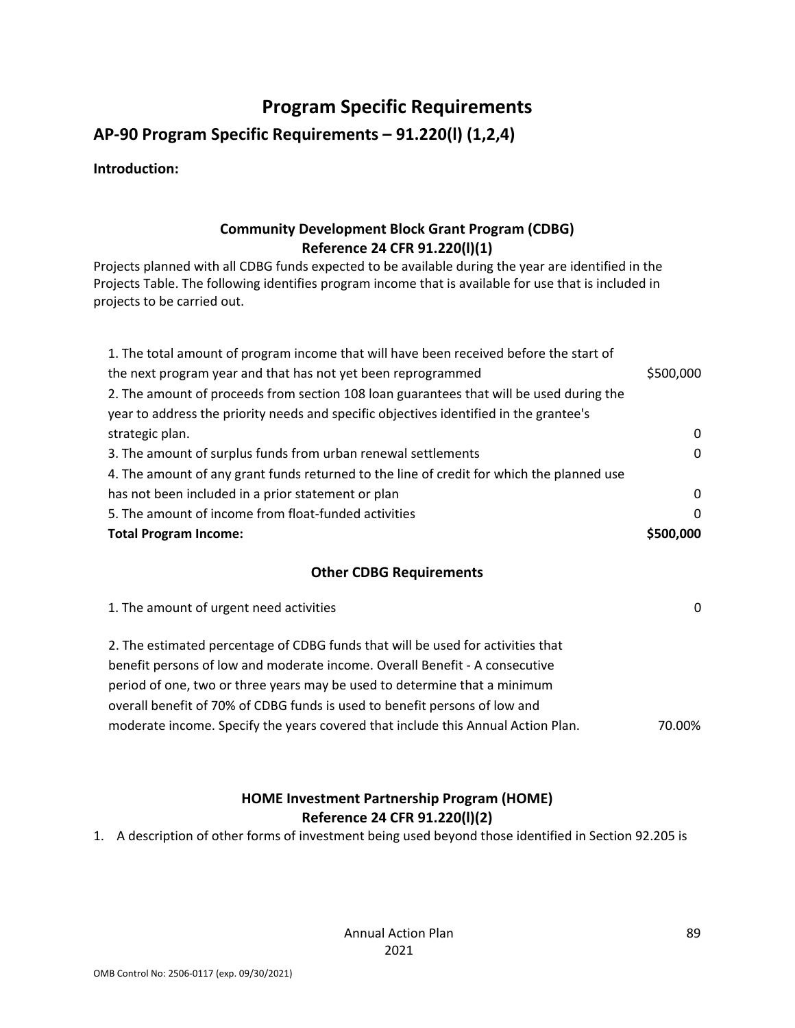# Program Specific Requirements

## AP-90 Program Specific Requirements – 91.220(l) (1,2,4)

**Introduction:**

### Community Development Block Grant Program (CDBG)
### Reference 24 CFR 91.220(l)(1)

Projects planned with all CDBG funds expected to be available during the year are identified in the Projects Table. The following identifies program income that is available for use that is included in projects to be carried out.

| | |
|---|---|
| 1. The total amount of program income that will have been received before the start of the next program year and that has not yet been reprogrammed | $500,000 |
| 2. The amount of proceeds from section 108 loan guarantees that will be used during the year to address the priority needs and specific objectives identified in the grantee's strategic plan. | 0 |
| 3. The amount of surplus funds from urban renewal settlements | 0 |
| 4. The amount of any grant funds returned to the line of credit for which the planned use has not been included in a prior statement or plan | 0 |
| 5. The amount of income from float-funded activities | 0 |
| **Total Program Income:** | **$500,000** |

### Other CDBG Requirements

| | |
|---|---|
| 1. The amount of urgent need activities | 0 |
| 2. The estimated percentage of CDBG funds that will be used for activities that benefit persons of low and moderate income. Overall Benefit - A consecutive period of one, two or three years may be used to determine that a minimum overall benefit of 70% of CDBG funds is used to benefit persons of low and moderate income. Specify the years covered that include this Annual Action Plan. | 70.00% |

### HOME Investment Partnership Program (HOME)
### Reference 24 CFR 91.220(l)(2)

1. A description of other forms of investment being used beyond those identified in Section 92.205 is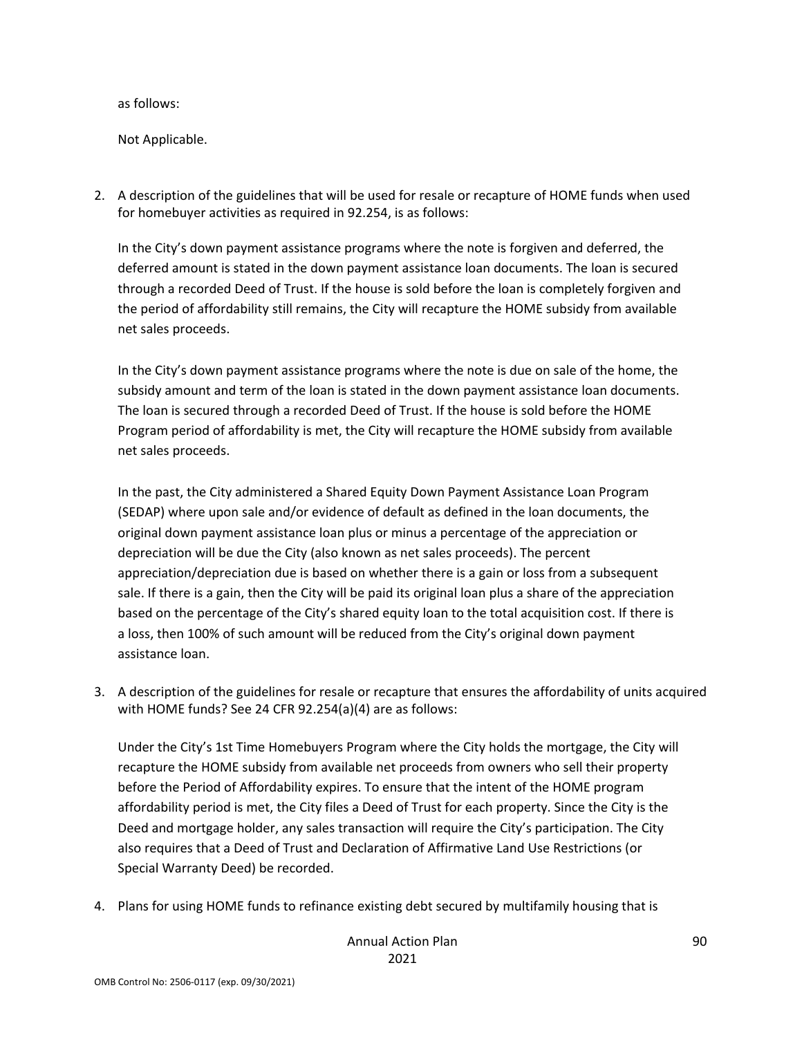as follows:

Not Applicable.

2. A description of the guidelines that will be used for resale or recapture of HOME funds when used for homebuyer activities as required in 92.254, is as follows:

   In the City's down payment assistance programs where the note is forgiven and deferred, the deferred amount is stated in the down payment assistance loan documents. The loan is secured through a recorded Deed of Trust. If the house is sold before the loan is completely forgiven and the period of affordability still remains, the City will recapture the HOME subsidy from available net sales proceeds.

   In the City's down payment assistance programs where the note is due on sale of the home, the subsidy amount and term of the loan is stated in the down payment assistance loan documents. The loan is secured through a recorded Deed of Trust. If the house is sold before the HOME Program period of affordability is met, the City will recapture the HOME subsidy from available net sales proceeds.

   In the past, the City administered a Shared Equity Down Payment Assistance Loan Program (SEDAP) where upon sale and/or evidence of default as defined in the loan documents, the original down payment assistance loan plus or minus a percentage of the appreciation or depreciation will be due the City (also known as net sales proceeds). The percent appreciation/depreciation due is based on whether there is a gain or loss from a subsequent sale. If there is a gain, then the City will be paid its original loan plus a share of the appreciation based on the percentage of the City's shared equity loan to the total acquisition cost. If there is a loss, then 100% of such amount will be reduced from the City's original down payment assistance loan.

3. A description of the guidelines for resale or recapture that ensures the affordability of units acquired with HOME funds? See 24 CFR 92.254(a)(4) are as follows:

   Under the City's 1st Time Homebuyers Program where the City holds the mortgage, the City will recapture the HOME subsidy from available net proceeds from owners who sell their property before the Period of Affordability expires. To ensure that the intent of the HOME program affordability period is met, the City files a Deed of Trust for each property. Since the City is the Deed and mortgage holder, any sales transaction will require the City's participation. The City also requires that a Deed of Trust and Declaration of Affirmative Land Use Restrictions (or Special Warranty Deed) be recorded.

4. Plans for using HOME funds to refinance existing debt secured by multifamily housing that is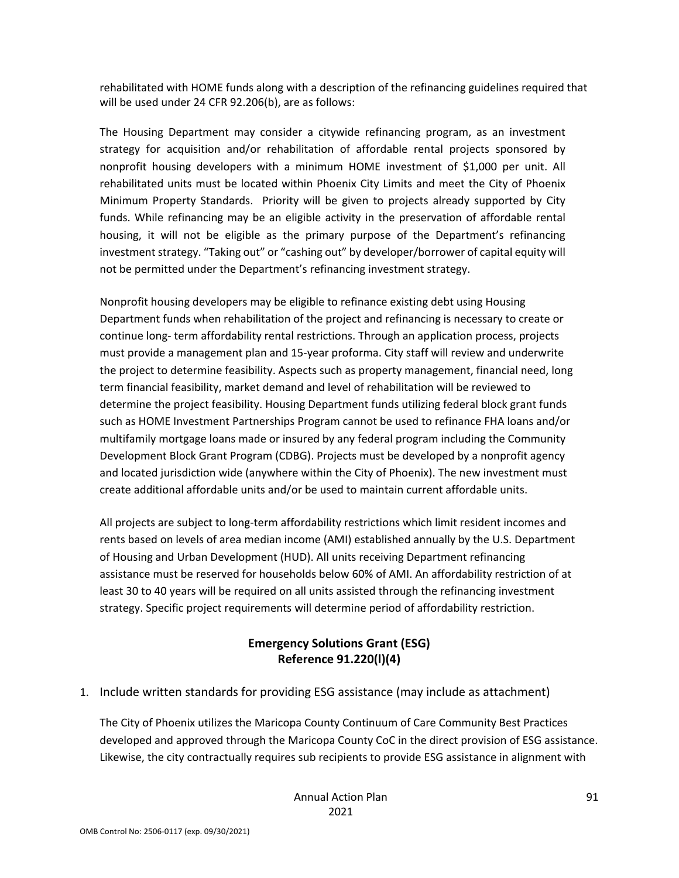rehabilitated with HOME funds along with a description of the refinancing guidelines required that will be used under 24 CFR 92.206(b), are as follows:

The Housing Department may consider a citywide refinancing program, as an investment strategy for acquisition and/or rehabilitation of affordable rental projects sponsored by nonprofit housing developers with a minimum HOME investment of $1,000 per unit. All rehabilitated units must be located within Phoenix City Limits and meet the City of Phoenix Minimum Property Standards. Priority will be given to projects already supported by City funds. While refinancing may be an eligible activity in the preservation of affordable rental housing, it will not be eligible as the primary purpose of the Department's refinancing investment strategy. "Taking out" or "cashing out" by developer/borrower of capital equity will not be permitted under the Department's refinancing investment strategy.

Nonprofit housing developers may be eligible to refinance existing debt using Housing Department funds when rehabilitation of the project and refinancing is necessary to create or continue long- term affordability rental restrictions. Through an application process, projects must provide a management plan and 15-year proforma. City staff will review and underwrite the project to determine feasibility. Aspects such as property management, financial need, long term financial feasibility, market demand and level of rehabilitation will be reviewed to determine the project feasibility. Housing Department funds utilizing federal block grant funds such as HOME Investment Partnerships Program cannot be used to refinance FHA loans and/or multifamily mortgage loans made or insured by any federal program including the Community Development Block Grant Program (CDBG). Projects must be developed by a nonprofit agency and located jurisdiction wide (anywhere within the City of Phoenix). The new investment must create additional affordable units and/or be used to maintain current affordable units.

All projects are subject to long-term affordability restrictions which limit resident incomes and rents based on levels of area median income (AMI) established annually by the U.S. Department of Housing and Urban Development (HUD). All units receiving Department refinancing assistance must be reserved for households below 60% of AMI. An affordability restriction of at least 30 to 40 years will be required on all units assisted through the refinancing investment strategy. Specific project requirements will determine period of affordability restriction.

## Emergency Solutions Grant (ESG)
## Reference 91.220(l)(4)

1. Include written standards for providing ESG assistance (may include as attachment)

The City of Phoenix utilizes the Maricopa County Continuum of Care Community Best Practices developed and approved through the Maricopa County CoC in the direct provision of ESG assistance. Likewise, the city contractually requires sub recipients to provide ESG assistance in alignment with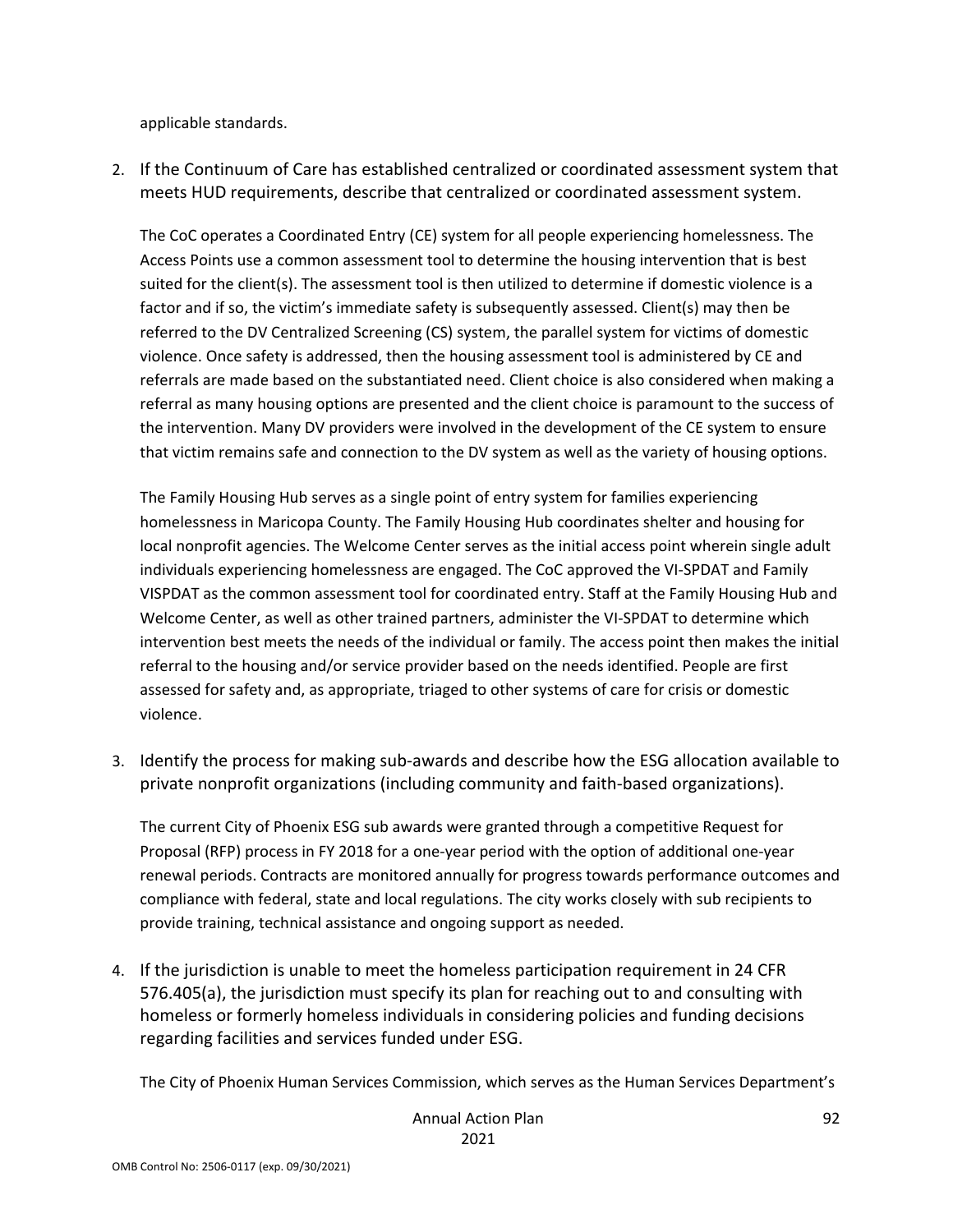applicable standards.

2. If the Continuum of Care has established centralized or coordinated assessment system that meets HUD requirements, describe that centralized or coordinated assessment system.

   The CoC operates a Coordinated Entry (CE) system for all people experiencing homelessness. The Access Points use a common assessment tool to determine the housing intervention that is best suited for the client(s). The assessment tool is then utilized to determine if domestic violence is a factor and if so, the victim's immediate safety is subsequently assessed. Client(s) may then be referred to the DV Centralized Screening (CS) system, the parallel system for victims of domestic violence. Once safety is addressed, then the housing assessment tool is administered by CE and referrals are made based on the substantiated need. Client choice is also considered when making a referral as many housing options are presented and the client choice is paramount to the success of the intervention. Many DV providers were involved in the development of the CE system to ensure that victim remains safe and connection to the DV system as well as the variety of housing options.

   The Family Housing Hub serves as a single point of entry system for families experiencing homelessness in Maricopa County. The Family Housing Hub coordinates shelter and housing for local nonprofit agencies. The Welcome Center serves as the initial access point wherein single adult individuals experiencing homelessness are engaged. The CoC approved the VI-SPDAT and Family VISPDAT as the common assessment tool for coordinated entry. Staff at the Family Housing Hub and Welcome Center, as well as other trained partners, administer the VI-SPDAT to determine which intervention best meets the needs of the individual or family. The access point then makes the initial referral to the housing and/or service provider based on the needs identified. People are first assessed for safety and, as appropriate, triaged to other systems of care for crisis or domestic violence.

3. Identify the process for making sub-awards and describe how the ESG allocation available to private nonprofit organizations (including community and faith-based organizations).

   The current City of Phoenix ESG sub awards were granted through a competitive Request for Proposal (RFP) process in FY 2018 for a one-year period with the option of additional one-year renewal periods. Contracts are monitored annually for progress towards performance outcomes and compliance with federal, state and local regulations. The city works closely with sub recipients to provide training, technical assistance and ongoing support as needed.

4. If the jurisdiction is unable to meet the homeless participation requirement in 24 CFR 576.405(a), the jurisdiction must specify its plan for reaching out to and consulting with homeless or formerly homeless individuals in considering policies and funding decisions regarding facilities and services funded under ESG.

   The City of Phoenix Human Services Commission, which serves as the Human Services Department's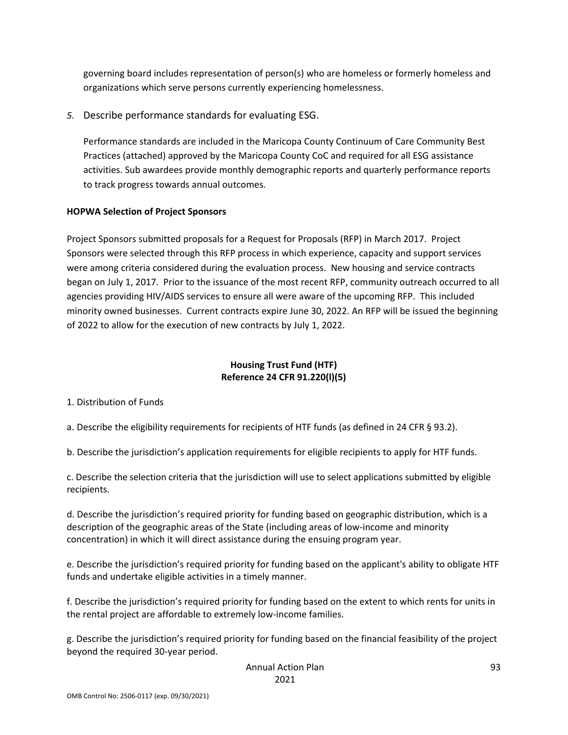governing board includes representation of person(s) who are homeless or formerly homeless and organizations which serve persons currently experiencing homelessness.

*5.* Describe performance standards for evaluating ESG.

Performance standards are included in the Maricopa County Continuum of Care Community Best Practices (attached) approved by the Maricopa County CoC and required for all ESG assistance activities. Sub awardees provide monthly demographic reports and quarterly performance reports to track progress towards annual outcomes.

**HOPWA Selection of Project Sponsors**

Project Sponsors submitted proposals for a Request for Proposals (RFP) in March 2017. Project Sponsors were selected through this RFP process in which experience, capacity and support services were among criteria considered during the evaluation process. New housing and service contracts began on July 1, 2017. Prior to the issuance of the most recent RFP, community outreach occurred to all agencies providing HIV/AIDS services to ensure all were aware of the upcoming RFP. This included minority owned businesses. Current contracts expire June 30, 2022. An RFP will be issued the beginning of 2022 to allow for the execution of new contracts by July 1, 2022.

## Housing Trust Fund (HTF)
## Reference 24 CFR 91.220(l)(5)

1. Distribution of Funds

a. Describe the eligibility requirements for recipients of HTF funds (as defined in 24 CFR § 93.2).

b. Describe the jurisdiction's application requirements for eligible recipients to apply for HTF funds.

c. Describe the selection criteria that the jurisdiction will use to select applications submitted by eligible recipients.

d. Describe the jurisdiction's required priority for funding based on geographic distribution, which is a description of the geographic areas of the State (including areas of low-income and minority concentration) in which it will direct assistance during the ensuing program year.

e. Describe the jurisdiction's required priority for funding based on the applicant's ability to obligate HTF funds and undertake eligible activities in a timely manner.

f. Describe the jurisdiction's required priority for funding based on the extent to which rents for units in the rental project are affordable to extremely low-income families.

g. Describe the jurisdiction's required priority for funding based on the financial feasibility of the project beyond the required 30-year period.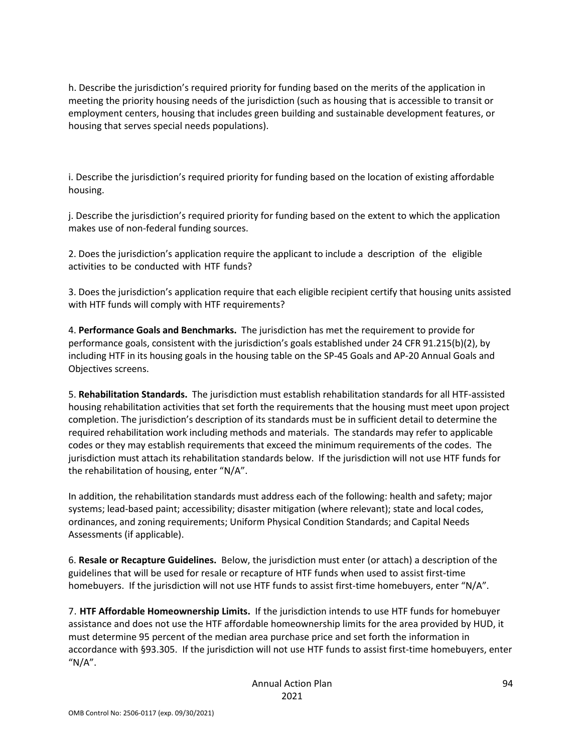h. Describe the jurisdiction's required priority for funding based on the merits of the application in meeting the priority housing needs of the jurisdiction (such as housing that is accessible to transit or employment centers, housing that includes green building and sustainable development features, or housing that serves special needs populations).

i. Describe the jurisdiction's required priority for funding based on the location of existing affordable housing.

j. Describe the jurisdiction's required priority for funding based on the extent to which the application makes use of non-federal funding sources.

2. Does the jurisdiction's application require the applicant to include a description of the eligible activities to be conducted with HTF funds?

3. Does the jurisdiction's application require that each eligible recipient certify that housing units assisted with HTF funds will comply with HTF requirements?

4. **Performance Goals and Benchmarks.** The jurisdiction has met the requirement to provide for performance goals, consistent with the jurisdiction's goals established under 24 CFR 91.215(b)(2), by including HTF in its housing goals in the housing table on the SP-45 Goals and AP-20 Annual Goals and Objectives screens.

5. **Rehabilitation Standards.** The jurisdiction must establish rehabilitation standards for all HTF-assisted housing rehabilitation activities that set forth the requirements that the housing must meet upon project completion. The jurisdiction's description of its standards must be in sufficient detail to determine the required rehabilitation work including methods and materials. The standards may refer to applicable codes or they may establish requirements that exceed the minimum requirements of the codes. The jurisdiction must attach its rehabilitation standards below. If the jurisdiction will not use HTF funds for the rehabilitation of housing, enter "N/A".

In addition, the rehabilitation standards must address each of the following: health and safety; major systems; lead-based paint; accessibility; disaster mitigation (where relevant); state and local codes, ordinances, and zoning requirements; Uniform Physical Condition Standards; and Capital Needs Assessments (if applicable).

6. **Resale or Recapture Guidelines.** Below, the jurisdiction must enter (or attach) a description of the guidelines that will be used for resale or recapture of HTF funds when used to assist first-time homebuyers. If the jurisdiction will not use HTF funds to assist first-time homebuyers, enter "N/A".

7. **HTF Affordable Homeownership Limits.** If the jurisdiction intends to use HTF funds for homebuyer assistance and does not use the HTF affordable homeownership limits for the area provided by HUD, it must determine 95 percent of the median area purchase price and set forth the information in accordance with §93.305. If the jurisdiction will not use HTF funds to assist first-time homebuyers, enter "N/A".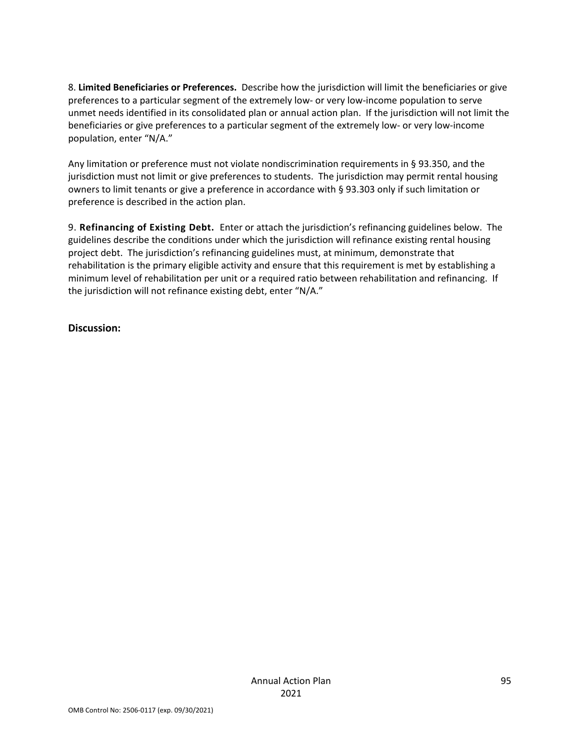8. **Limited Beneficiaries or Preferences.** Describe how the jurisdiction will limit the beneficiaries or give preferences to a particular segment of the extremely low- or very low-income population to serve unmet needs identified in its consolidated plan or annual action plan. If the jurisdiction will not limit the beneficiaries or give preferences to a particular segment of the extremely low- or very low-income population, enter "N/A."

Any limitation or preference must not violate nondiscrimination requirements in § 93.350, and the jurisdiction must not limit or give preferences to students. The jurisdiction may permit rental housing owners to limit tenants or give a preference in accordance with § 93.303 only if such limitation or preference is described in the action plan.

9. **Refinancing of Existing Debt.** Enter or attach the jurisdiction's refinancing guidelines below. The guidelines describe the conditions under which the jurisdiction will refinance existing rental housing project debt. The jurisdiction's refinancing guidelines must, at minimum, demonstrate that rehabilitation is the primary eligible activity and ensure that this requirement is met by establishing a minimum level of rehabilitation per unit or a required ratio between rehabilitation and refinancing. If the jurisdiction will not refinance existing debt, enter "N/A."

**Discussion:**